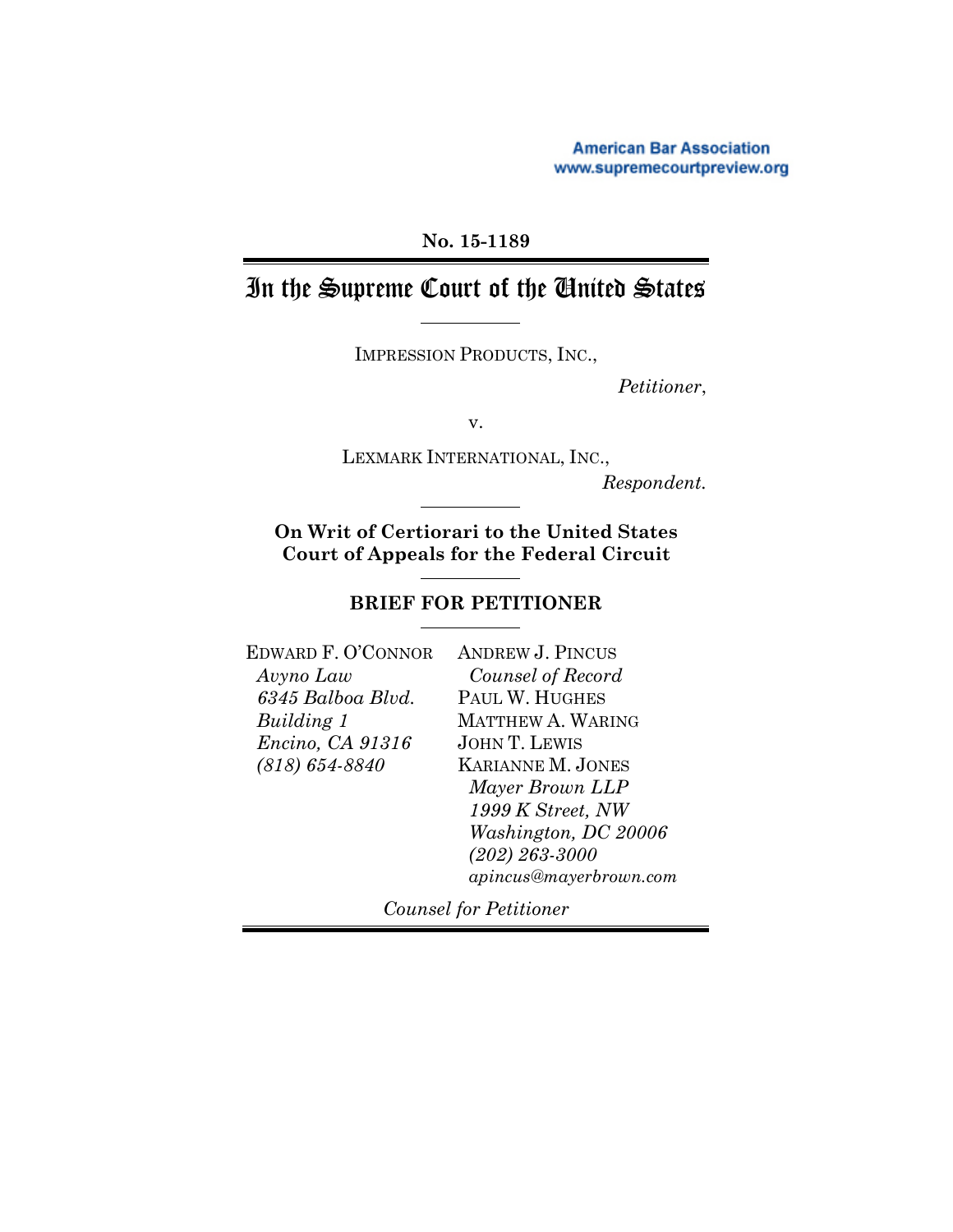American Bar Association
www.supremecourtpreview.org

**No. 15-1189**

# In the Supreme Court of the United States

IMPRESSION PRODUCTS, INC.,

*Petitioner*,

v.

LEXMARK INTERNATIONAL, INC.,

*Respondent.*

**On Writ of Certiorari to the United States Court of Appeals for the Federal Circuit**

**BRIEF FOR PETITIONER**

EDWARD F. O'CONNOR
*Avyno Law*
*6345 Balboa Blvd.*
*Building 1*
*Encino, CA 91316*
*(818) 654-8840*

ANDREW J. PINCUS
*Counsel of Record*
PAUL W. HUGHES
MATTHEW A. WARING
JOHN T. LEWIS
KARIANNE M. JONES
*Mayer Brown LLP*
*1999 K Street, NW*
*Washington, DC 20006*
*(202) 263-3000*
*apincus@mayerbrown.com*

*Counsel for Petitioner*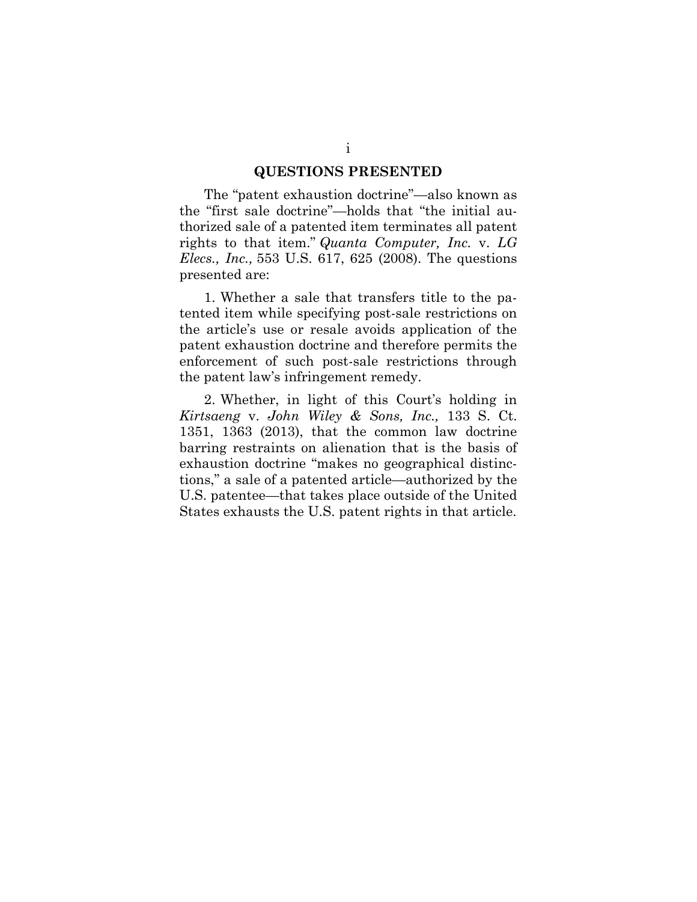## QUESTIONS PRESENTED

The "patent exhaustion doctrine"—also known as the "first sale doctrine"—holds that "the initial authorized sale of a patented item terminates all patent rights to that item." *Quanta Computer, Inc.* v. *LG Elecs., Inc.,* 553 U.S. 617, 625 (2008). The questions presented are:

1. Whether a sale that transfers title to the patented item while specifying post-sale restrictions on the article's use or resale avoids application of the patent exhaustion doctrine and therefore permits the enforcement of such post-sale restrictions through the patent law's infringement remedy.

2. Whether, in light of this Court's holding in *Kirtsaeng* v. *John Wiley & Sons, Inc.,* 133 S. Ct. 1351, 1363 (2013), that the common law doctrine barring restraints on alienation that is the basis of exhaustion doctrine "makes no geographical distinctions," a sale of a patented article—authorized by the U.S. patentee—that takes place outside of the United States exhausts the U.S. patent rights in that article.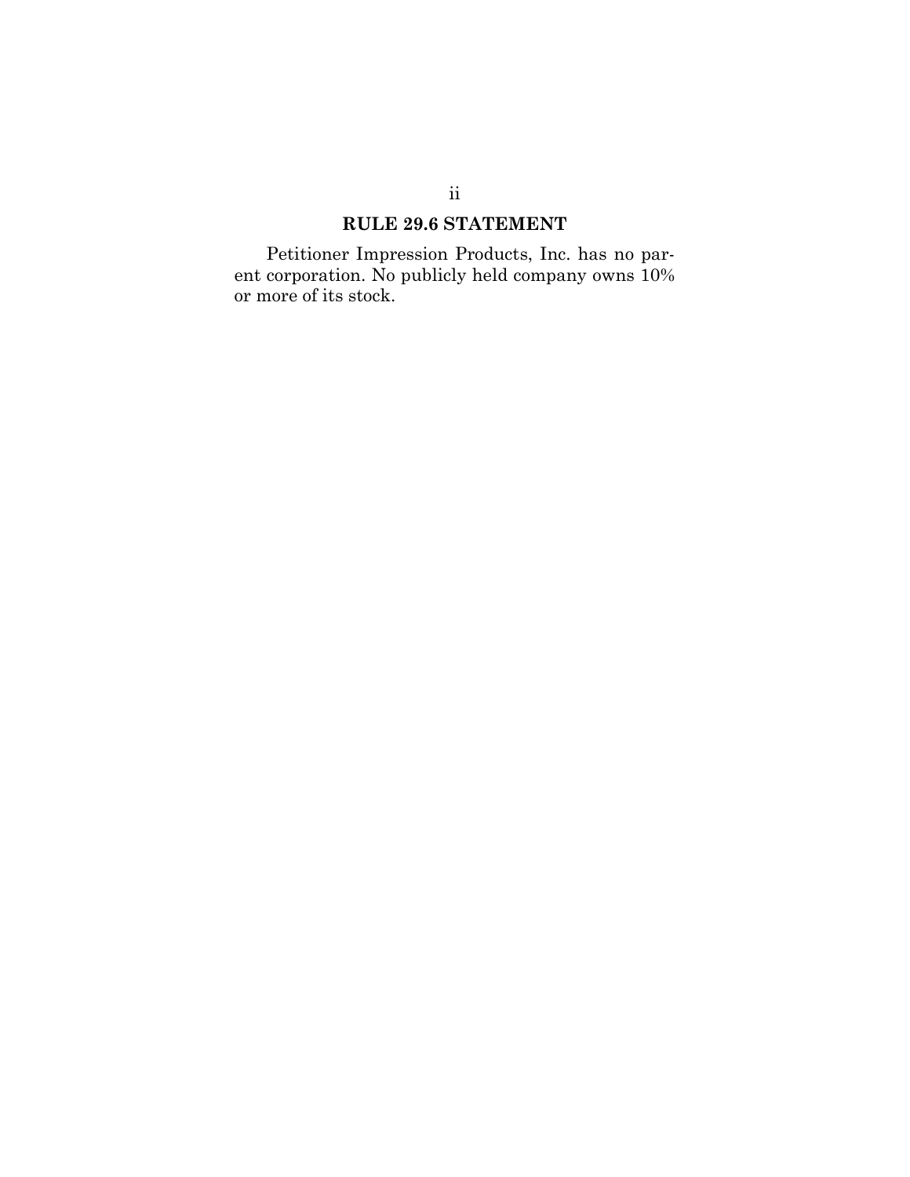## RULE 29.6 STATEMENT

Petitioner Impression Products, Inc. has no parent corporation. No publicly held company owns 10% or more of its stock.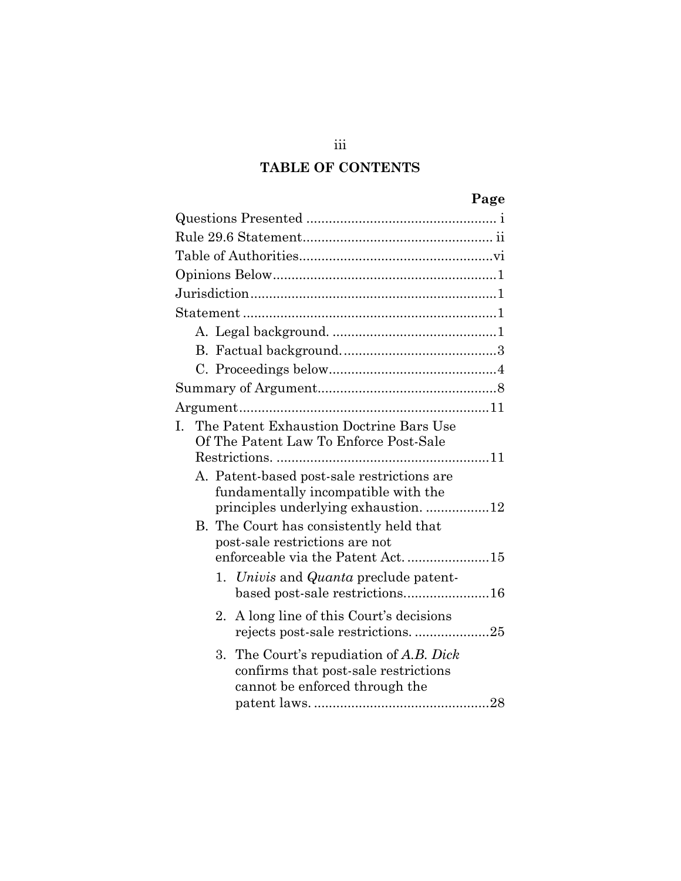## TABLE OF CONTENTS

| | Page |
|---|---|
| Questions Presented | i |
| Rule 29.6 Statement | ii |
| Table of Authorities | vi |
| Opinions Below | 1 |
| Jurisdiction | 1 |
| Statement | 1 |
| A. Legal background. | 1 |
| B. Factual background. | 3 |
| C. Proceedings below | 4 |
| Summary of Argument | 8 |
| Argument | 11 |
| I. The Patent Exhaustion Doctrine Bars Use Of The Patent Law To Enforce Post-Sale Restrictions. | 11 |
| A. Patent-based post-sale restrictions are fundamentally incompatible with the principles underlying exhaustion. | 12 |
| B. The Court has consistently held that post-sale restrictions are not enforceable via the Patent Act. | 15 |
| 1. *Univis* and *Quanta* preclude patent-based post-sale restrictions | 16 |
| 2. A long line of this Court's decisions rejects post-sale restrictions. | 25 |
| 3. The Court's repudiation of *A.B. Dick* confirms that post-sale restrictions cannot be enforced through the patent laws. | 28 |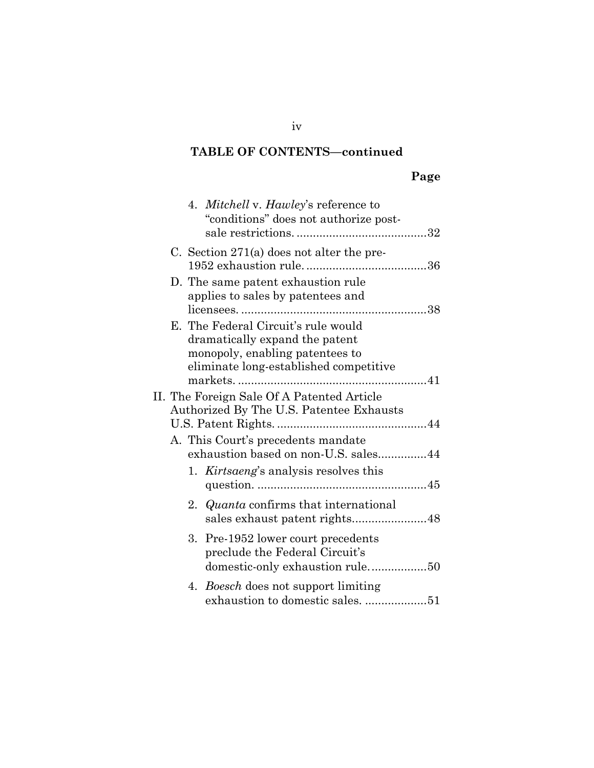**TABLE OF CONTENTS—continued**

**Page**

4. *Mitchell* v. *Hawley*'s reference to "conditions" does not authorize post-sale restrictions. ........................................32

C. Section 271(a) does not alter the pre-1952 exhaustion rule. ......................................36

D. The same patent exhaustion rule applies to sales by patentees and licensees. ..........................................................38

E. The Federal Circuit's rule would dramatically expand the patent monopoly, enabling patentees to eliminate long-established competitive markets. ..........................................................41

II. The Foreign Sale Of A Patented Article Authorized By The U.S. Patentee Exhausts U.S. Patent Rights. ..............................................44

A. This Court's precedents mandate exhaustion based on non-U.S. sales...............44

1. *Kirtsaeng*'s analysis resolves this question. ....................................................45

2. *Quanta* confirms that international sales exhaust patent rights.......................48

3. Pre-1952 lower court precedents preclude the Federal Circuit's domestic-only exhaustion rule. .................50

4. *Boesch* does not support limiting exhaustion to domestic sales. ...................51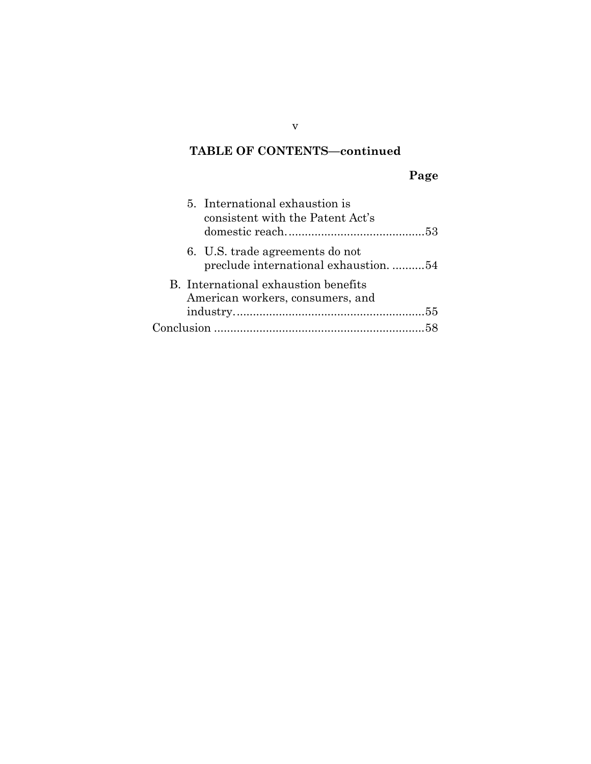## TABLE OF CONTENTS—continued

| | Page |
|---|---|
| 5. International exhaustion is consistent with the Patent Act's domestic reach. | 53 |
| 6. U.S. trade agreements do not preclude international exhaustion. | 54 |
| B. International exhaustion benefits American workers, consumers, and industry. | 55 |
| Conclusion | 58 |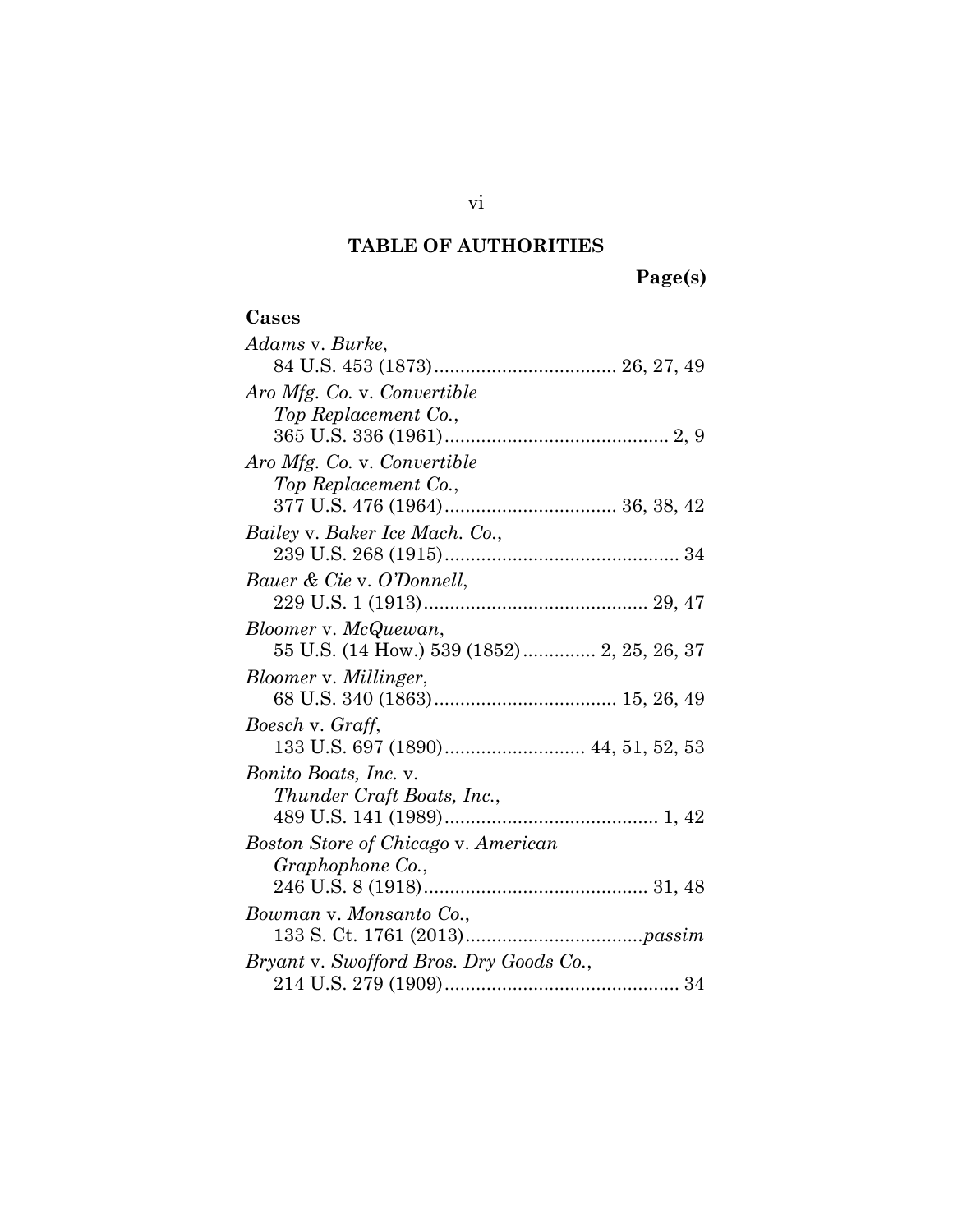# TABLE OF AUTHORITIES

**Page(s)**

### Cases

*Adams* v. *Burke*,
84 U.S. 453 (1873)................................... 26, 27, 49

*Aro Mfg. Co.* v. *Convertible Top Replacement Co.*,
365 U.S. 336 (1961)........................................... 2, 9

*Aro Mfg. Co.* v. *Convertible Top Replacement Co.*,
377 U.S. 476 (1964)................................. 36, 38, 42

*Bailey* v. *Baker Ice Mach. Co.*,
239 U.S. 268 (1915)............................................. 34

*Bauer & Cie* v. *O'Donnell*,
229 U.S. 1 (1913)........................................... 29, 47

*Bloomer* v. *McQuewan*,
55 U.S. (14 How.) 539 (1852).............. 2, 25, 26, 37

*Bloomer* v. *Millinger*,
68 U.S. 340 (1863)................................... 15, 26, 49

*Boesch* v. *Graff*,
133 U.S. 697 (1890)........................... 44, 51, 52, 53

*Bonito Boats, Inc.* v. *Thunder Craft Boats, Inc.*,
489 U.S. 141 (1989)......................................... 1, 42

*Boston Store of Chicago* v. *American Graphophone Co.*,
246 U.S. 8 (1918)........................................... 31, 48

*Bowman* v. *Monsanto Co.*,
133 S. Ct. 1761 (2013)..................................*passim*

*Bryant* v. *Swofford Bros. Dry Goods Co.*,
214 U.S. 279 (1909)............................................. 34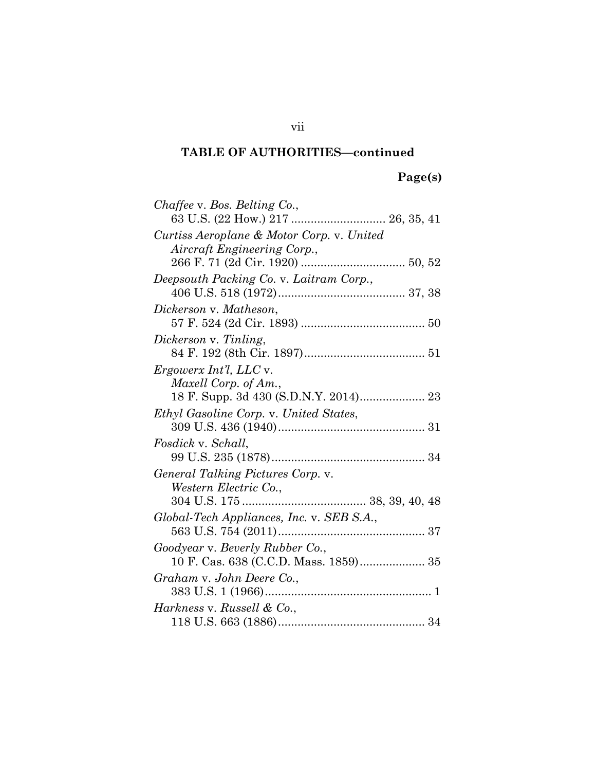## TABLE OF AUTHORITIES—continued

**Page(s)**

*Chaffee* v. *Bos. Belting Co.*,
63 U.S. (22 How.) 217 ............................ 26, 35, 41

*Curtiss Aeroplane & Motor Corp.* v. *United Aircraft Engineering Corp.*,
266 F. 71 (2d Cir. 1920) ................................ 50, 52

*Deepsouth Packing Co.* v. *Laitram Corp.*,
406 U.S. 518 (1972)....................................... 37, 38

*Dickerson* v. *Matheson*,
57 F. 524 (2d Cir. 1893) ...................................... 50

*Dickerson* v. *Tinling*,
84 F. 192 (8th Cir. 1897)..................................... 51

*Ergowerx Int'l, LLC* v. *Maxell Corp. of Am.*,
18 F. Supp. 3d 430 (S.D.N.Y. 2014).................... 23

*Ethyl Gasoline Corp.* v. *United States*,
309 U.S. 436 (1940)............................................. 31

*Fosdick* v. *Schall*,
99 U.S. 235 (1878)............................................... 34

*General Talking Pictures Corp.* v. *Western Electric Co.*,
304 U.S. 175 ...................................... 38, 39, 40, 48

*Global-Tech Appliances, Inc.* v. *SEB S.A.*,
563 U.S. 754 (2011)............................................. 37

*Goodyear* v. *Beverly Rubber Co.*,
10 F. Cas. 638 (C.C.D. Mass. 1859).................... 35

*Graham* v. *John Deere Co.*,
383 U.S. 1 (1966)................................................... 1

*Harkness* v. *Russell & Co.*,
118 U.S. 663 (1886)............................................. 34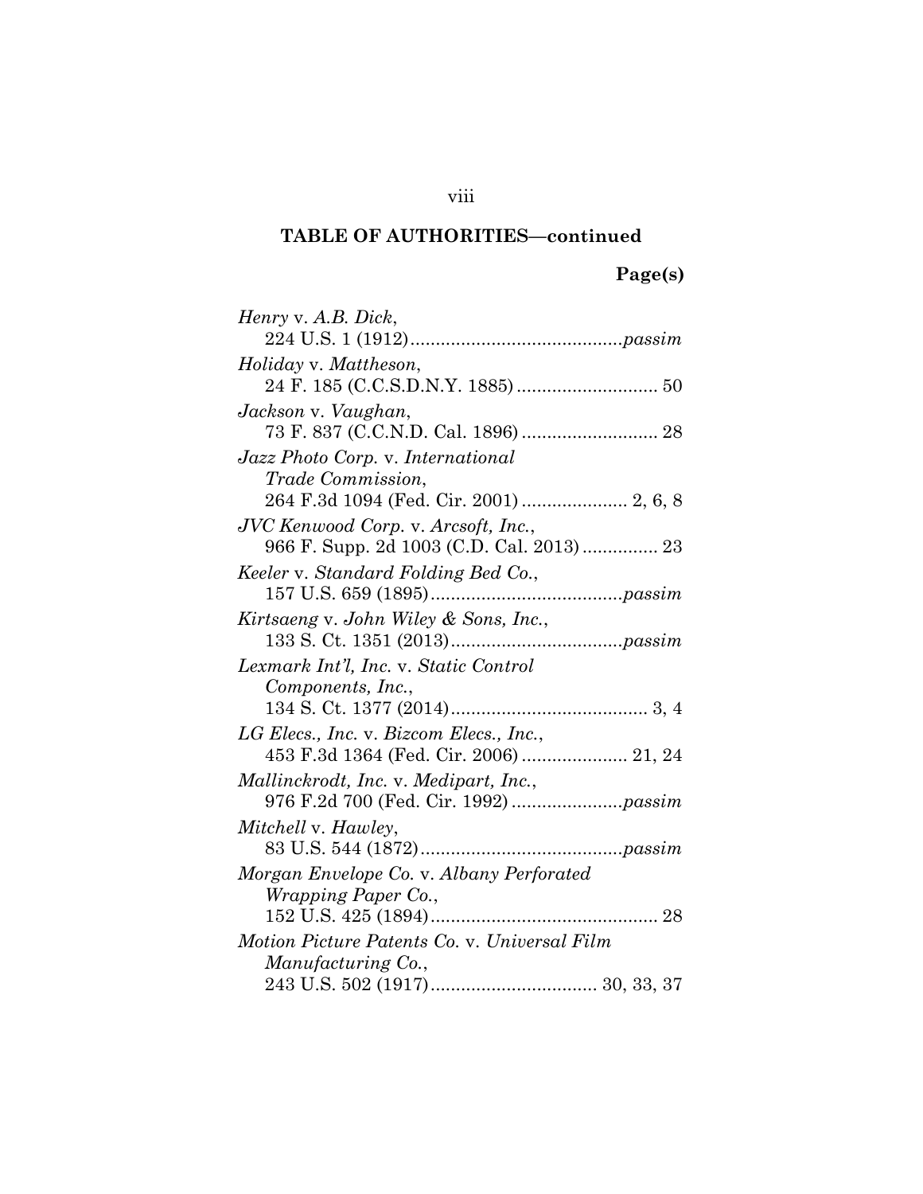## TABLE OF AUTHORITIES—continued

**Page(s)**

*Henry* v. *A.B. Dick*,
224 U.S. 1 (1912)..........................................*passim*

*Holiday* v. *Mattheson*,
24 F. 185 (C.C.S.D.N.Y. 1885)............................ 50

*Jackson* v. *Vaughan*,
73 F. 837 (C.C.N.D. Cal. 1896)........................... 28

*Jazz Photo Corp.* v. *International Trade Commission*,
264 F.3d 1094 (Fed. Cir. 2001)..................... 2, 6, 8

*JVC Kenwood Corp.* v. *Arcsoft, Inc.*,
966 F. Supp. 2d 1003 (C.D. Cal. 2013)............... 23

*Keeler* v. *Standard Folding Bed Co.*,
157 U.S. 659 (1895)......................................*passim*

*Kirtsaeng* v. *John Wiley & Sons, Inc.*,
133 S. Ct. 1351 (2013)..................................*passim*

*Lexmark Int'l, Inc.* v. *Static Control Components, Inc.*,
134 S. Ct. 1377 (2014)....................................... 3, 4

*LG Elecs., Inc.* v. *Bizcom Elecs., Inc.*,
453 F.3d 1364 (Fed. Cir. 2006)..................... 21, 24

*Mallinckrodt, Inc.* v. *Medipart, Inc.*,
976 F.2d 700 (Fed. Cir. 1992)......................*passim*

*Mitchell* v. *Hawley*,
83 U.S. 544 (1872)........................................*passim*

*Morgan Envelope Co.* v. *Albany Perforated Wrapping Paper Co.*,
152 U.S. 425 (1894)............................................. 28

*Motion Picture Patents Co.* v. *Universal Film Manufacturing Co.*,
243 U.S. 502 (1917)................................. 30, 33, 37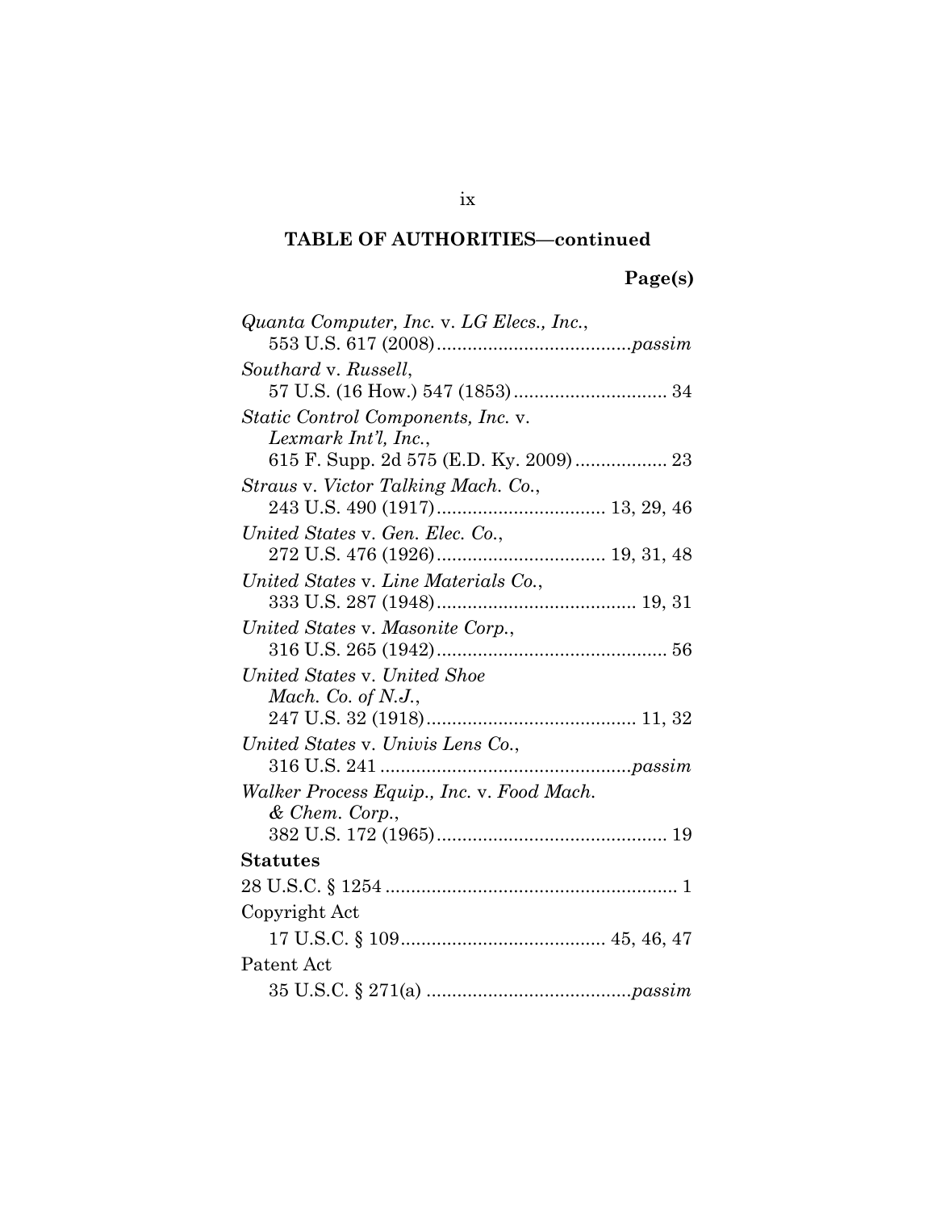## TABLE OF AUTHORITIES—continued

**Page(s)**

*Quanta Computer, Inc.* v. *LG Elecs., Inc.*,
553 U.S. 617 (2008) ..................................... *passim*

*Southard* v. *Russell*,
57 U.S. (16 How.) 547 (1853) .............................. 34

*Static Control Components, Inc.* v. *Lexmark Int'l, Inc.*,
615 F. Supp. 2d 575 (E.D. Ky. 2009) .................. 23

*Straus* v. *Victor Talking Mach. Co.*,
243 U.S. 490 (1917) ................................ 13, 29, 46

*United States* v. *Gen. Elec. Co.*,
272 U.S. 476 (1926) ................................ 19, 31, 48

*United States* v. *Line Materials Co.*,
333 U.S. 287 (1948) ...................................... 19, 31

*United States* v. *Masonite Corp.*,
316 U.S. 265 (1942) ............................................ 56

*United States* v. *United Shoe Mach. Co. of N.J.*,
247 U.S. 32 (1918) ........................................ 11, 32

*United States* v. *Univis Lens Co.*,
316 U.S. 241 ................................................ *passim*

*Walker Process Equip., Inc.* v. *Food Mach. & Chem. Corp.*,
382 U.S. 172 (1965) ............................................ 19

**Statutes**

28 U.S.C. § 1254 ........................................................ 1

Copyright Act

17 U.S.C. § 109 ....................................... 45, 46, 47

Patent Act

35 U.S.C. § 271(a) ........................................ *passim*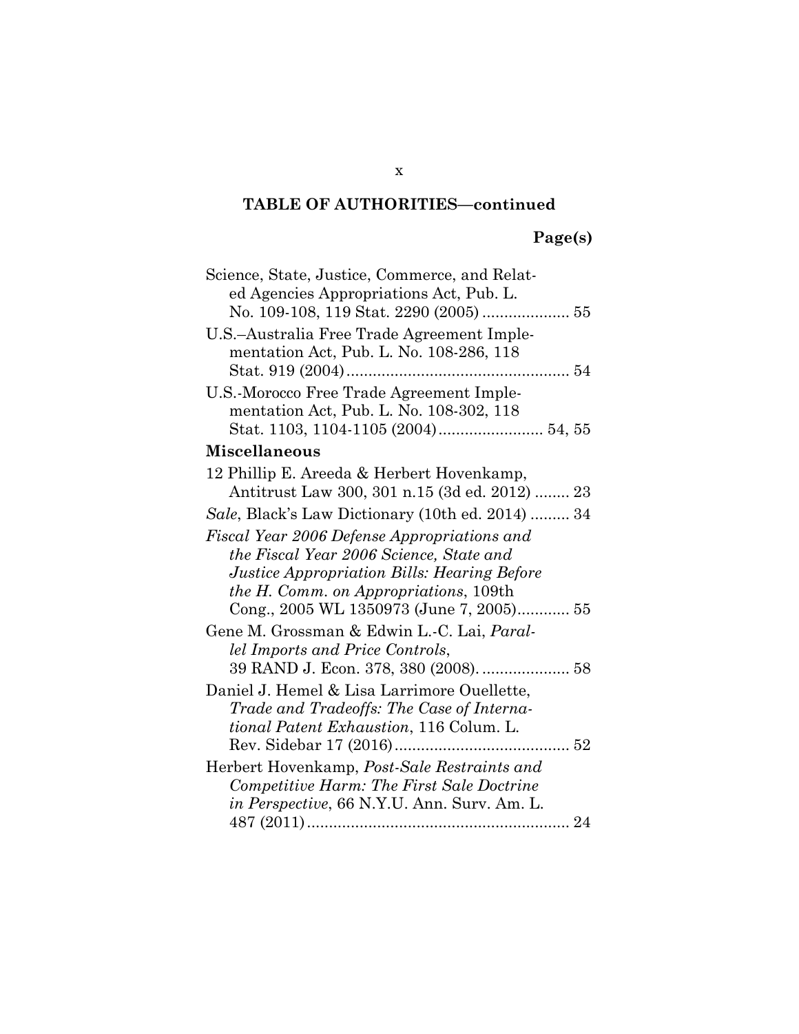**TABLE OF AUTHORITIES—continued**

**Page(s)**

Science, State, Justice, Commerce, and Related Agencies Appropriations Act, Pub. L. No. 109-108, 119 Stat. 2290 (2005) .................... 55

U.S.–Australia Free Trade Agreement Implementation Act, Pub. L. No. 108-286, 118 Stat. 919 (2004) .................................................. 54

U.S.-Morocco Free Trade Agreement Implementation Act, Pub. L. No. 108-302, 118 Stat. 1103, 1104-1105 (2004) ........................ 54, 55

**Miscellaneous**

12 Phillip E. Areeda & Herbert Hovenkamp, Antitrust Law 300, 301 n.15 (3d ed. 2012) ........ 23

*Sale*, Black's Law Dictionary (10th ed. 2014) ......... 34

*Fiscal Year 2006 Defense Appropriations and the Fiscal Year 2006 Science, State and Justice Appropriation Bills: Hearing Before the H. Comm. on Appropriations*, 109th Cong., 2005 WL 1350973 (June 7, 2005)............ 55

Gene M. Grossman & Edwin L.-C. Lai, *Parallel Imports and Price Controls*, 39 RAND J. Econ. 378, 380 (2008). .................... 58

Daniel J. Hemel & Lisa Larrimore Ouellette, *Trade and Tradeoffs: The Case of International Patent Exhaustion*, 116 Colum. L. Rev. Sidebar 17 (2016)........................................ 52

Herbert Hovenkamp, *Post-Sale Restraints and Competitive Harm: The First Sale Doctrine in Perspective*, 66 N.Y.U. Ann. Surv. Am. L. 487 (2011)............................................................ 24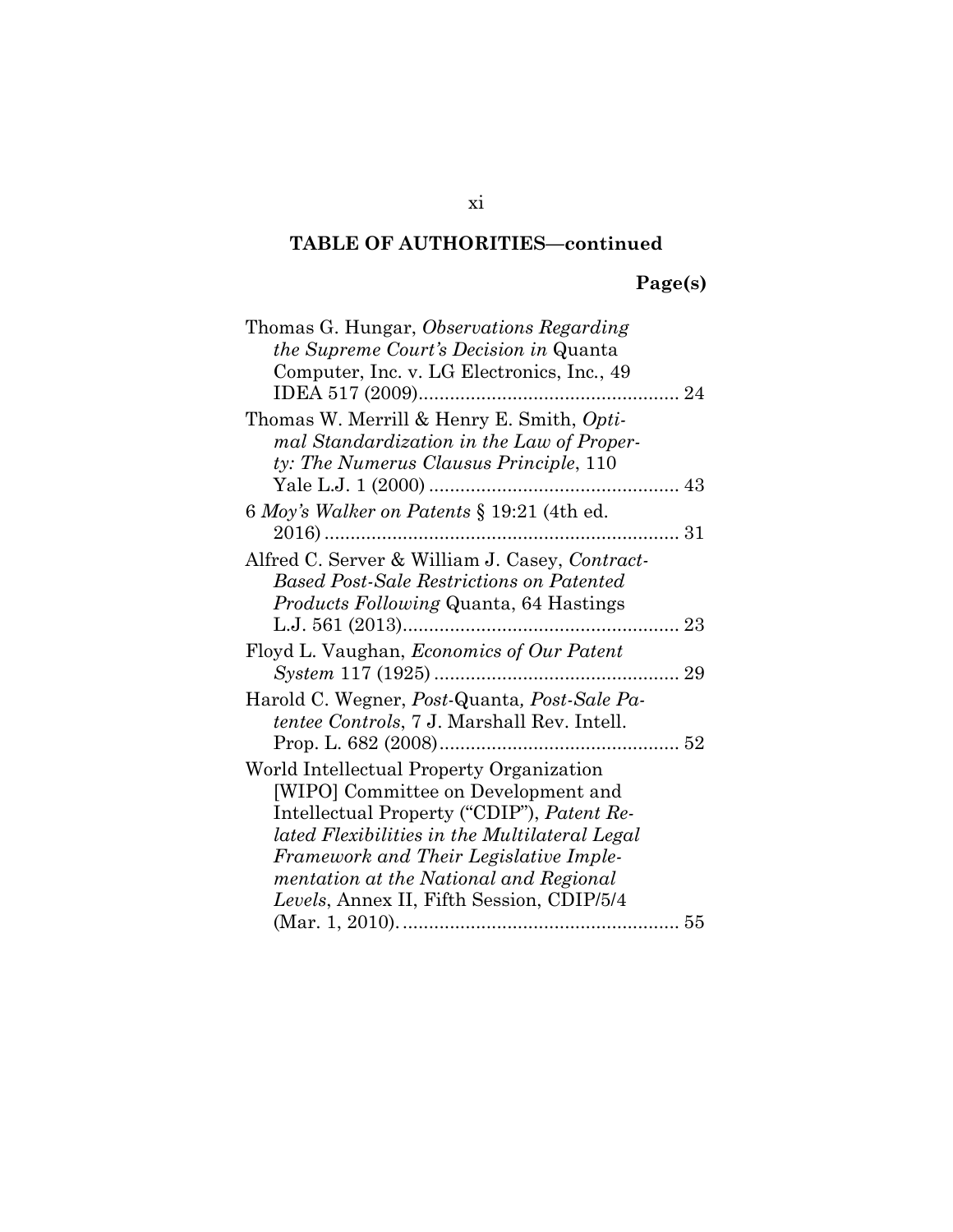**TABLE OF AUTHORITIES—continued**

**Page(s)**

Thomas G. Hungar, *Observations Regarding the Supreme Court's Decision in* Quanta Computer, Inc. v. LG Electronics, Inc., 49 IDEA 517 (2009) .................................................. 24

Thomas W. Merrill & Henry E. Smith, *Optimal Standardization in the Law of Property: The Numerus Clausus Principle*, 110 Yale L.J. 1 (2000) ................................................ 43

6 *Moy's Walker on Patents* § 19:21 (4th ed. 2016) .................................................................... 31

Alfred C. Server & William J. Casey, *Contract-Based Post-Sale Restrictions on Patented Products Following* Quanta, 64 Hastings L.J. 561 (2013) ..................................................... 23

Floyd L. Vaughan, *Economics of Our Patent System* 117 (1925) ............................................... 29

Harold C. Wegner, *Post-*Quanta*, Post-Sale Patentee Controls*, 7 J. Marshall Rev. Intell. Prop. L. 682 (2008) .............................................. 52

World Intellectual Property Organization [WIPO] Committee on Development and Intellectual Property ("CDIP"), *Patent Related Flexibilities in the Multilateral Legal Framework and Their Legislative Implementation at the National and Regional Levels*, Annex II, Fifth Session, CDIP/5/4 (Mar. 1, 2010). .................................................... 55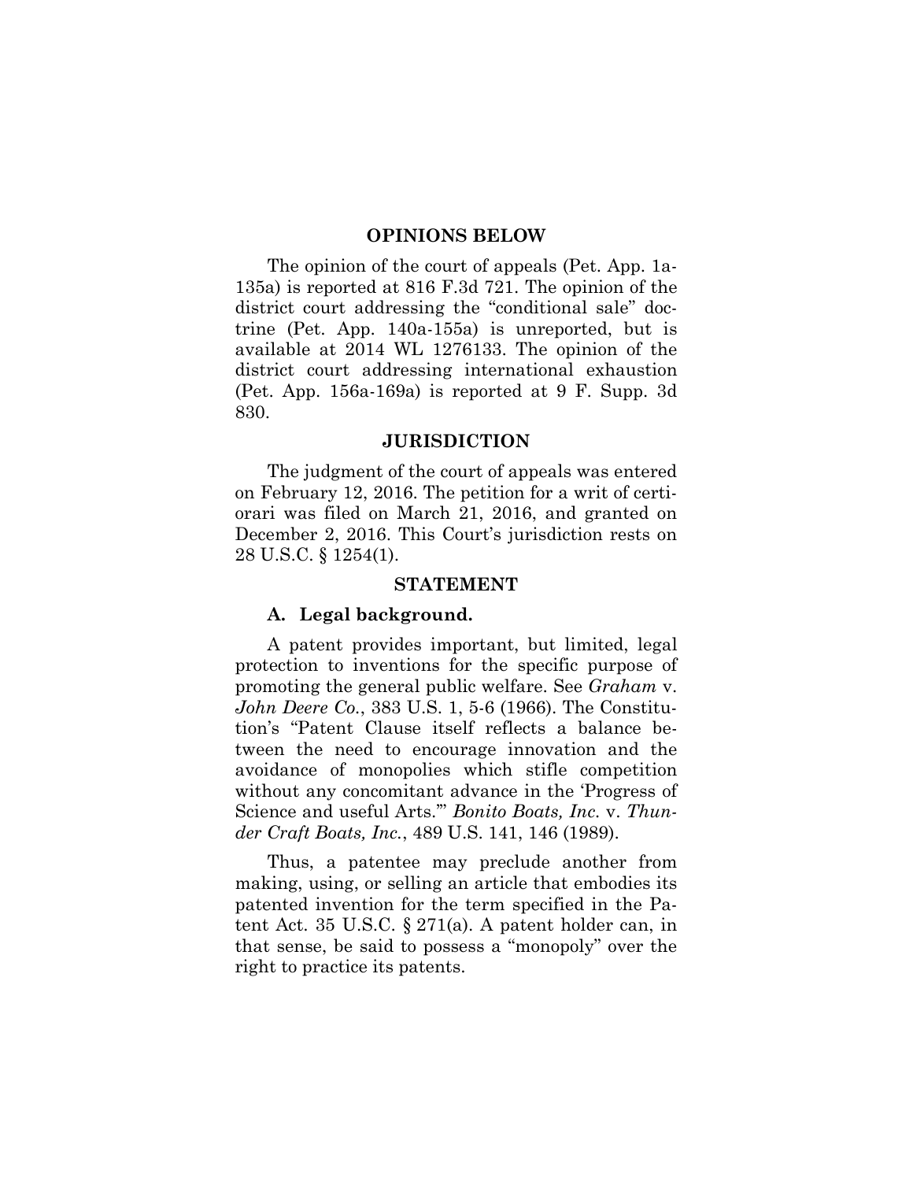## OPINIONS BELOW

The opinion of the court of appeals (Pet. App. 1a-135a) is reported at 816 F.3d 721. The opinion of the district court addressing the "conditional sale" doctrine (Pet. App. 140a-155a) is unreported, but is available at 2014 WL 1276133. The opinion of the district court addressing international exhaustion (Pet. App. 156a-169a) is reported at 9 F. Supp. 3d 830.

## JURISDICTION

The judgment of the court of appeals was entered on February 12, 2016. The petition for a writ of certiorari was filed on March 21, 2016, and granted on December 2, 2016. This Court's jurisdiction rests on 28 U.S.C. § 1254(1).

## STATEMENT

### A. Legal background.

A patent provides important, but limited, legal protection to inventions for the specific purpose of promoting the general public welfare. See *Graham* v. *John Deere Co.*, 383 U.S. 1, 5-6 (1966). The Constitution's "Patent Clause itself reflects a balance between the need to encourage innovation and the avoidance of monopolies which stifle competition without any concomitant advance in the 'Progress of Science and useful Arts.'" *Bonito Boats, Inc.* v. *Thunder Craft Boats, Inc.*, 489 U.S. 141, 146 (1989).

Thus, a patentee may preclude another from making, using, or selling an article that embodies its patented invention for the term specified in the Patent Act. 35 U.S.C. § 271(a). A patent holder can, in that sense, be said to possess a "monopoly" over the right to practice its patents.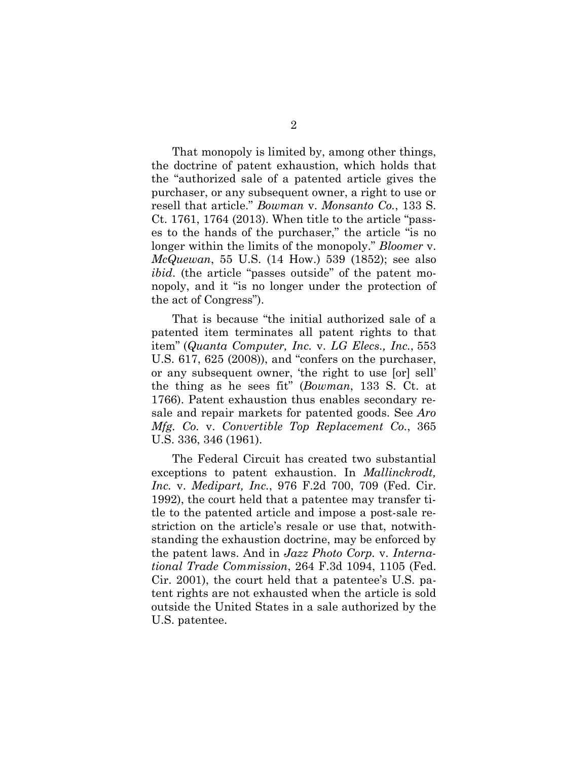That monopoly is limited by, among other things, the doctrine of patent exhaustion, which holds that the "authorized sale of a patented article gives the purchaser, or any subsequent owner, a right to use or resell that article." *Bowman* v. *Monsanto Co.*, 133 S. Ct. 1761, 1764 (2013). When title to the article "passes to the hands of the purchaser," the article "is no longer within the limits of the monopoly." *Bloomer* v. *McQuewan*, 55 U.S. (14 How.) 539 (1852); see also *ibid*. (the article "passes outside" of the patent monopoly, and it "is no longer under the protection of the act of Congress").

That is because "the initial authorized sale of a patented item terminates all patent rights to that item" (*Quanta Computer, Inc.* v. *LG Elecs., Inc.*, 553 U.S. 617, 625 (2008)), and "confers on the purchaser, or any subsequent owner, 'the right to use [or] sell' the thing as he sees fit" (*Bowman*, 133 S. Ct. at 1766). Patent exhaustion thus enables secondary resale and repair markets for patented goods. See *Aro Mfg. Co.* v. *Convertible Top Replacement Co.*, 365 U.S. 336, 346 (1961).

The Federal Circuit has created two substantial exceptions to patent exhaustion. In *Mallinckrodt, Inc.* v. *Medipart, Inc.*, 976 F.2d 700, 709 (Fed. Cir. 1992), the court held that a patentee may transfer title to the patented article and impose a post-sale restriction on the article's resale or use that, notwithstanding the exhaustion doctrine, may be enforced by the patent laws. And in *Jazz Photo Corp.* v. *International Trade Commission*, 264 F.3d 1094, 1105 (Fed. Cir. 2001), the court held that a patentee's U.S. patent rights are not exhausted when the article is sold outside the United States in a sale authorized by the U.S. patentee.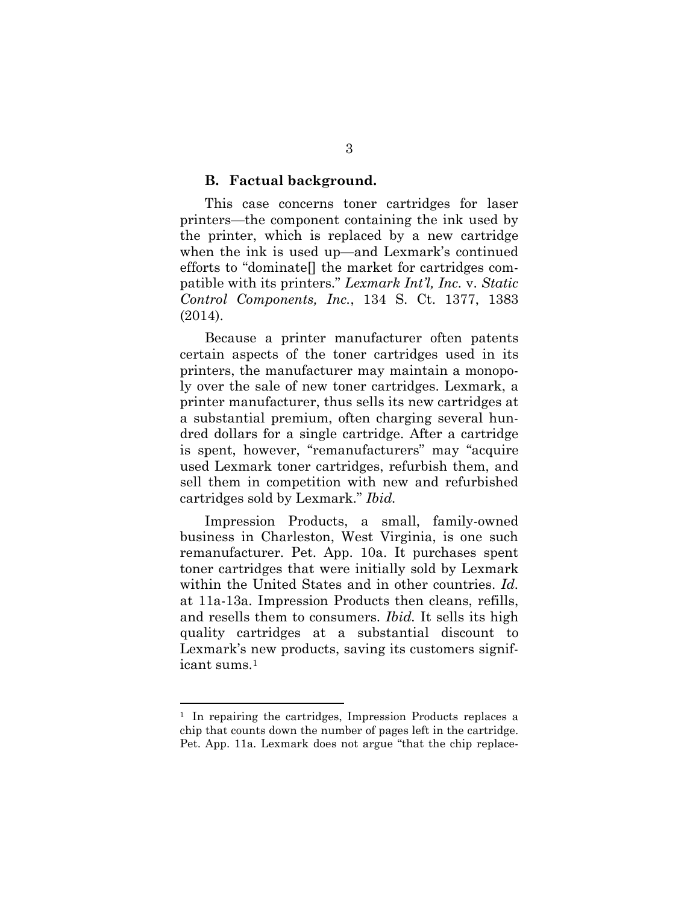### B. Factual background.

This case concerns toner cartridges for laser printers—the component containing the ink used by the printer, which is replaced by a new cartridge when the ink is used up—and Lexmark's continued efforts to "dominate[] the market for cartridges compatible with its printers." *Lexmark Int'l, Inc.* v. *Static Control Components, Inc.*, 134 S. Ct. 1377, 1383 (2014).

Because a printer manufacturer often patents certain aspects of the toner cartridges used in its printers, the manufacturer may maintain a monopoly over the sale of new toner cartridges. Lexmark, a printer manufacturer, thus sells its new cartridges at a substantial premium, often charging several hundred dollars for a single cartridge. After a cartridge is spent, however, "remanufacturers" may "acquire used Lexmark toner cartridges, refurbish them, and sell them in competition with new and refurbished cartridges sold by Lexmark." *Ibid.*

Impression Products, a small, family-owned business in Charleston, West Virginia, is one such remanufacturer. Pet. App. 10a. It purchases spent toner cartridges that were initially sold by Lexmark within the United States and in other countries. *Id.* at 11a-13a. Impression Products then cleans, refills, and resells them to consumers. *Ibid.* It sells its high quality cartridges at a substantial discount to Lexmark's new products, saving its customers significant sums.[1]

---

[1] In repairing the cartridges, Impression Products replaces a chip that counts down the number of pages left in the cartridge. Pet. App. 11a. Lexmark does not argue "that the chip replace-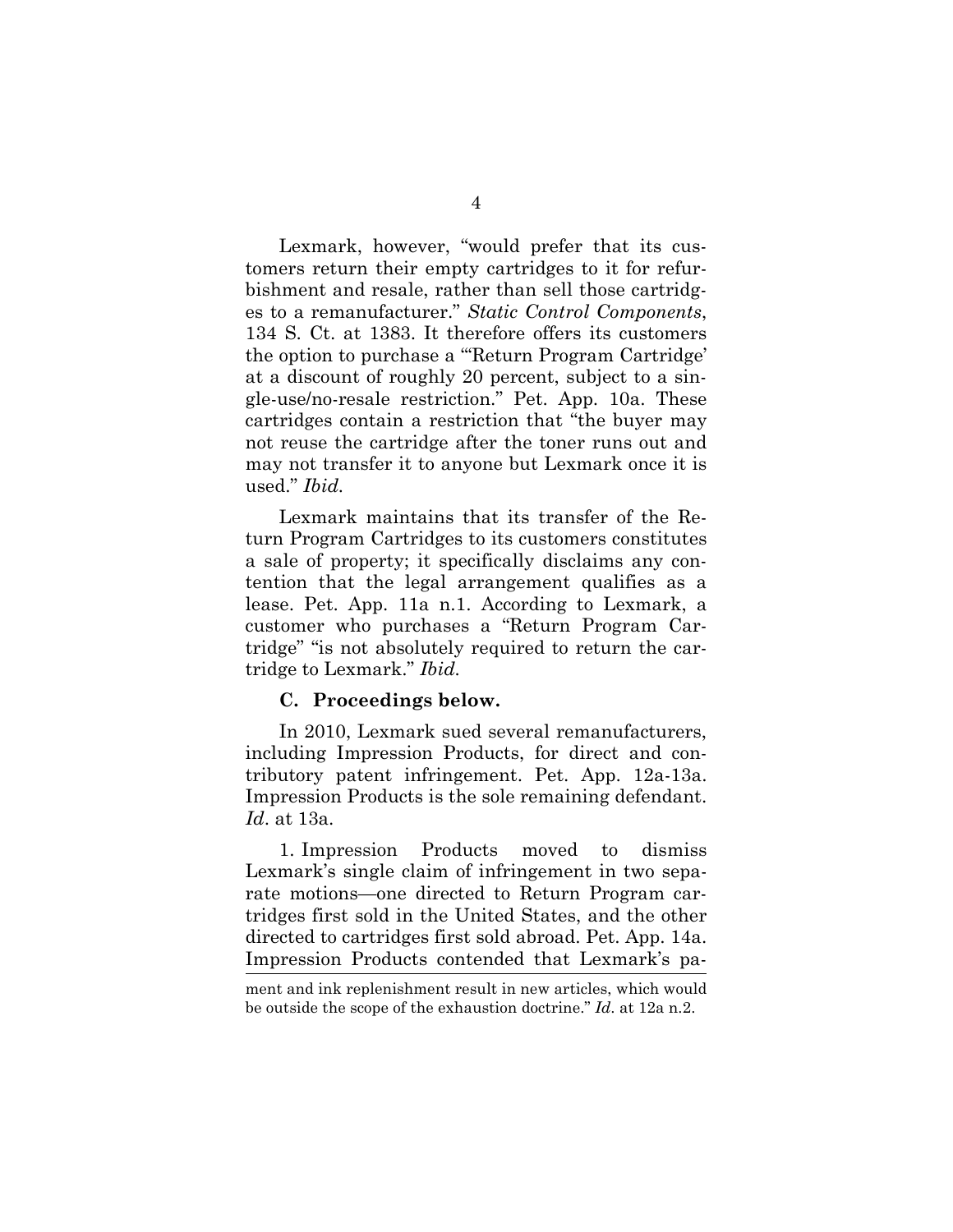Lexmark, however, "would prefer that its customers return their empty cartridges to it for refurbishment and resale, rather than sell those cartridges to a remanufacturer." *Static Control Components*, 134 S. Ct. at 1383. It therefore offers its customers the option to purchase a "'Return Program Cartridge' at a discount of roughly 20 percent, subject to a single-use/no-resale restriction." Pet. App. 10a. These cartridges contain a restriction that "the buyer may not reuse the cartridge after the toner runs out and may not transfer it to anyone but Lexmark once it is used." *Ibid.*

Lexmark maintains that its transfer of the Return Program Cartridges to its customers constitutes a sale of property; it specifically disclaims any contention that the legal arrangement qualifies as a lease. Pet. App. 11a n.1. According to Lexmark, a customer who purchases a "Return Program Cartridge" "is not absolutely required to return the cartridge to Lexmark." *Ibid.*

### C. Proceedings below.

In 2010, Lexmark sued several remanufacturers, including Impression Products, for direct and contributory patent infringement. Pet. App. 12a-13a. Impression Products is the sole remaining defendant. *Id*. at 13a.

1. Impression Products moved to dismiss Lexmark's single claim of infringement in two separate motions—one directed to Return Program cartridges first sold in the United States, and the other directed to cartridges first sold abroad. Pet. App. 14a. Impression Products contended that Lexmark's pa-

ment and ink replenishment result in new articles, which would be outside the scope of the exhaustion doctrine." *Id*. at 12a n.2.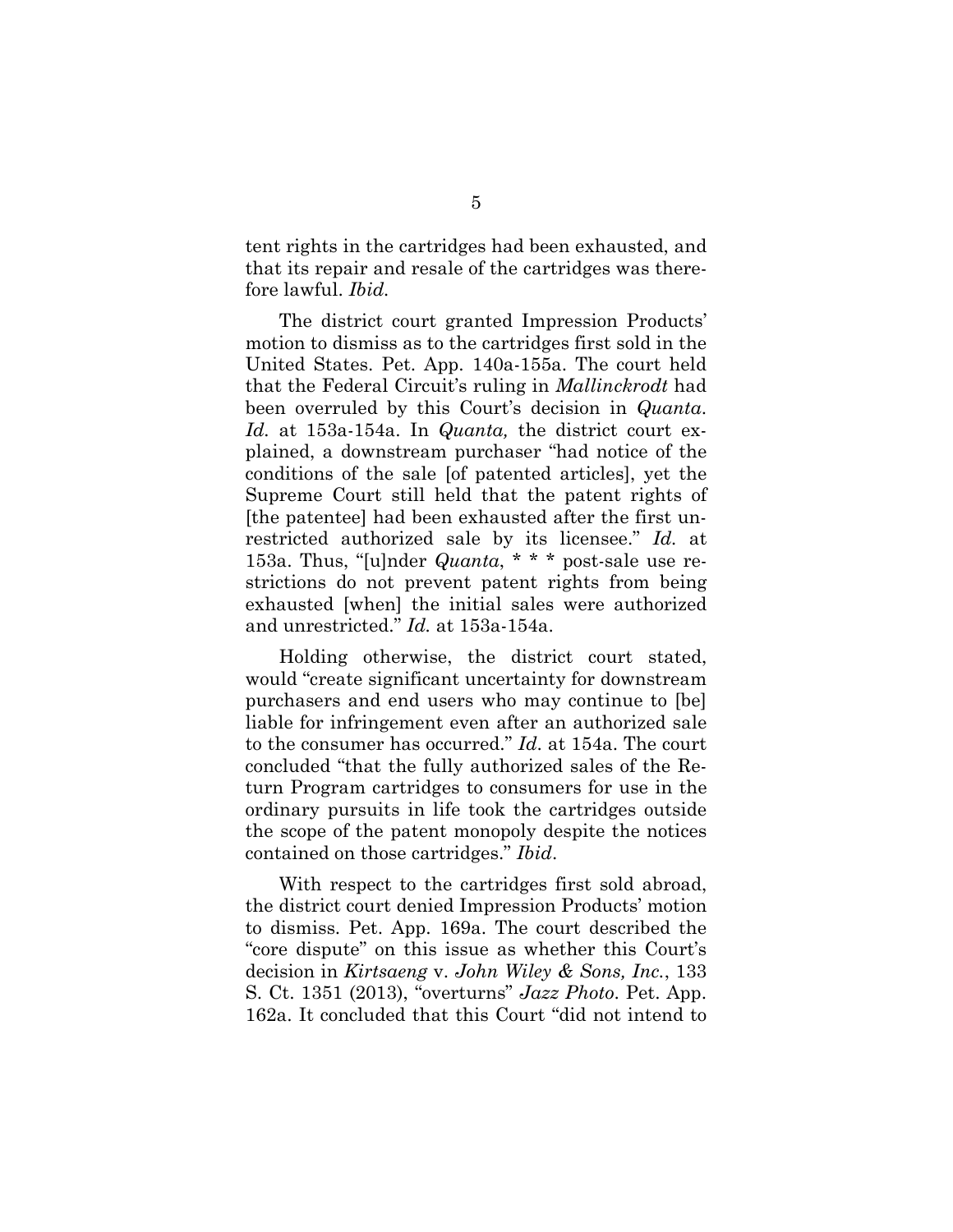tent rights in the cartridges had been exhausted, and that its repair and resale of the cartridges was therefore lawful. *Ibid.*

The district court granted Impression Products' motion to dismiss as to the cartridges first sold in the United States. Pet. App. 140a-155a. The court held that the Federal Circuit's ruling in *Mallinckrodt* had been overruled by this Court's decision in *Quanta*. *Id.* at 153a-154a. In *Quanta,* the district court explained, a downstream purchaser "had notice of the conditions of the sale [of patented articles], yet the Supreme Court still held that the patent rights of [the patentee] had been exhausted after the first unrestricted authorized sale by its licensee." *Id.* at 153a. Thus, "[u]nder *Quanta*, * * * post-sale use restrictions do not prevent patent rights from being exhausted [when] the initial sales were authorized and unrestricted." *Id.* at 153a-154a.

Holding otherwise, the district court stated, would "create significant uncertainty for downstream purchasers and end users who may continue to [be] liable for infringement even after an authorized sale to the consumer has occurred." *Id*. at 154a. The court concluded "that the fully authorized sales of the Return Program cartridges to consumers for use in the ordinary pursuits in life took the cartridges outside the scope of the patent monopoly despite the notices contained on those cartridges." *Ibid*.

With respect to the cartridges first sold abroad, the district court denied Impression Products' motion to dismiss. Pet. App. 169a. The court described the "core dispute" on this issue as whether this Court's decision in *Kirtsaeng* v. *John Wiley & Sons, Inc.*, 133 S. Ct. 1351 (2013), "overturns" *Jazz Photo*. Pet. App. 162a. It concluded that this Court "did not intend to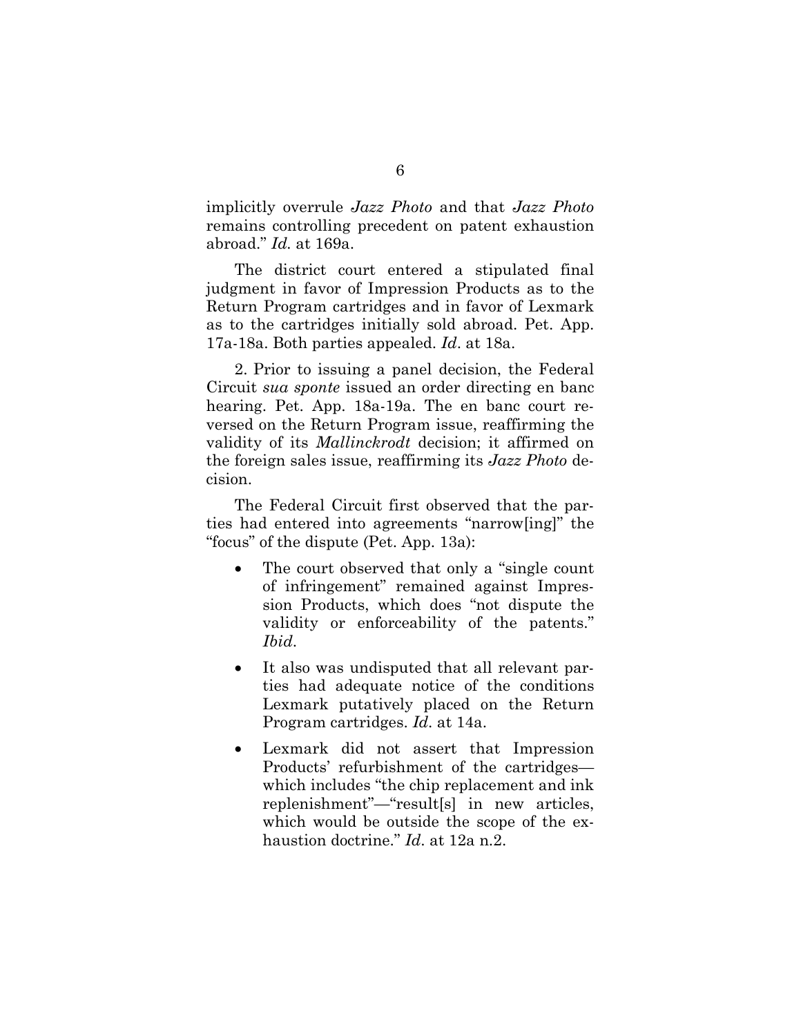implicitly overrule *Jazz Photo* and that *Jazz Photo* remains controlling precedent on patent exhaustion abroad." *Id.* at 169a.

The district court entered a stipulated final judgment in favor of Impression Products as to the Return Program cartridges and in favor of Lexmark as to the cartridges initially sold abroad. Pet. App. 17a-18a. Both parties appealed. *Id*. at 18a.

2. Prior to issuing a panel decision, the Federal Circuit *sua sponte* issued an order directing en banc hearing. Pet. App. 18a-19a. The en banc court reversed on the Return Program issue, reaffirming the validity of its *Mallinckrodt* decision; it affirmed on the foreign sales issue, reaffirming its *Jazz Photo* decision.

The Federal Circuit first observed that the parties had entered into agreements "narrow[ing]" the "focus" of the dispute (Pet. App. 13a):

- The court observed that only a "single count of infringement" remained against Impression Products, which does "not dispute the validity or enforceability of the patents." *Ibid*.
- It also was undisputed that all relevant parties had adequate notice of the conditions Lexmark putatively placed on the Return Program cartridges. *Id*. at 14a.
- Lexmark did not assert that Impression Products' refurbishment of the cartridges—which includes "the chip replacement and ink replenishment"—"result[s] in new articles, which would be outside the scope of the exhaustion doctrine." *Id*. at 12a n.2.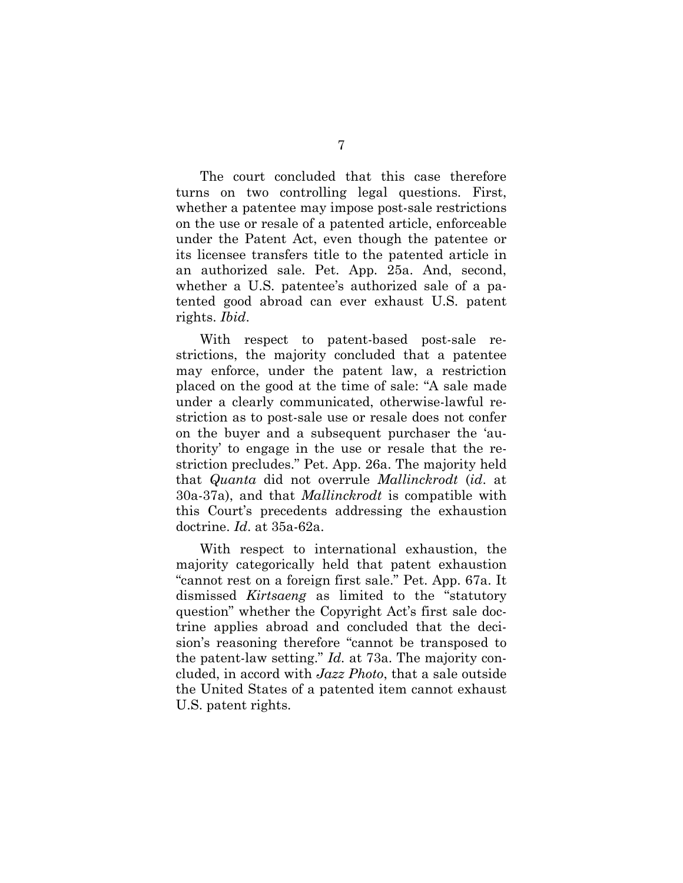The court concluded that this case therefore turns on two controlling legal questions. First, whether a patentee may impose post-sale restrictions on the use or resale of a patented article, enforceable under the Patent Act, even though the patentee or its licensee transfers title to the patented article in an authorized sale. Pet. App. 25a. And, second, whether a U.S. patentee's authorized sale of a patented good abroad can ever exhaust U.S. patent rights. *Ibid*.

With respect to patent-based post-sale restrictions, the majority concluded that a patentee may enforce, under the patent law, a restriction placed on the good at the time of sale: "A sale made under a clearly communicated, otherwise-lawful restriction as to post-sale use or resale does not confer on the buyer and a subsequent purchaser the 'authority' to engage in the use or resale that the restriction precludes." Pet. App. 26a. The majority held that *Quanta* did not overrule *Mallinckrodt* (*id*. at 30a-37a), and that *Mallinckrodt* is compatible with this Court's precedents addressing the exhaustion doctrine. *Id*. at 35a-62a.

With respect to international exhaustion, the majority categorically held that patent exhaustion "cannot rest on a foreign first sale." Pet. App. 67a. It dismissed *Kirtsaeng* as limited to the "statutory question" whether the Copyright Act's first sale doctrine applies abroad and concluded that the decision's reasoning therefore "cannot be transposed to the patent-law setting." *Id.* at 73a. The majority concluded, in accord with *Jazz Photo*, that a sale outside the United States of a patented item cannot exhaust U.S. patent rights.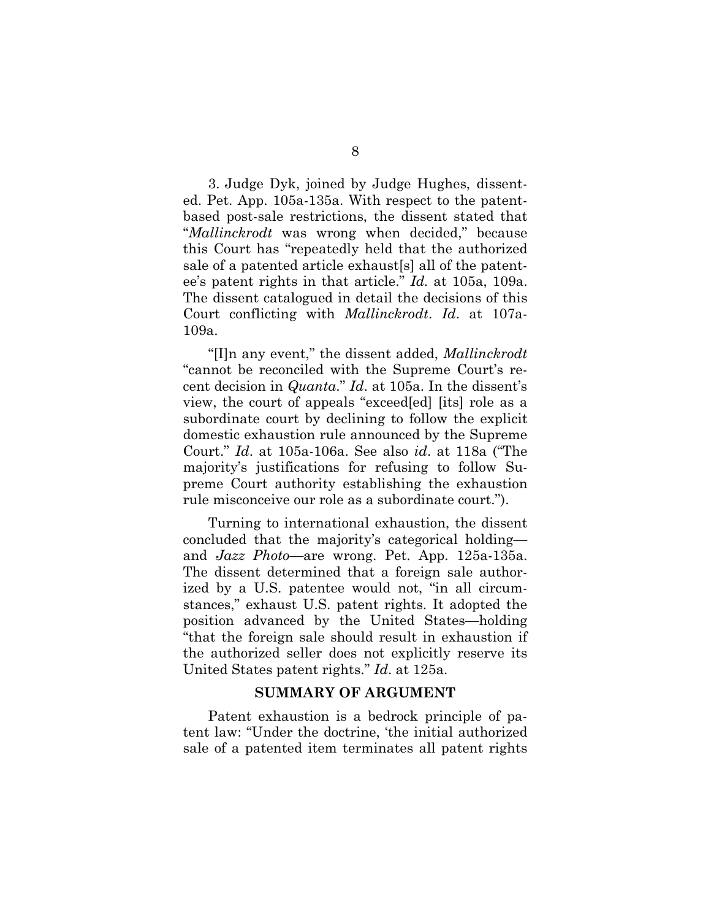3. Judge Dyk, joined by Judge Hughes, dissented. Pet. App. 105a-135a. With respect to the patent-based post-sale restrictions, the dissent stated that "*Mallinckrodt* was wrong when decided," because this Court has "repeatedly held that the authorized sale of a patented article exhaust[s] all of the patentee's patent rights in that article." *Id.* at 105a, 109a. The dissent catalogued in detail the decisions of this Court conflicting with *Mallinckrodt*. *Id*. at 107a-109a.

"[I]n any event," the dissent added, *Mallinckrodt* "cannot be reconciled with the Supreme Court's recent decision in *Quanta*." *Id*. at 105a. In the dissent's view, the court of appeals "exceed[ed] [its] role as a subordinate court by declining to follow the explicit domestic exhaustion rule announced by the Supreme Court." *Id*. at 105a-106a. See also *id*. at 118a ("The majority's justifications for refusing to follow Supreme Court authority establishing the exhaustion rule misconceive our role as a subordinate court.").

Turning to international exhaustion, the dissent concluded that the majority's categorical holding—and *Jazz Photo*—are wrong. Pet. App. 125a-135a. The dissent determined that a foreign sale authorized by a U.S. patentee would not, "in all circumstances," exhaust U.S. patent rights. It adopted the position advanced by the United States—holding "that the foreign sale should result in exhaustion if the authorized seller does not explicitly reserve its United States patent rights." *Id*. at 125a.

## SUMMARY OF ARGUMENT

Patent exhaustion is a bedrock principle of patent law: "Under the doctrine, 'the initial authorized sale of a patented item terminates all patent rights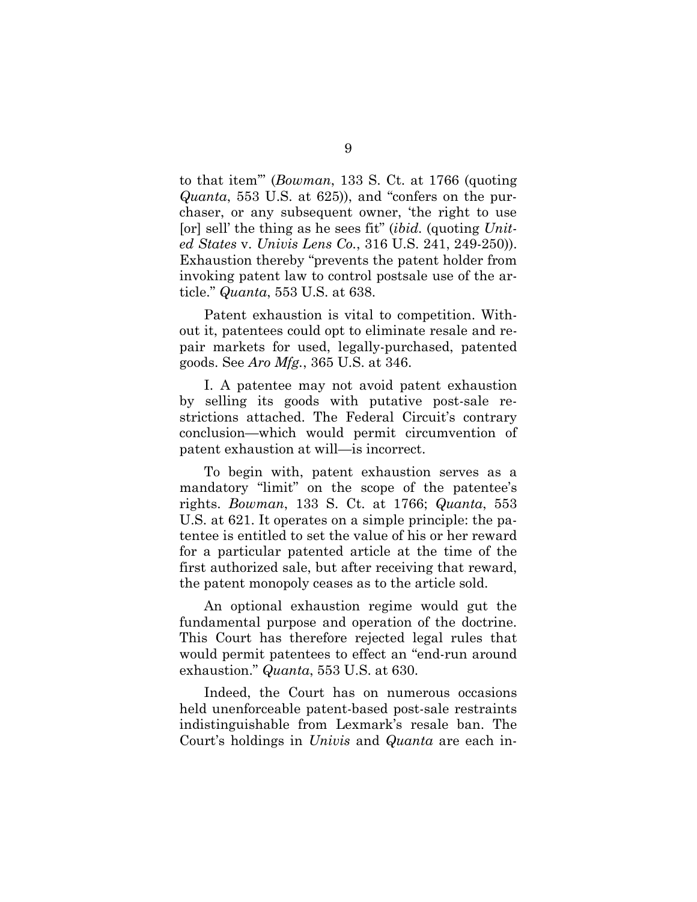to that item'" (*Bowman*, 133 S. Ct. at 1766 (quoting *Quanta*, 553 U.S. at 625)), and "confers on the purchaser, or any subsequent owner, 'the right to use [or] sell' the thing as he sees fit" (*ibid.* (quoting *United States* v. *Univis Lens Co.*, 316 U.S. 241, 249-250)). Exhaustion thereby "prevents the patent holder from invoking patent law to control postsale use of the article." *Quanta*, 553 U.S. at 638.

Patent exhaustion is vital to competition. Without it, patentees could opt to eliminate resale and repair markets for used, legally-purchased, patented goods. See *Aro Mfg.*, 365 U.S. at 346.

I. A patentee may not avoid patent exhaustion by selling its goods with putative post-sale restrictions attached. The Federal Circuit's contrary conclusion—which would permit circumvention of patent exhaustion at will—is incorrect.

To begin with, patent exhaustion serves as a mandatory "limit" on the scope of the patentee's rights. *Bowman*, 133 S. Ct. at 1766; *Quanta*, 553 U.S. at 621. It operates on a simple principle: the patentee is entitled to set the value of his or her reward for a particular patented article at the time of the first authorized sale, but after receiving that reward, the patent monopoly ceases as to the article sold.

An optional exhaustion regime would gut the fundamental purpose and operation of the doctrine. This Court has therefore rejected legal rules that would permit patentees to effect an "end-run around exhaustion." *Quanta*, 553 U.S. at 630.

Indeed, the Court has on numerous occasions held unenforceable patent-based post-sale restraints indistinguishable from Lexmark's resale ban. The Court's holdings in *Univis* and *Quanta* are each in-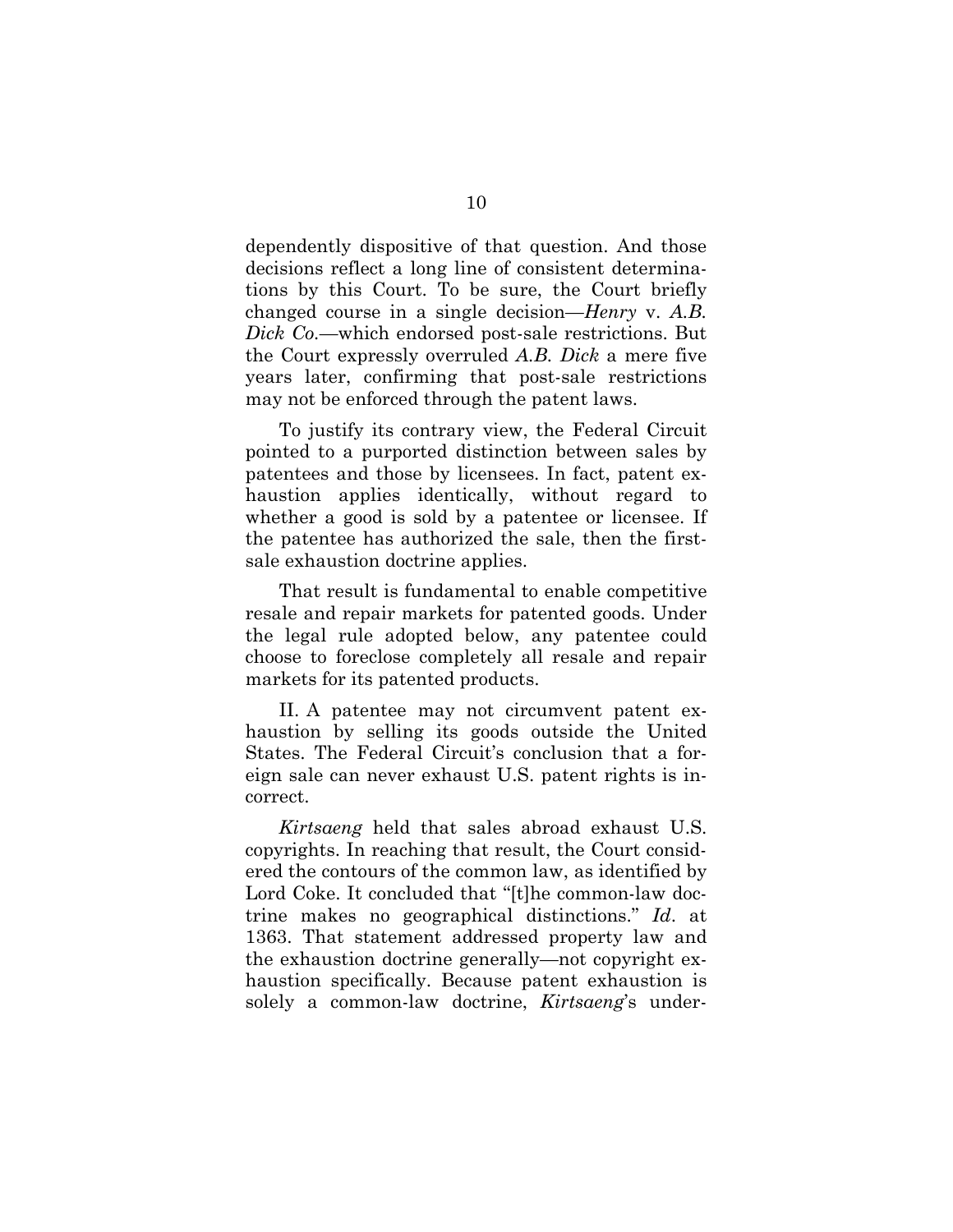dependently dispositive of that question. And those decisions reflect a long line of consistent determinations by this Court. To be sure, the Court briefly changed course in a single decision—*Henry* v. *A.B. Dick Co.*—which endorsed post-sale restrictions. But the Court expressly overruled *A.B. Dick* a mere five years later, confirming that post-sale restrictions may not be enforced through the patent laws.

To justify its contrary view, the Federal Circuit pointed to a purported distinction between sales by patentees and those by licensees. In fact, patent exhaustion applies identically, without regard to whether a good is sold by a patentee or licensee. If the patentee has authorized the sale, then the first-sale exhaustion doctrine applies.

That result is fundamental to enable competitive resale and repair markets for patented goods. Under the legal rule adopted below, any patentee could choose to foreclose completely all resale and repair markets for its patented products.

II. A patentee may not circumvent patent exhaustion by selling its goods outside the United States. The Federal Circuit's conclusion that a foreign sale can never exhaust U.S. patent rights is incorrect.

*Kirtsaeng* held that sales abroad exhaust U.S. copyrights. In reaching that result, the Court considered the contours of the common law, as identified by Lord Coke. It concluded that "[t]he common-law doctrine makes no geographical distinctions." *Id*. at 1363. That statement addressed property law and the exhaustion doctrine generally—not copyright exhaustion specifically. Because patent exhaustion is solely a common-law doctrine, *Kirtsaeng*'s under-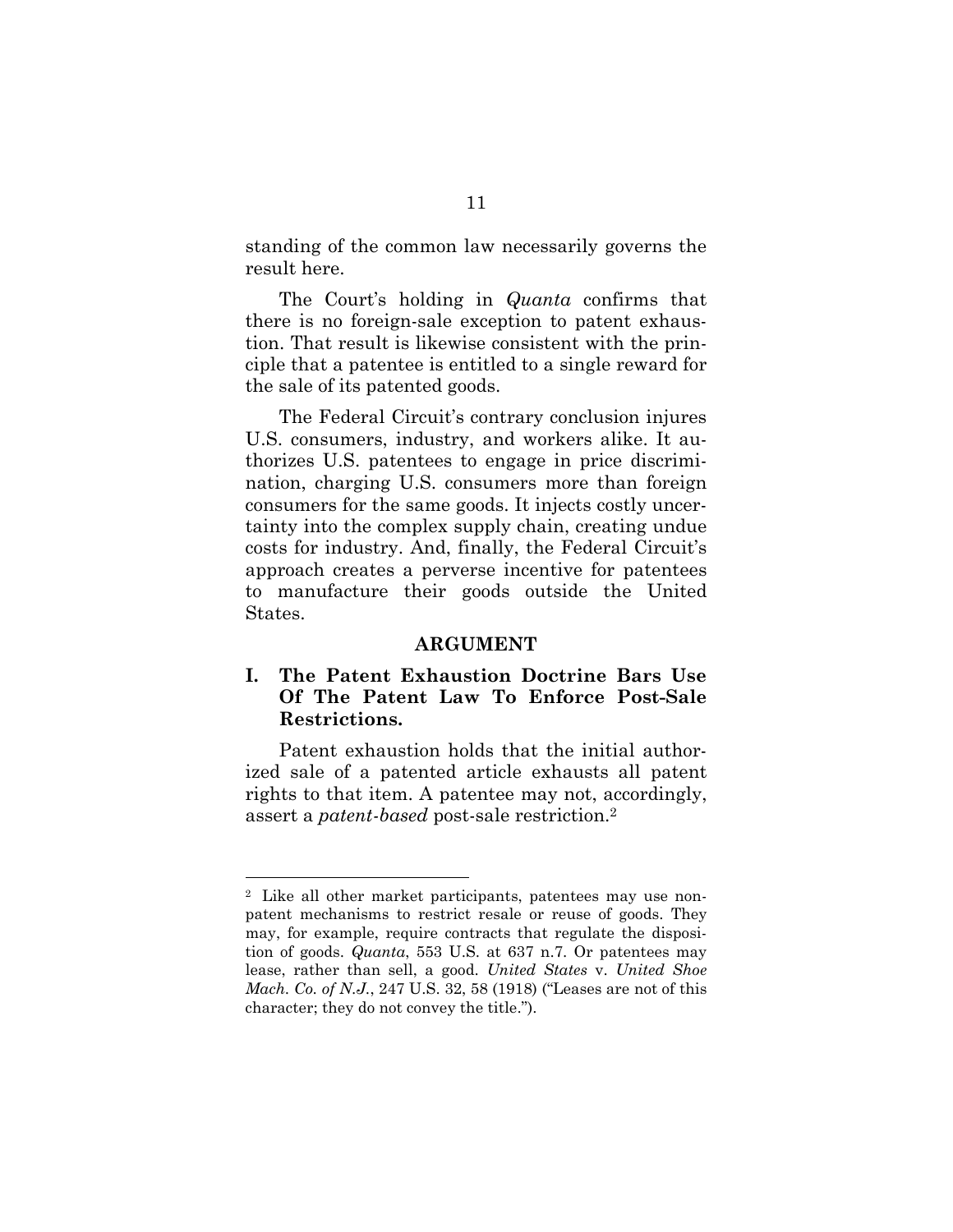standing of the common law necessarily governs the result here.

The Court's holding in *Quanta* confirms that there is no foreign-sale exception to patent exhaustion. That result is likewise consistent with the principle that a patentee is entitled to a single reward for the sale of its patented goods.

The Federal Circuit's contrary conclusion injures U.S. consumers, industry, and workers alike. It authorizes U.S. patentees to engage in price discrimination, charging U.S. consumers more than foreign consumers for the same goods. It injects costly uncertainty into the complex supply chain, creating undue costs for industry. And, finally, the Federal Circuit's approach creates a perverse incentive for patentees to manufacture their goods outside the United States.

## ARGUMENT

### I. The Patent Exhaustion Doctrine Bars Use Of The Patent Law To Enforce Post-Sale Restrictions.

Patent exhaustion holds that the initial authorized sale of a patented article exhausts all patent rights to that item. A patentee may not, accordingly, assert a *patent-based* post-sale restriction.[2]

---

[2] Like all other market participants, patentees may use non-patent mechanisms to restrict resale or reuse of goods. They may, for example, require contracts that regulate the disposition of goods. *Quanta*, 553 U.S. at 637 n.7. Or patentees may lease, rather than sell, a good. *United States* v. *United Shoe Mach. Co. of N.J.*, 247 U.S. 32, 58 (1918) ("Leases are not of this character; they do not convey the title.").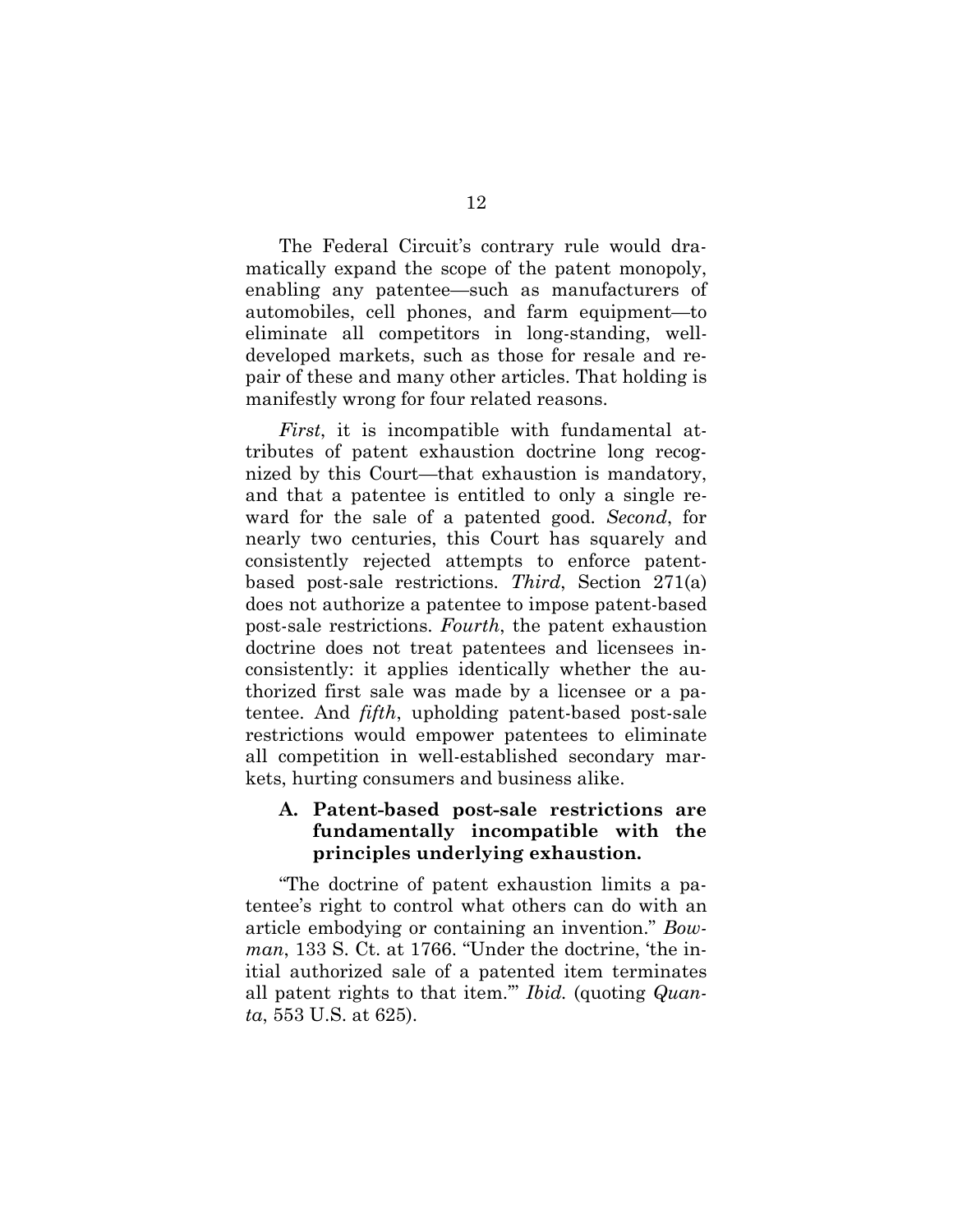The Federal Circuit's contrary rule would dramatically expand the scope of the patent monopoly, enabling any patentee—such as manufacturers of automobiles, cell phones, and farm equipment—to eliminate all competitors in long-standing, well-developed markets, such as those for resale and repair of these and many other articles. That holding is manifestly wrong for four related reasons.

*First*, it is incompatible with fundamental attributes of patent exhaustion doctrine long recognized by this Court—that exhaustion is mandatory, and that a patentee is entitled to only a single reward for the sale of a patented good. *Second*, for nearly two centuries, this Court has squarely and consistently rejected attempts to enforce patent-based post-sale restrictions. *Third*, Section 271(a) does not authorize a patentee to impose patent-based post-sale restrictions. *Fourth*, the patent exhaustion doctrine does not treat patentees and licensees inconsistently: it applies identically whether the authorized first sale was made by a licensee or a patentee. And *fifth*, upholding patent-based post-sale restrictions would empower patentees to eliminate all competition in well-established secondary markets, hurting consumers and business alike.

### A. Patent-based post-sale restrictions are fundamentally incompatible with the principles underlying exhaustion.

"The doctrine of patent exhaustion limits a patentee's right to control what others can do with an article embodying or containing an invention." *Bowman*, 133 S. Ct. at 1766. "Under the doctrine, 'the initial authorized sale of a patented item terminates all patent rights to that item.'" *Ibid.* (quoting *Quanta*, 553 U.S. at 625).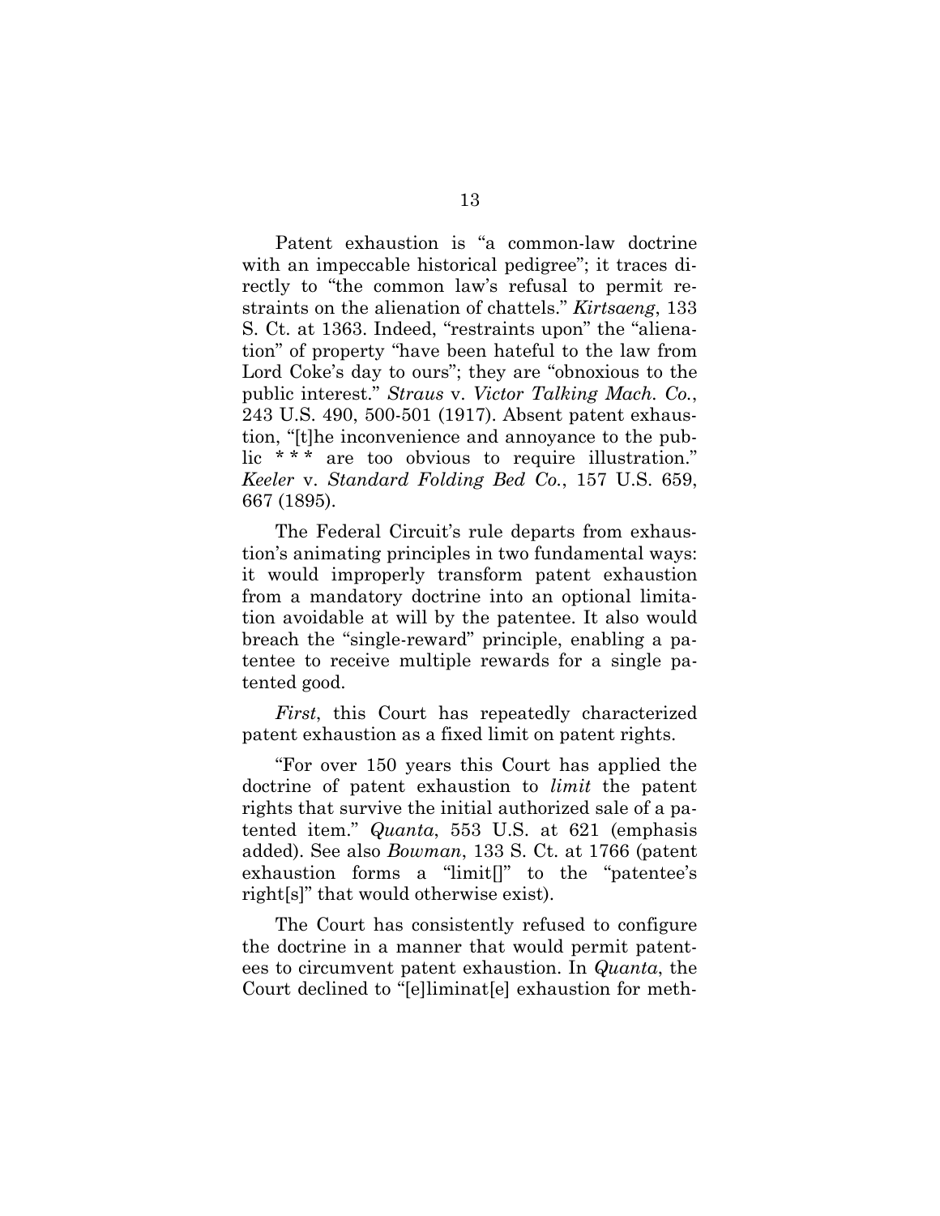Patent exhaustion is "a common-law doctrine with an impeccable historical pedigree"; it traces directly to "the common law's refusal to permit restraints on the alienation of chattels." *Kirtsaeng*, 133 S. Ct. at 1363. Indeed, "restraints upon" the "alienation" of property "have been hateful to the law from Lord Coke's day to ours"; they are "obnoxious to the public interest." *Straus* v. *Victor Talking Mach. Co.*, 243 U.S. 490, 500-501 (1917). Absent patent exhaustion, "[t]he inconvenience and annoyance to the public * * * are too obvious to require illustration." *Keeler* v. *Standard Folding Bed Co.*, 157 U.S. 659, 667 (1895).

The Federal Circuit's rule departs from exhaustion's animating principles in two fundamental ways: it would improperly transform patent exhaustion from a mandatory doctrine into an optional limitation avoidable at will by the patentee. It also would breach the "single-reward" principle, enabling a patentee to receive multiple rewards for a single patented good.

*First*, this Court has repeatedly characterized patent exhaustion as a fixed limit on patent rights.

"For over 150 years this Court has applied the doctrine of patent exhaustion to *limit* the patent rights that survive the initial authorized sale of a patented item." *Quanta*, 553 U.S. at 621 (emphasis added). See also *Bowman*, 133 S. Ct. at 1766 (patent exhaustion forms a "limit[]" to the "patentee's right[s]" that would otherwise exist).

The Court has consistently refused to configure the doctrine in a manner that would permit patentees to circumvent patent exhaustion. In *Quanta*, the Court declined to "[e]liminat[e] exhaustion for meth-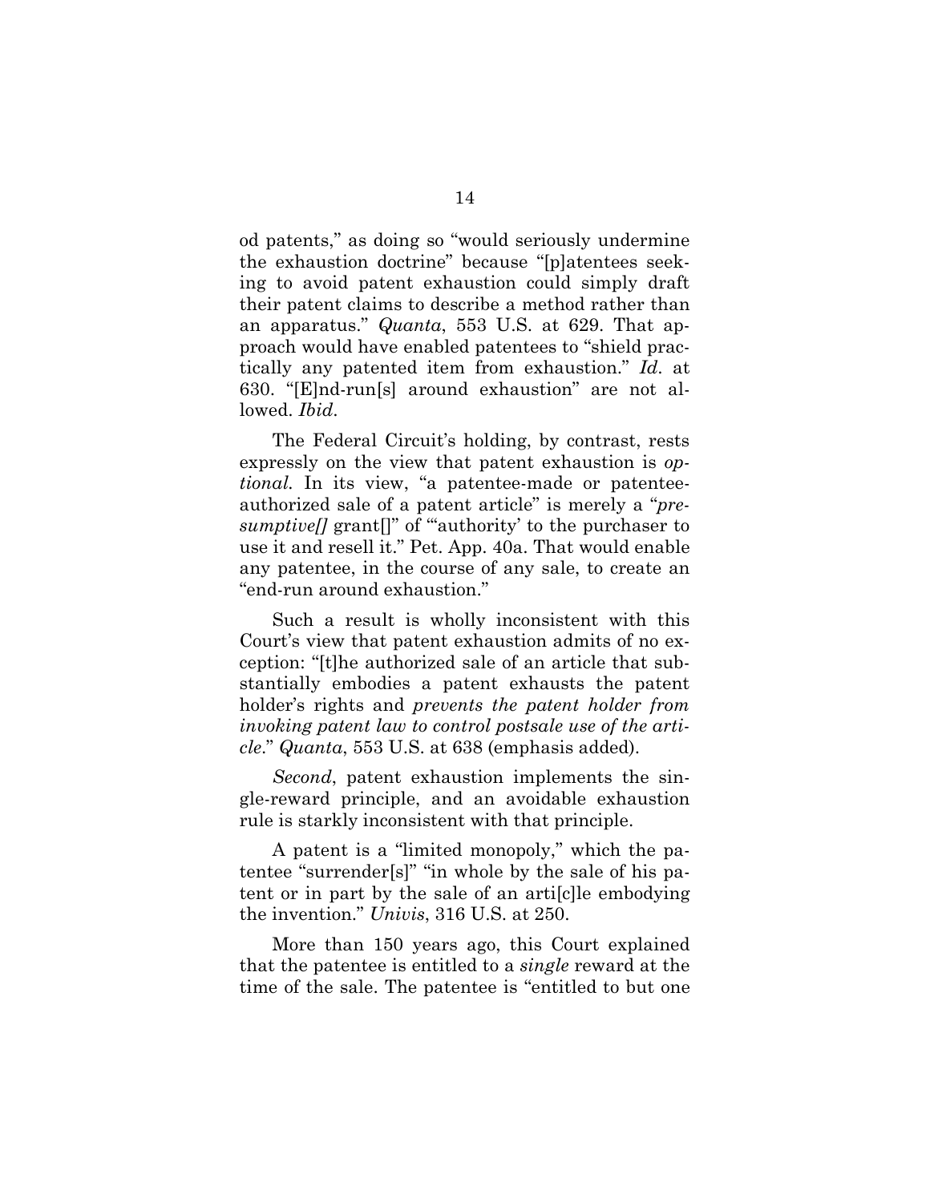od patents," as doing so "would seriously undermine the exhaustion doctrine" because "[p]atentees seeking to avoid patent exhaustion could simply draft their patent claims to describe a method rather than an apparatus." *Quanta*, 553 U.S. at 629. That approach would have enabled patentees to "shield practically any patented item from exhaustion." *Id*. at 630. "[E]nd-run[s] around exhaustion" are not allowed. *Ibid*.

The Federal Circuit's holding, by contrast, rests expressly on the view that patent exhaustion is *optional*. In its view, "a patentee-made or patentee-authorized sale of a patent article" is merely a "*presumptive[]* grant[]" of "'authority' to the purchaser to use it and resell it." Pet. App. 40a. That would enable any patentee, in the course of any sale, to create an "end-run around exhaustion."

Such a result is wholly inconsistent with this Court's view that patent exhaustion admits of no exception: "[t]he authorized sale of an article that substantially embodies a patent exhausts the patent holder's rights and *prevents the patent holder from invoking patent law to control postsale use of the article*." *Quanta*, 553 U.S. at 638 (emphasis added).

*Second*, patent exhaustion implements the single-reward principle, and an avoidable exhaustion rule is starkly inconsistent with that principle.

A patent is a "limited monopoly," which the patentee "surrender[s]" "in whole by the sale of his patent or in part by the sale of an arti[c]le embodying the invention." *Univis*, 316 U.S. at 250.

More than 150 years ago, this Court explained that the patentee is entitled to a *single* reward at the time of the sale. The patentee is "entitled to but one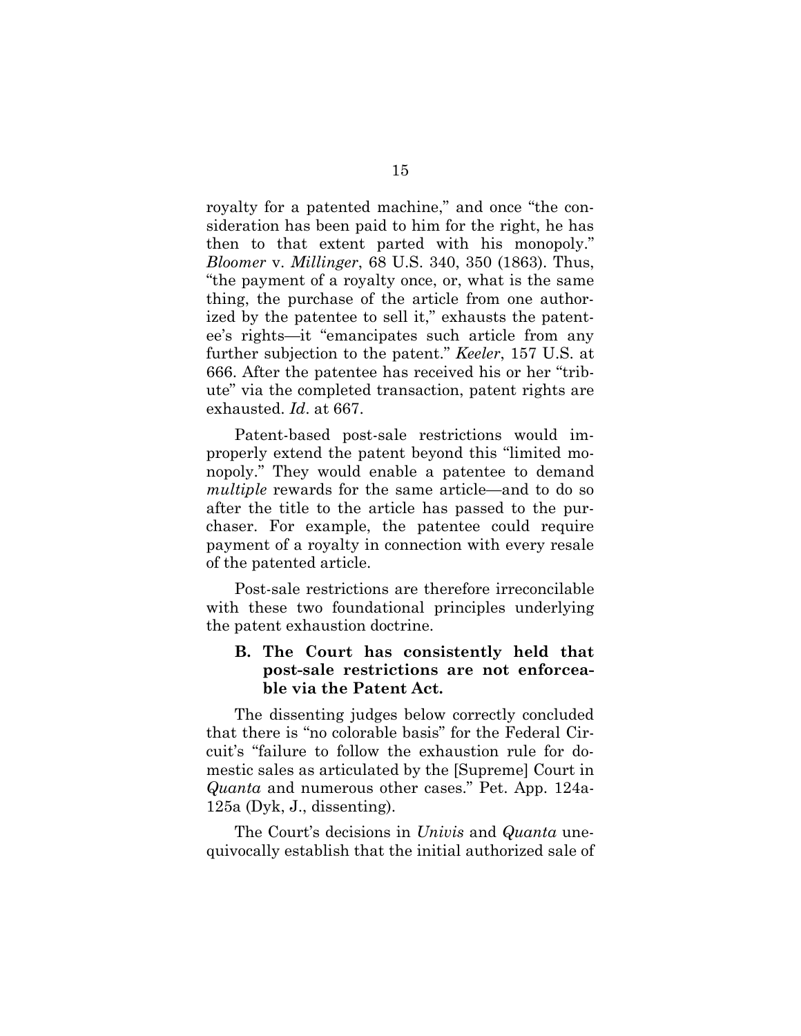royalty for a patented machine," and once "the consideration has been paid to him for the right, he has then to that extent parted with his monopoly." *Bloomer* v. *Millinger*, 68 U.S. 340, 350 (1863). Thus, "the payment of a royalty once, or, what is the same thing, the purchase of the article from one authorized by the patentee to sell it," exhausts the patentee's rights—it "emancipates such article from any further subjection to the patent." *Keeler*, 157 U.S. at 666. After the patentee has received his or her "tribute" via the completed transaction, patent rights are exhausted. *Id*. at 667.

Patent-based post-sale restrictions would improperly extend the patent beyond this "limited monopoly." They would enable a patentee to demand *multiple* rewards for the same article—and to do so after the title to the article has passed to the purchaser. For example, the patentee could require payment of a royalty in connection with every resale of the patented article.

Post-sale restrictions are therefore irreconcilable with these two foundational principles underlying the patent exhaustion doctrine.

### B. The Court has consistently held that post-sale restrictions are not enforceable via the Patent Act.

The dissenting judges below correctly concluded that there is "no colorable basis" for the Federal Circuit's "failure to follow the exhaustion rule for domestic sales as articulated by the [Supreme] Court in *Quanta* and numerous other cases." Pet. App. 124a-125a (Dyk, J., dissenting).

The Court's decisions in *Univis* and *Quanta* unequivocally establish that the initial authorized sale of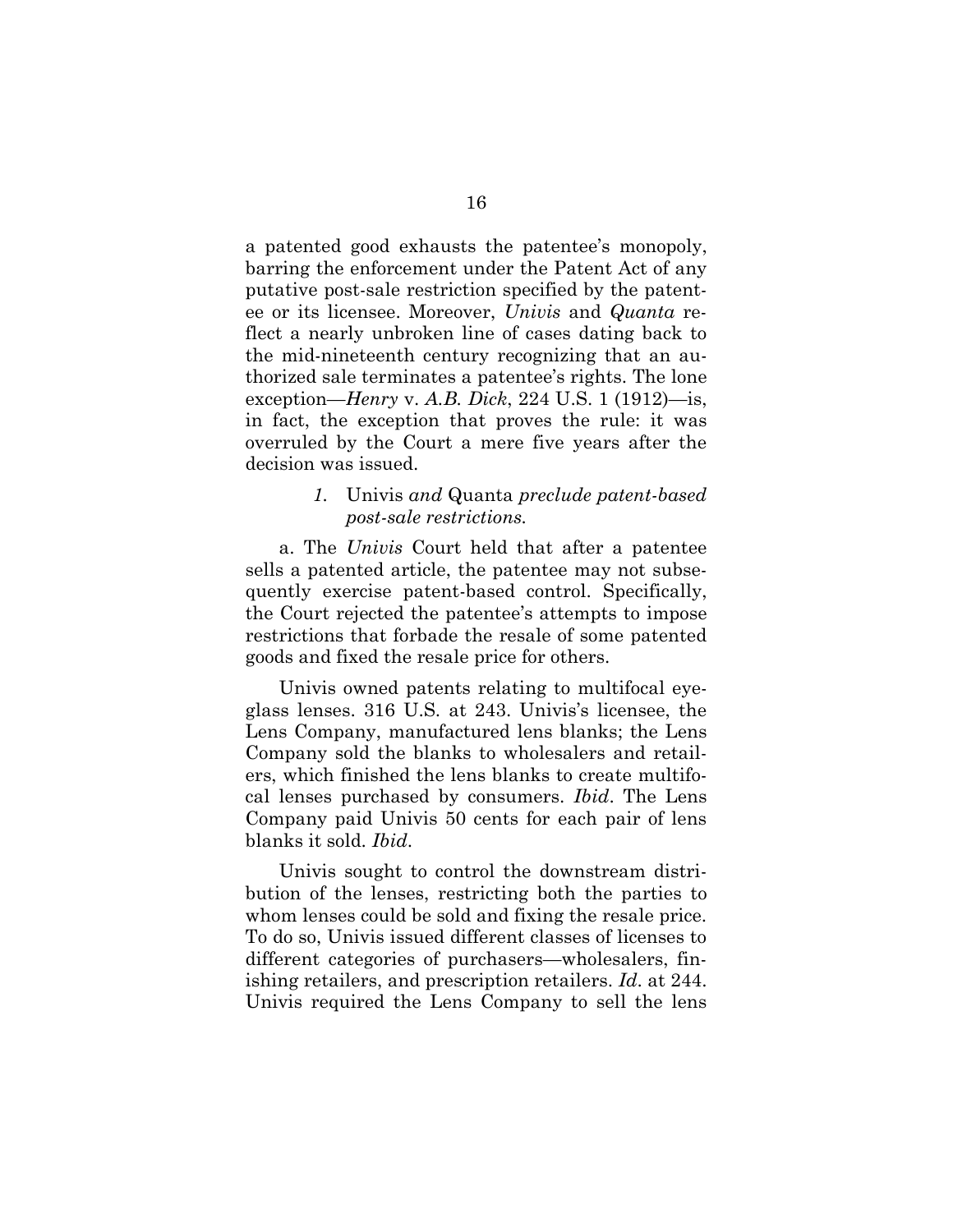a patented good exhausts the patentee's monopoly, barring the enforcement under the Patent Act of any putative post-sale restriction specified by the patentee or its licensee. Moreover, *Univis* and *Quanta* reflect a nearly unbroken line of cases dating back to the mid-nineteenth century recognizing that an authorized sale terminates a patentee's rights. The lone exception—*Henry* v. *A.B. Dick*, 224 U.S. 1 (1912)—is, in fact, the exception that proves the rule: it was overruled by the Court a mere five years after the decision was issued.

### *1.* Univis *and* Quanta *preclude patent-based post-sale restrictions.*

a. The *Univis* Court held that after a patentee sells a patented article, the patentee may not subsequently exercise patent-based control. Specifically, the Court rejected the patentee's attempts to impose restrictions that forbade the resale of some patented goods and fixed the resale price for others.

Univis owned patents relating to multifocal eyeglass lenses. 316 U.S. at 243. Univis's licensee, the Lens Company, manufactured lens blanks; the Lens Company sold the blanks to wholesalers and retailers, which finished the lens blanks to create multifocal lenses purchased by consumers. *Ibid*. The Lens Company paid Univis 50 cents for each pair of lens blanks it sold. *Ibid*.

Univis sought to control the downstream distribution of the lenses, restricting both the parties to whom lenses could be sold and fixing the resale price. To do so, Univis issued different classes of licenses to different categories of purchasers—wholesalers, finishing retailers, and prescription retailers. *Id*. at 244. Univis required the Lens Company to sell the lens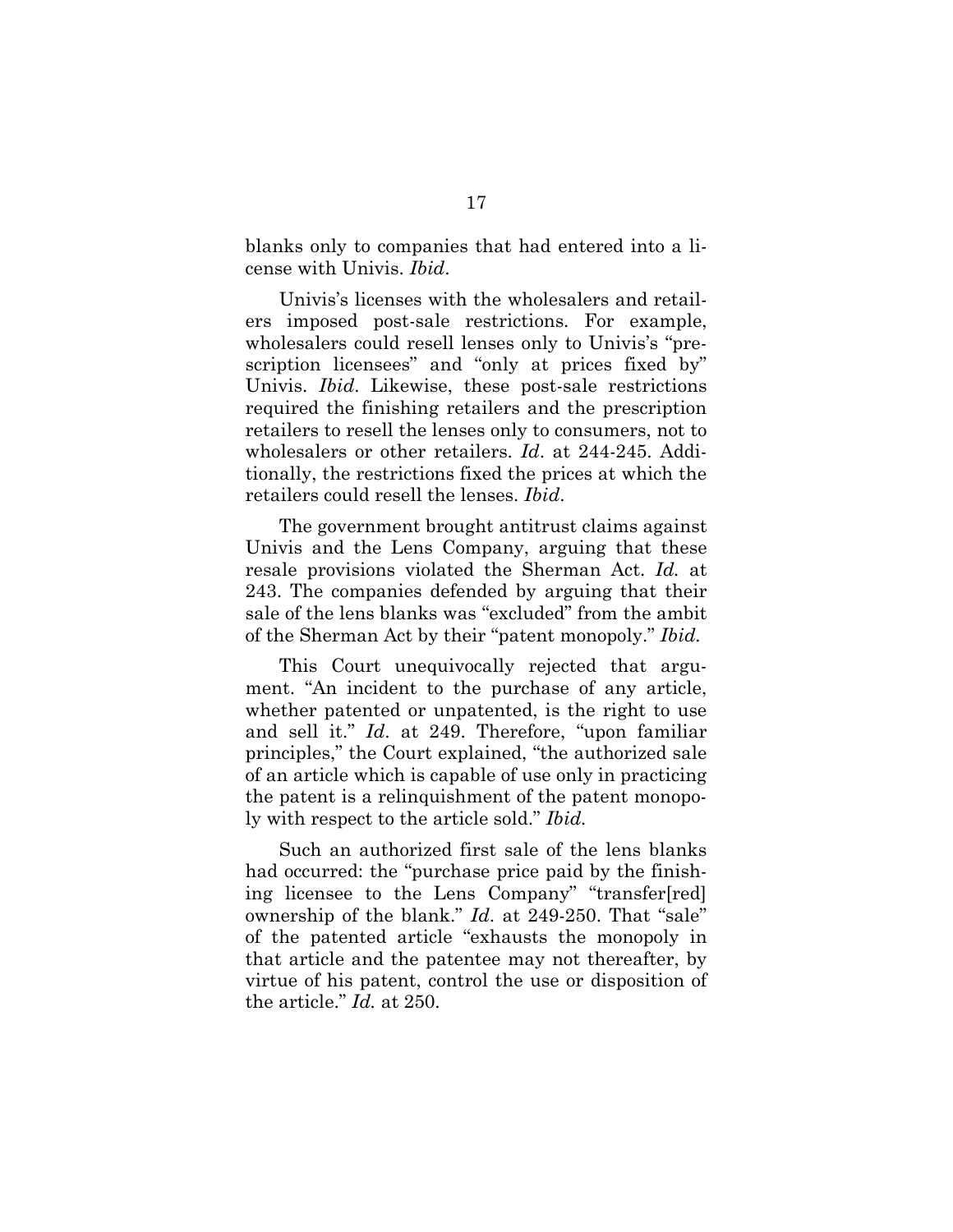blanks only to companies that had entered into a license with Univis. *Ibid*.

Univis's licenses with the wholesalers and retailers imposed post-sale restrictions. For example, wholesalers could resell lenses only to Univis's "prescription licensees" and "only at prices fixed by" Univis. *Ibid*. Likewise, these post-sale restrictions required the finishing retailers and the prescription retailers to resell the lenses only to consumers, not to wholesalers or other retailers. *Id*. at 244-245. Additionally, the restrictions fixed the prices at which the retailers could resell the lenses. *Ibid*.

The government brought antitrust claims against Univis and the Lens Company, arguing that these resale provisions violated the Sherman Act. *Id.* at 243. The companies defended by arguing that their sale of the lens blanks was "excluded" from the ambit of the Sherman Act by their "patent monopoly." *Ibid.*

This Court unequivocally rejected that argument. "An incident to the purchase of any article, whether patented or unpatented, is the right to use and sell it." *Id*. at 249. Therefore, "upon familiar principles," the Court explained, "the authorized sale of an article which is capable of use only in practicing the patent is a relinquishment of the patent monopoly with respect to the article sold." *Ibid.*

Such an authorized first sale of the lens blanks had occurred: the "purchase price paid by the finishing licensee to the Lens Company" "transfer[red] ownership of the blank." *Id*. at 249-250. That "sale" of the patented article "exhausts the monopoly in that article and the patentee may not thereafter, by virtue of his patent, control the use or disposition of the article." *Id.* at 250.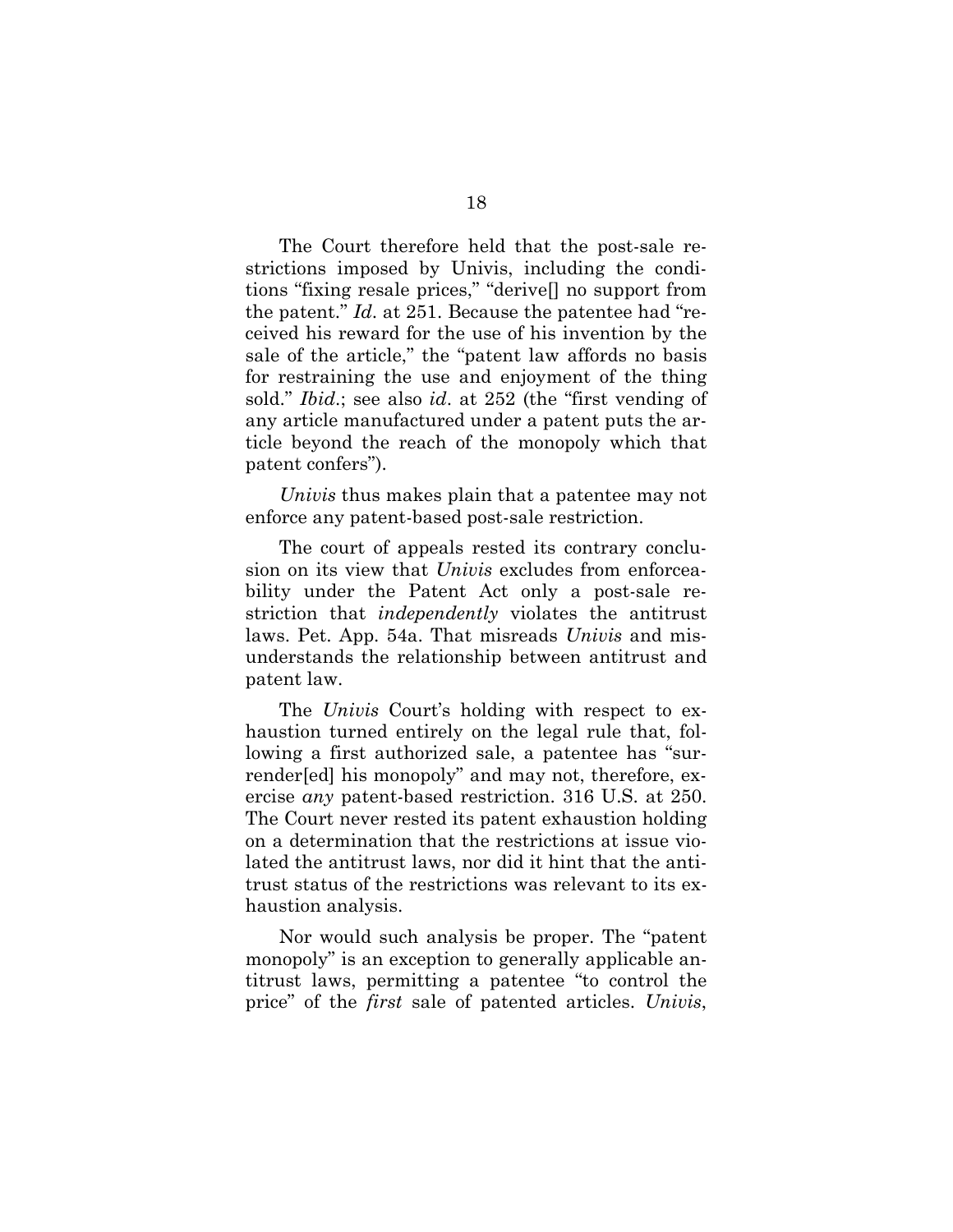The Court therefore held that the post-sale restrictions imposed by Univis, including the conditions "fixing resale prices," "derive[] no support from the patent." *Id*. at 251. Because the patentee had "received his reward for the use of his invention by the sale of the article," the "patent law affords no basis for restraining the use and enjoyment of the thing sold." *Ibid*.; see also *id*. at 252 (the "first vending of any article manufactured under a patent puts the article beyond the reach of the monopoly which that patent confers").

*Univis* thus makes plain that a patentee may not enforce any patent-based post-sale restriction.

The court of appeals rested its contrary conclusion on its view that *Univis* excludes from enforceability under the Patent Act only a post-sale restriction that *independently* violates the antitrust laws. Pet. App. 54a. That misreads *Univis* and misunderstands the relationship between antitrust and patent law.

The *Univis* Court's holding with respect to exhaustion turned entirely on the legal rule that, following a first authorized sale, a patentee has "surrender[ed] his monopoly" and may not, therefore, exercise *any* patent-based restriction. 316 U.S. at 250. The Court never rested its patent exhaustion holding on a determination that the restrictions at issue violated the antitrust laws, nor did it hint that the antitrust status of the restrictions was relevant to its exhaustion analysis.

Nor would such analysis be proper. The "patent monopoly" is an exception to generally applicable antitrust laws, permitting a patentee "to control the price" of the *first* sale of patented articles. *Univis*,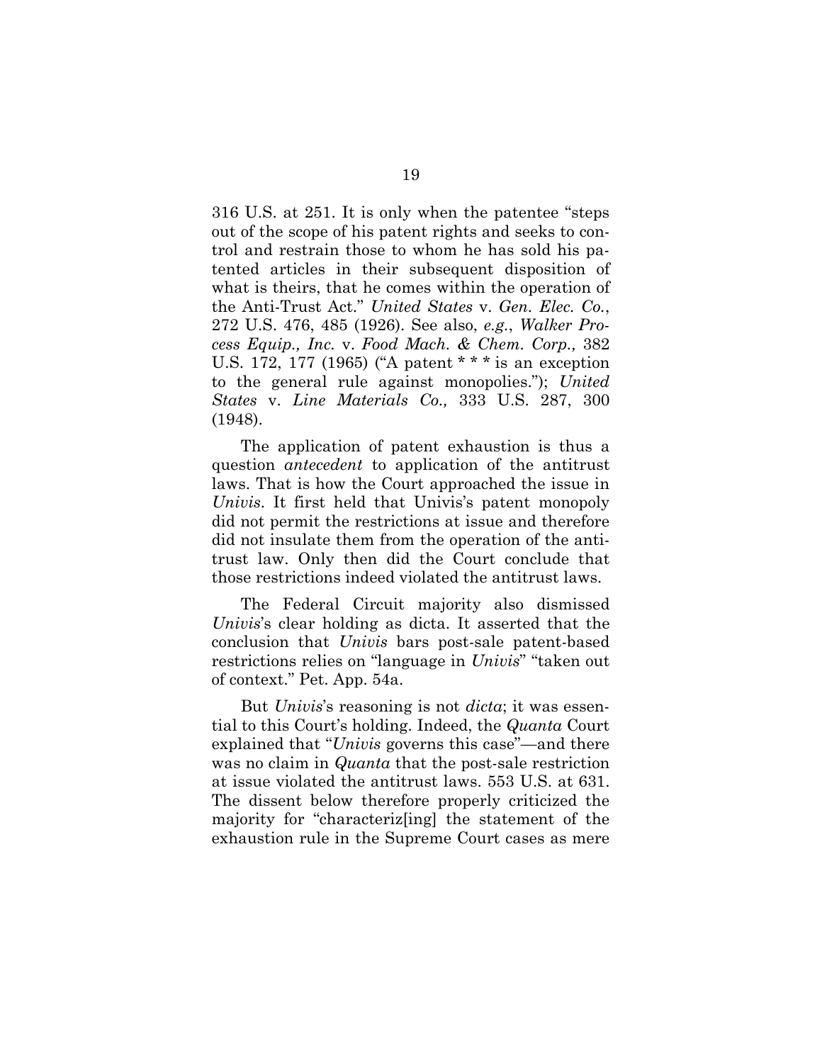316 U.S. at 251. It is only when the patentee "steps out of the scope of his patent rights and seeks to control and restrain those to whom he has sold his patented articles in their subsequent disposition of what is theirs, that he comes within the operation of the Anti-Trust Act." *United States* v. *Gen. Elec. Co.*, 272 U.S. 476, 485 (1926). See also, *e.g.*, *Walker Process Equip., Inc.* v. *Food Mach. & Chem. Corp.,* 382 U.S. 172, 177 (1965) ("A patent * * * is an exception to the general rule against monopolies."); *United States* v. *Line Materials Co.,* 333 U.S. 287, 300 (1948).

The application of patent exhaustion is thus a question *antecedent* to application of the antitrust laws. That is how the Court approached the issue in *Univis*. It first held that Univis's patent monopoly did not permit the restrictions at issue and therefore did not insulate them from the operation of the antitrust law. Only then did the Court conclude that those restrictions indeed violated the antitrust laws.

The Federal Circuit majority also dismissed *Univis*'s clear holding as dicta. It asserted that the conclusion that *Univis* bars post-sale patent-based restrictions relies on "language in *Univis*" "taken out of context." Pet. App. 54a.

But *Univis*'s reasoning is not *dicta*; it was essential to this Court's holding. Indeed, the *Quanta* Court explained that "*Univis* governs this case"—and there was no claim in *Quanta* that the post-sale restriction at issue violated the antitrust laws. 553 U.S. at 631. The dissent below therefore properly criticized the majority for "characteriz[ing] the statement of the exhaustion rule in the Supreme Court cases as mere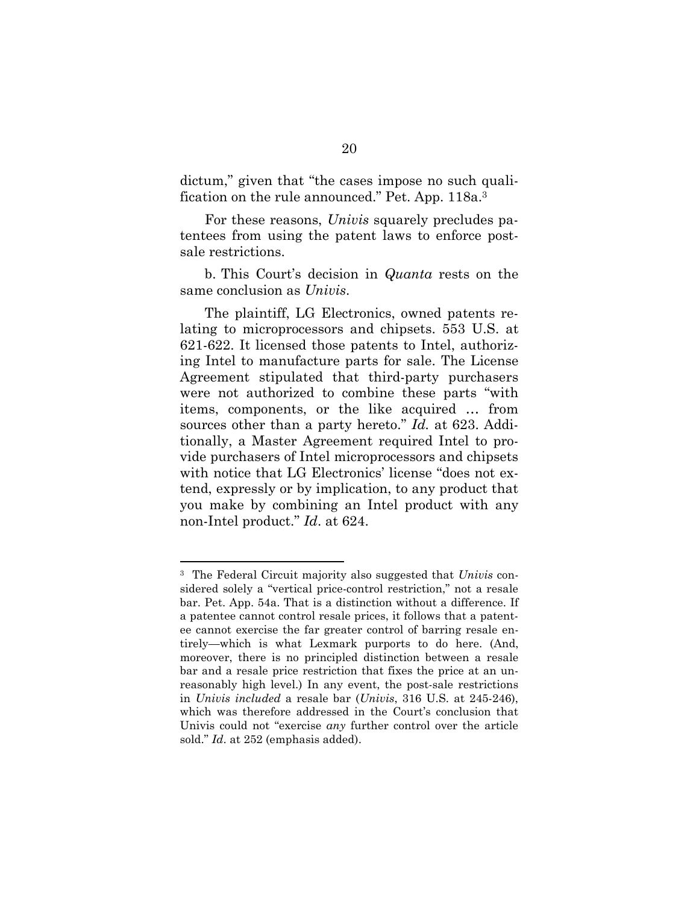dictum," given that "the cases impose no such qualification on the rule announced." Pet. App. 118a.[3]

For these reasons, *Univis* squarely precludes patentees from using the patent laws to enforce post-sale restrictions.

b. This Court's decision in *Quanta* rests on the same conclusion as *Univis*.

The plaintiff, LG Electronics, owned patents relating to microprocessors and chipsets. 553 U.S. at 621-622. It licensed those patents to Intel, authorizing Intel to manufacture parts for sale. The License Agreement stipulated that third-party purchasers were not authorized to combine these parts "with items, components, or the like acquired … from sources other than a party hereto." *Id.* at 623. Additionally, a Master Agreement required Intel to provide purchasers of Intel microprocessors and chipsets with notice that LG Electronics' license "does not extend, expressly or by implication, to any product that you make by combining an Intel product with any non-Intel product." *Id*. at 624.

---

[3] The Federal Circuit majority also suggested that *Univis* considered solely a "vertical price-control restriction," not a resale bar. Pet. App. 54a. That is a distinction without a difference. If a patentee cannot control resale prices, it follows that a patentee cannot exercise the far greater control of barring resale entirely—which is what Lexmark purports to do here. (And, moreover, there is no principled distinction between a resale bar and a resale price restriction that fixes the price at an unreasonably high level.) In any event, the post-sale restrictions in *Univis included* a resale bar (*Univis*, 316 U.S. at 245-246), which was therefore addressed in the Court's conclusion that Univis could not "exercise *any* further control over the article sold." *Id*. at 252 (emphasis added).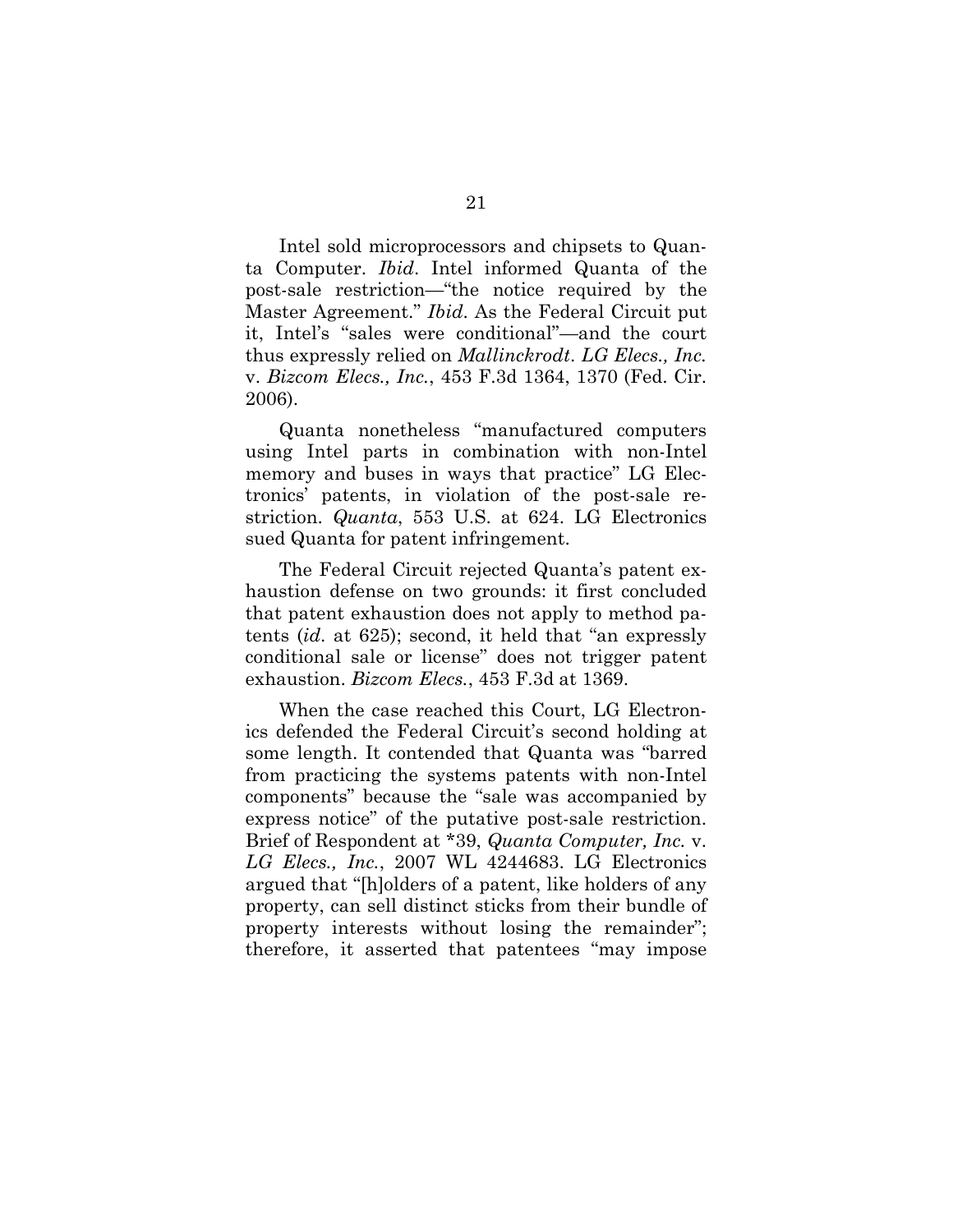Intel sold microprocessors and chipsets to Quanta Computer. *Ibid*. Intel informed Quanta of the post-sale restriction—"the notice required by the Master Agreement." *Ibid*. As the Federal Circuit put it, Intel's "sales were conditional"—and the court thus expressly relied on *Mallinckrodt*. *LG Elecs., Inc.* v. *Bizcom Elecs., Inc.*, 453 F.3d 1364, 1370 (Fed. Cir. 2006).

Quanta nonetheless "manufactured computers using Intel parts in combination with non-Intel memory and buses in ways that practice" LG Electronics' patents, in violation of the post-sale restriction. *Quanta*, 553 U.S. at 624. LG Electronics sued Quanta for patent infringement.

The Federal Circuit rejected Quanta's patent exhaustion defense on two grounds: it first concluded that patent exhaustion does not apply to method patents (*id*. at 625); second, it held that "an expressly conditional sale or license" does not trigger patent exhaustion. *Bizcom Elecs.*, 453 F.3d at 1369.

When the case reached this Court, LG Electronics defended the Federal Circuit's second holding at some length. It contended that Quanta was "barred from practicing the systems patents with non-Intel components" because the "sale was accompanied by express notice" of the putative post-sale restriction. Brief of Respondent at *39, *Quanta Computer, Inc.* v. *LG Elecs., Inc.*, 2007 WL 4244683. LG Electronics argued that "[h]olders of a patent, like holders of any property, can sell distinct sticks from their bundle of property interests without losing the remainder"; therefore, it asserted that patentees "may impose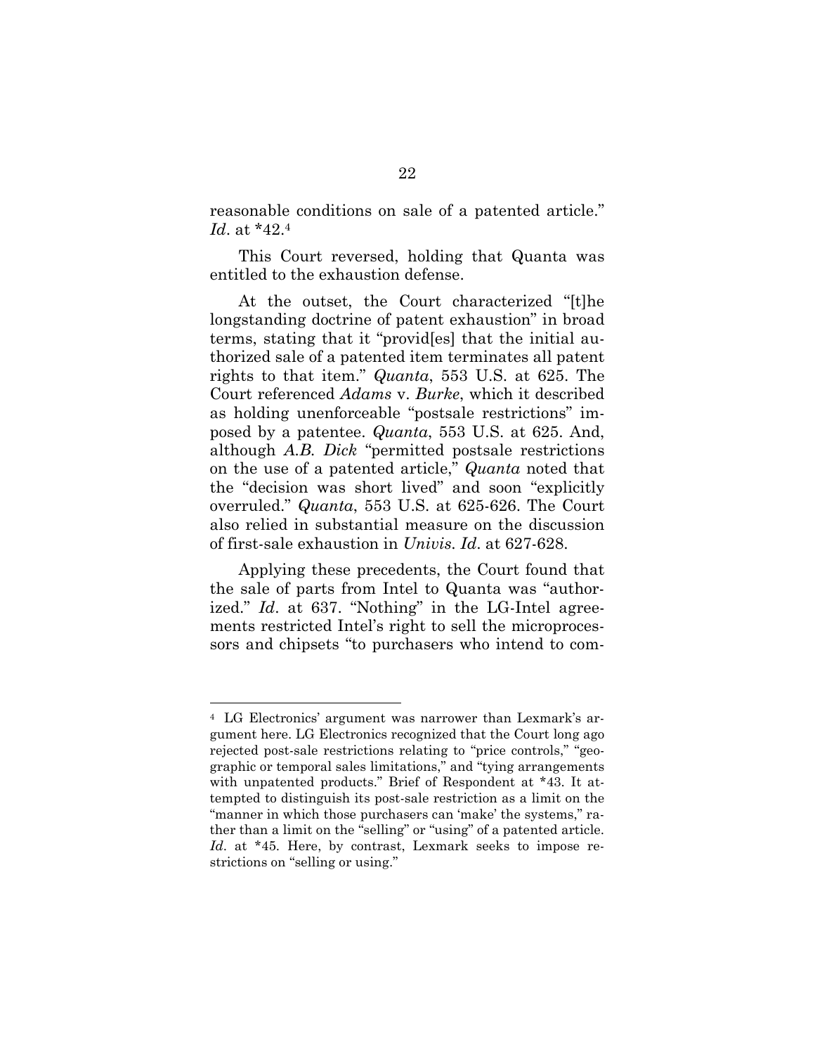reasonable conditions on sale of a patented article." *Id*. at *42.[4]

This Court reversed, holding that Quanta was entitled to the exhaustion defense.

At the outset, the Court characterized "[t]he longstanding doctrine of patent exhaustion" in broad terms, stating that it "provid[es] that the initial authorized sale of a patented item terminates all patent rights to that item." *Quanta*, 553 U.S. at 625. The Court referenced *Adams* v. *Burke*, which it described as holding unenforceable "postsale restrictions" imposed by a patentee. *Quanta*, 553 U.S. at 625. And, although *A.B. Dick* "permitted postsale restrictions on the use of a patented article," *Quanta* noted that the "decision was short lived" and soon "explicitly overruled." *Quanta*, 553 U.S. at 625-626. The Court also relied in substantial measure on the discussion of first-sale exhaustion in *Univis*. *Id*. at 627-628.

Applying these precedents, the Court found that the sale of parts from Intel to Quanta was "authorized." *Id*. at 637. "Nothing" in the LG-Intel agreements restricted Intel's right to sell the microprocessors and chipsets "to purchasers who intend to com-

---

[4] LG Electronics' argument was narrower than Lexmark's argument here. LG Electronics recognized that the Court long ago rejected post-sale restrictions relating to "price controls," "geographic or temporal sales limitations," and "tying arrangements with unpatented products." Brief of Respondent at *43. It attempted to distinguish its post-sale restriction as a limit on the "manner in which those purchasers can 'make' the systems," rather than a limit on the "selling" or "using" of a patented article. *Id*. at *45. Here, by contrast, Lexmark seeks to impose restrictions on "selling or using."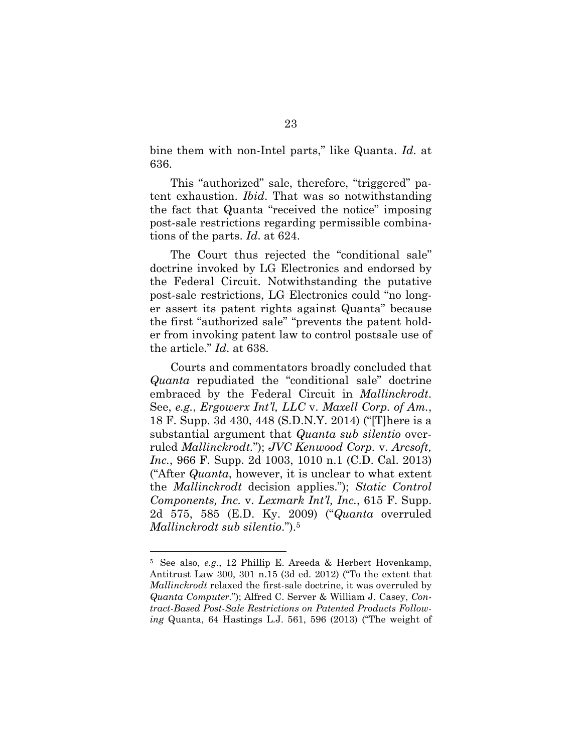bine them with non-Intel parts," like Quanta. *Id*. at 636.

This "authorized" sale, therefore, "triggered" patent exhaustion. *Ibid*. That was so notwithstanding the fact that Quanta "received the notice" imposing post-sale restrictions regarding permissible combinations of the parts. *Id*. at 624.

The Court thus rejected the "conditional sale" doctrine invoked by LG Electronics and endorsed by the Federal Circuit. Notwithstanding the putative post-sale restrictions, LG Electronics could "no longer assert its patent rights against Quanta" because the first "authorized sale" "prevents the patent holder from invoking patent law to control postsale use of the article." *Id*. at 638.

Courts and commentators broadly concluded that *Quanta* repudiated the "conditional sale" doctrine embraced by the Federal Circuit in *Mallinckrodt*. See, *e.g.*, *Ergowerx Int'l, LLC* v. *Maxell Corp. of Am.*, 18 F. Supp. 3d 430, 448 (S.D.N.Y. 2014) ("[T]here is a substantial argument that *Quanta sub silentio* overruled *Mallinckrodt*."); *JVC Kenwood Corp.* v. *Arcsoft, Inc.*, 966 F. Supp. 2d 1003, 1010 n.1 (C.D. Cal. 2013) ("After *Quanta*, however, it is unclear to what extent the *Mallinckrodt* decision applies."); *Static Control Components, Inc.* v. *Lexmark Int'l, Inc.*, 615 F. Supp. 2d 575, 585 (E.D. Ky. 2009) ("*Quanta* overruled *Mallinckrodt sub silentio*.").[5]

---

[5] See also, *e.g.*, 12 Phillip E. Areeda & Herbert Hovenkamp, Antitrust Law 300, 301 n.15 (3d ed. 2012) ("To the extent that *Mallinckrodt* relaxed the first-sale doctrine, it was overruled by *Quanta Computer*."); Alfred C. Server & William J. Casey, *Contract-Based Post-Sale Restrictions on Patented Products Following* Quanta, 64 Hastings L.J. 561, 596 (2013) ("The weight of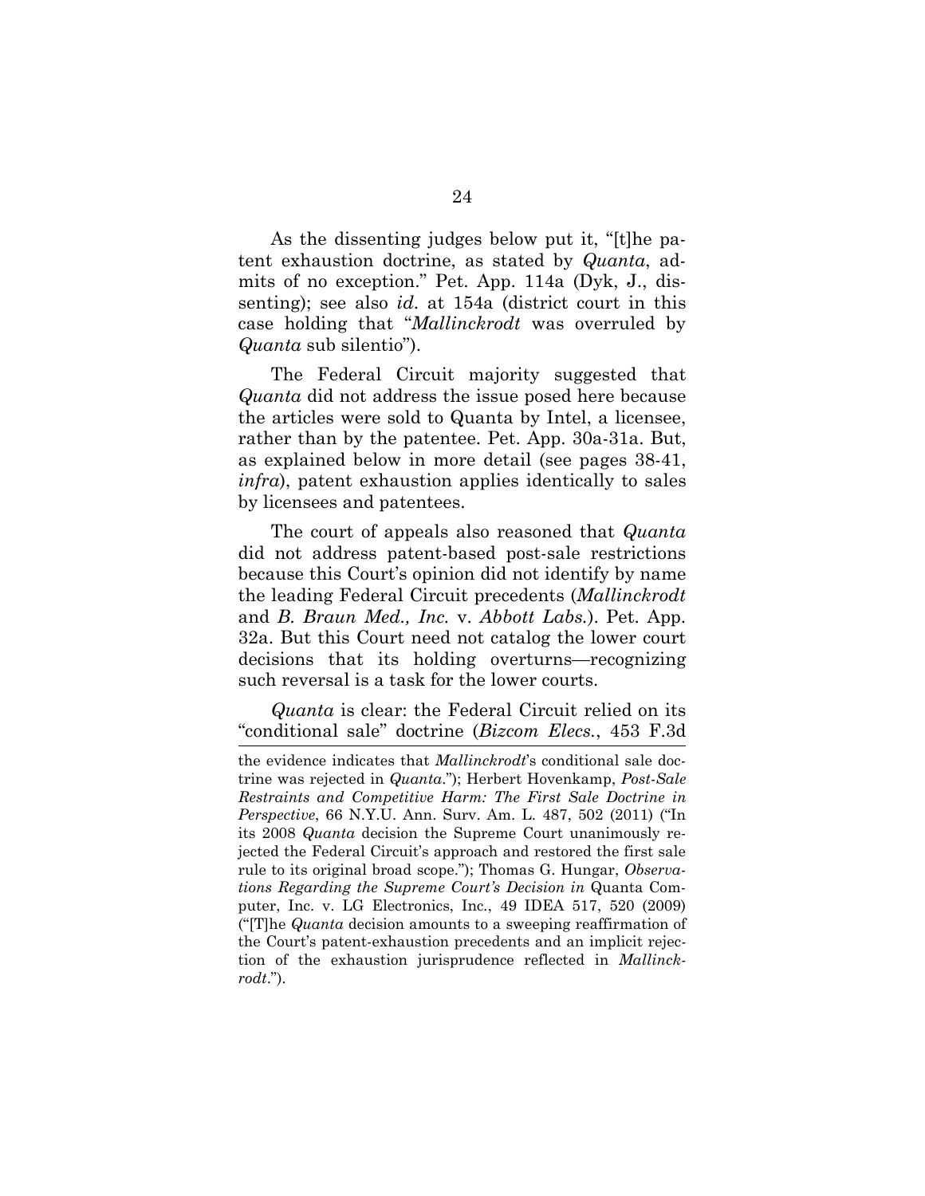As the dissenting judges below put it, "[t]he patent exhaustion doctrine, as stated by *Quanta*, admits of no exception." Pet. App. 114a (Dyk, J., dissenting); see also *id*. at 154a (district court in this case holding that "*Mallinckrodt* was overruled by *Quanta* sub silentio").

The Federal Circuit majority suggested that *Quanta* did not address the issue posed here because the articles were sold to Quanta by Intel, a licensee, rather than by the patentee. Pet. App. 30a-31a. But, as explained below in more detail (see pages 38-41, *infra*), patent exhaustion applies identically to sales by licensees and patentees.

The court of appeals also reasoned that *Quanta* did not address patent-based post-sale restrictions because this Court's opinion did not identify by name the leading Federal Circuit precedents (*Mallinckrodt* and *B. Braun Med., Inc.* v. *Abbott Labs.*). Pet. App. 32a. But this Court need not catalog the lower court decisions that its holding overturns—recognizing such reversal is a task for the lower courts.

*Quanta* is clear: the Federal Circuit relied on its "conditional sale" doctrine (*Bizcom Elecs.*, 453 F.3d

---

the evidence indicates that *Mallinckrodt*'s conditional sale doctrine was rejected in *Quanta*."); Herbert Hovenkamp, *Post-Sale Restraints and Competitive Harm: The First Sale Doctrine in Perspective*, 66 N.Y.U. Ann. Surv. Am. L. 487, 502 (2011) ("In its 2008 *Quanta* decision the Supreme Court unanimously rejected the Federal Circuit's approach and restored the first sale rule to its original broad scope."); Thomas G. Hungar, *Observations Regarding the Supreme Court's Decision in* Quanta Computer, Inc. v. LG Electronics, Inc., 49 IDEA 517, 520 (2009) ("[T]he *Quanta* decision amounts to a sweeping reaffirmation of the Court's patent-exhaustion precedents and an implicit rejection of the exhaustion jurisprudence reflected in *Mallinckrodt*.").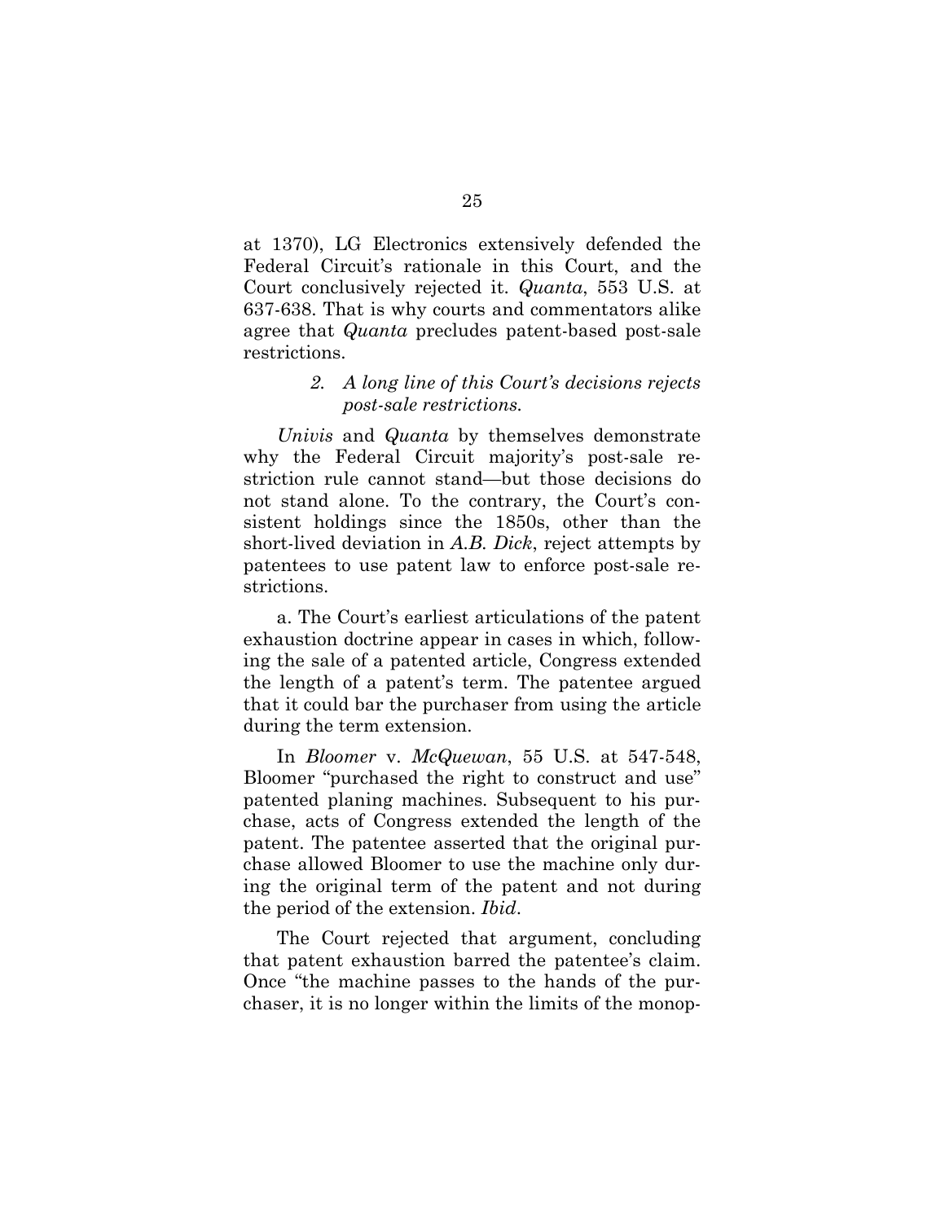at 1370), LG Electronics extensively defended the Federal Circuit's rationale in this Court, and the Court conclusively rejected it. *Quanta*, 553 U.S. at 637-638. That is why courts and commentators alike agree that *Quanta* precludes patent-based post-sale restrictions.

### *2. A long line of this Court's decisions rejects post-sale restrictions.*

*Univis* and *Quanta* by themselves demonstrate why the Federal Circuit majority's post-sale restriction rule cannot stand—but those decisions do not stand alone. To the contrary, the Court's consistent holdings since the 1850s, other than the short-lived deviation in *A.B. Dick*, reject attempts by patentees to use patent law to enforce post-sale restrictions.

a. The Court's earliest articulations of the patent exhaustion doctrine appear in cases in which, following the sale of a patented article, Congress extended the length of a patent's term. The patentee argued that it could bar the purchaser from using the article during the term extension.

In *Bloomer* v. *McQuewan*, 55 U.S. at 547-548, Bloomer "purchased the right to construct and use" patented planing machines. Subsequent to his purchase, acts of Congress extended the length of the patent. The patentee asserted that the original purchase allowed Bloomer to use the machine only during the original term of the patent and not during the period of the extension. *Ibid*.

The Court rejected that argument, concluding that patent exhaustion barred the patentee's claim. Once "the machine passes to the hands of the purchaser, it is no longer within the limits of the monop-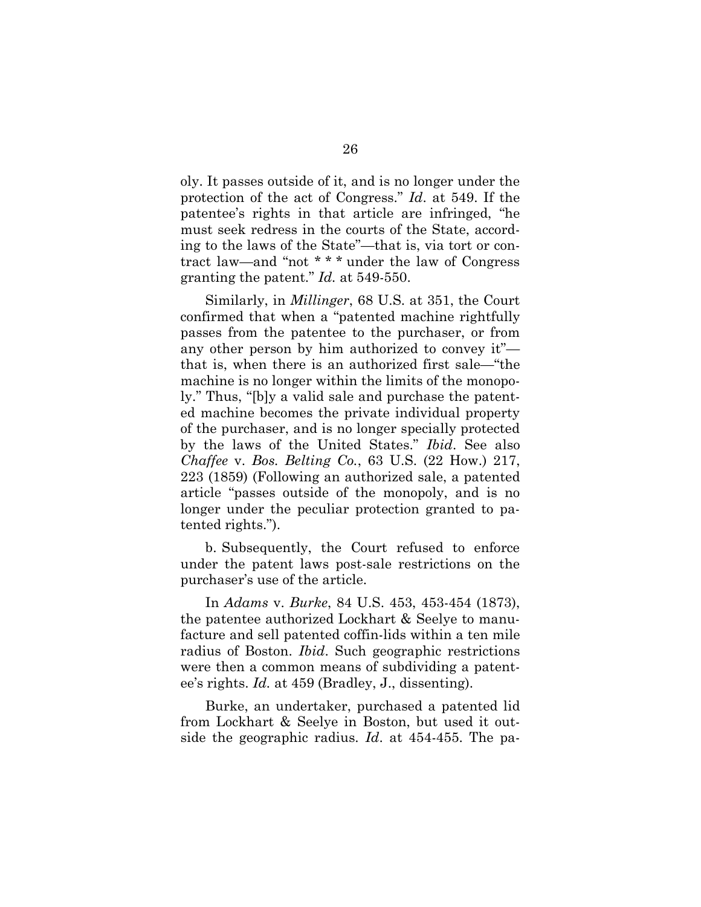oly. It passes outside of it, and is no longer under the protection of the act of Congress." *Id*. at 549. If the patentee's rights in that article are infringed, "he must seek redress in the courts of the State, according to the laws of the State"—that is, via tort or contract law—and "not * * * under the law of Congress granting the patent." *Id.* at 549-550.

Similarly, in *Millinger*, 68 U.S. at 351, the Court confirmed that when a "patented machine rightfully passes from the patentee to the purchaser, or from any other person by him authorized to convey it"—that is, when there is an authorized first sale—"the machine is no longer within the limits of the monopoly." Thus, "[b]y a valid sale and purchase the patented machine becomes the private individual property of the purchaser, and is no longer specially protected by the laws of the United States." *Ibid*. See also *Chaffee* v. *Bos. Belting Co.*, 63 U.S. (22 How.) 217, 223 (1859) (Following an authorized sale, a patented article "passes outside of the monopoly, and is no longer under the peculiar protection granted to patented rights.").

b. Subsequently, the Court refused to enforce under the patent laws post-sale restrictions on the purchaser's use of the article.

In *Adams* v. *Burke*, 84 U.S. 453, 453-454 (1873), the patentee authorized Lockhart & Seelye to manufacture and sell patented coffin-lids within a ten mile radius of Boston. *Ibid*. Such geographic restrictions were then a common means of subdividing a patentee's rights. *Id.* at 459 (Bradley, J., dissenting).

Burke, an undertaker, purchased a patented lid from Lockhart & Seelye in Boston, but used it outside the geographic radius. *Id*. at 454-455. The pa-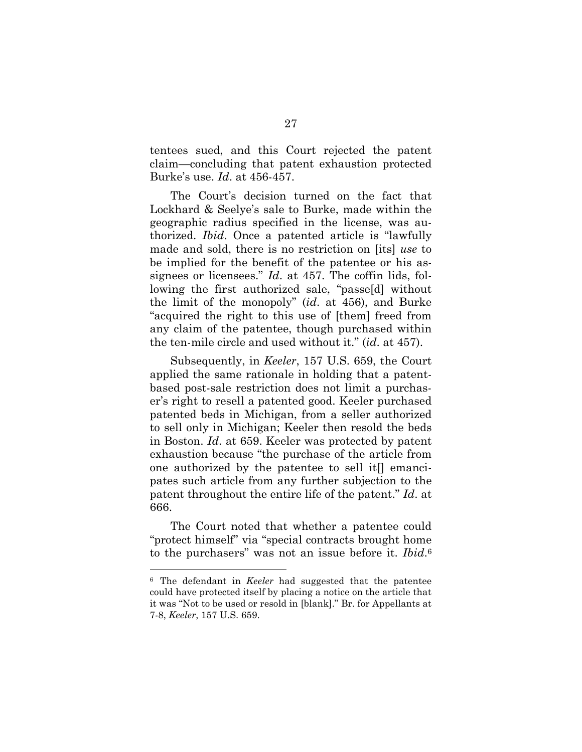tentees sued, and this Court rejected the patent claim—concluding that patent exhaustion protected Burke's use. *Id*. at 456-457.

The Court's decision turned on the fact that Lockhard & Seelye's sale to Burke, made within the geographic radius specified in the license, was authorized. *Ibid*. Once a patented article is "lawfully made and sold, there is no restriction on [its] *use* to be implied for the benefit of the patentee or his assignees or licensees." *Id*. at 457. The coffin lids, following the first authorized sale, "passe[d] without the limit of the monopoly" (*id*. at 456), and Burke "acquired the right to this use of [them] freed from any claim of the patentee, though purchased within the ten-mile circle and used without it." (*id*. at 457).

Subsequently, in *Keeler*, 157 U.S. 659, the Court applied the same rationale in holding that a patent-based post-sale restriction does not limit a purchaser's right to resell a patented good. Keeler purchased patented beds in Michigan, from a seller authorized to sell only in Michigan; Keeler then resold the beds in Boston. *Id*. at 659. Keeler was protected by patent exhaustion because "the purchase of the article from one authorized by the patentee to sell it[] emancipates such article from any further subjection to the patent throughout the entire life of the patent." *Id*. at 666.

The Court noted that whether a patentee could "protect himself" via "special contracts brought home to the purchasers" was not an issue before it. *Ibid*.[6]

[6] The defendant in *Keeler* had suggested that the patentee could have protected itself by placing a notice on the article that it was "Not to be used or resold in [blank]." Br. for Appellants at 7-8, *Keeler*, 157 U.S. 659.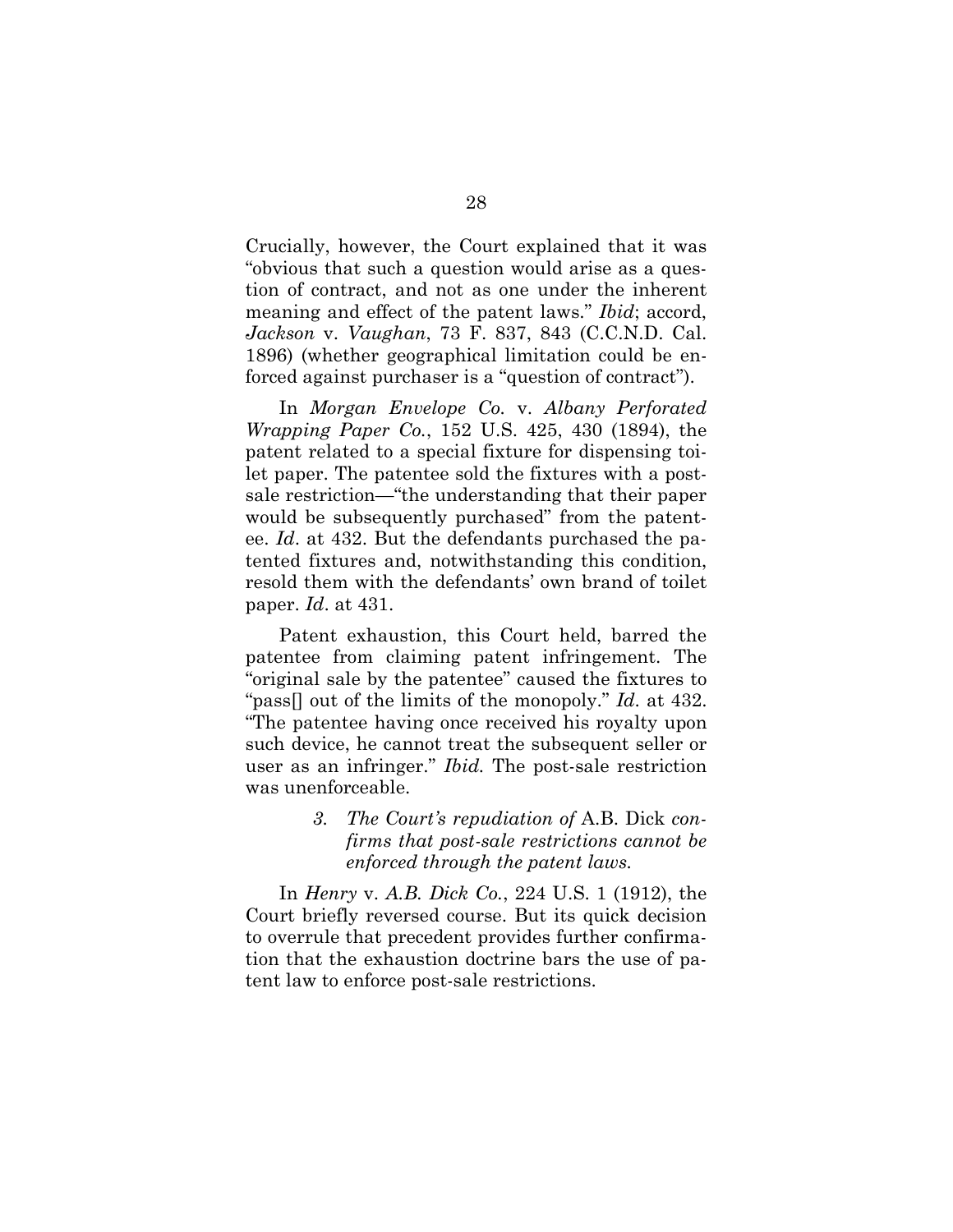Crucially, however, the Court explained that it was "obvious that such a question would arise as a question of contract, and not as one under the inherent meaning and effect of the patent laws." *Ibid*; accord, *Jackson* v. *Vaughan*, 73 F. 837, 843 (C.C.N.D. Cal. 1896) (whether geographical limitation could be enforced against purchaser is a "question of contract").

In *Morgan Envelope Co.* v. *Albany Perforated Wrapping Paper Co.*, 152 U.S. 425, 430 (1894), the patent related to a special fixture for dispensing toilet paper. The patentee sold the fixtures with a post-sale restriction—"the understanding that their paper would be subsequently purchased" from the patentee. *Id*. at 432. But the defendants purchased the patented fixtures and, notwithstanding this condition, resold them with the defendants' own brand of toilet paper. *Id*. at 431.

Patent exhaustion, this Court held, barred the patentee from claiming patent infringement. The "original sale by the patentee" caused the fixtures to "pass[] out of the limits of the monopoly." *Id*. at 432. "The patentee having once received his royalty upon such device, he cannot treat the subsequent seller or user as an infringer." *Ibid.* The post-sale restriction was unenforceable.

> *3. The Court's repudiation of* A.B. Dick *confirms that post-sale restrictions cannot be enforced through the patent laws.*

In *Henry* v. *A.B. Dick Co.*, 224 U.S. 1 (1912), the Court briefly reversed course. But its quick decision to overrule that precedent provides further confirmation that the exhaustion doctrine bars the use of patent law to enforce post-sale restrictions.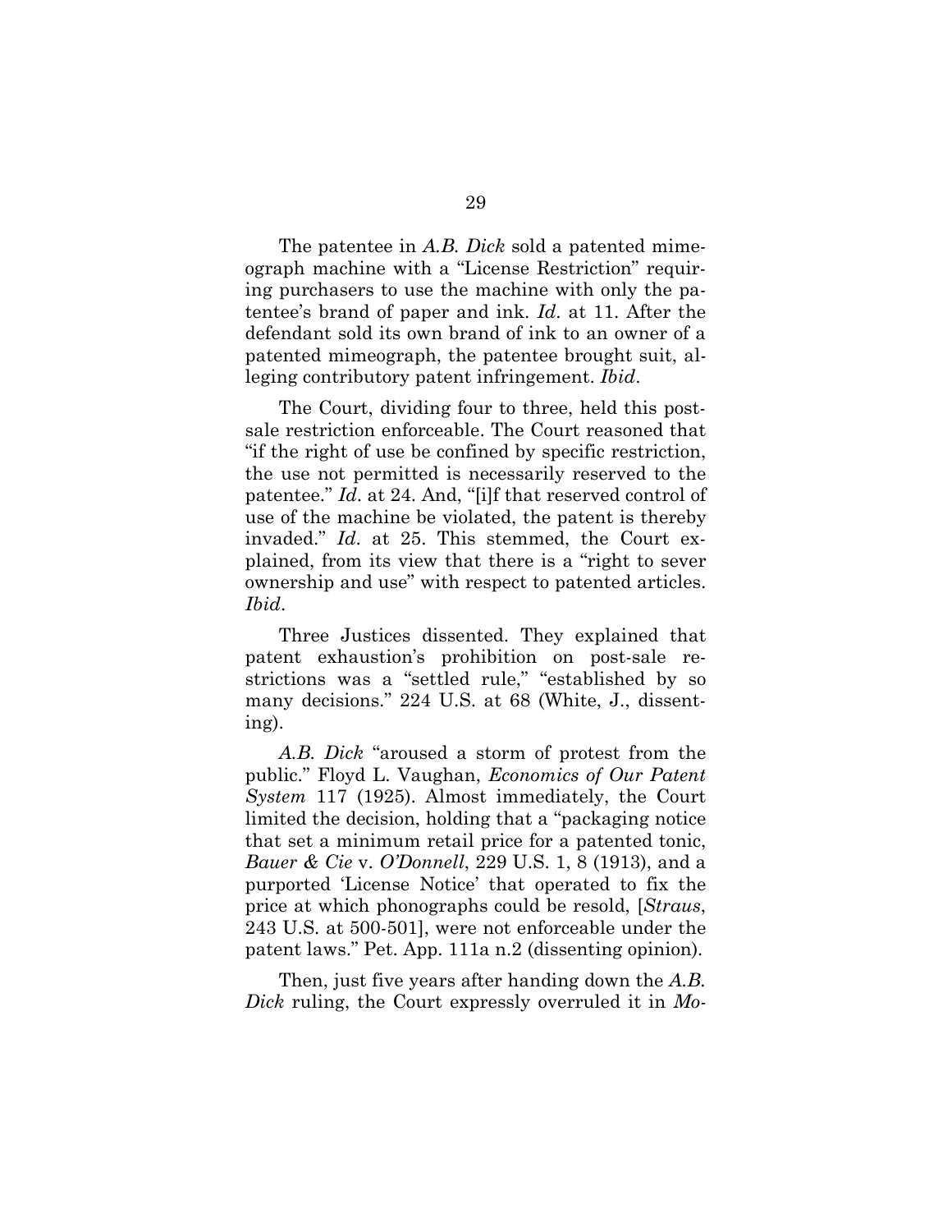The patentee in *A.B. Dick* sold a patented mimeograph machine with a "License Restriction" requiring purchasers to use the machine with only the patentee's brand of paper and ink. *Id.* at 11. After the defendant sold its own brand of ink to an owner of a patented mimeograph, the patentee brought suit, alleging contributory patent infringement. *Ibid.*

The Court, dividing four to three, held this post-sale restriction enforceable. The Court reasoned that "if the right of use be confined by specific restriction, the use not permitted is necessarily reserved to the patentee." *Id.* at 24. And, "[i]f that reserved control of use of the machine be violated, the patent is thereby invaded." *Id.* at 25. This stemmed, the Court explained, from its view that there is a "right to sever ownership and use" with respect to patented articles. *Ibid.*

Three Justices dissented. They explained that patent exhaustion's prohibition on post-sale restrictions was a "settled rule," "established by so many decisions." 224 U.S. at 68 (White, J., dissenting).

*A.B. Dick* "aroused a storm of protest from the public." Floyd L. Vaughan, *Economics of Our Patent System* 117 (1925). Almost immediately, the Court limited the decision, holding that a "packaging notice that set a minimum retail price for a patented tonic, *Bauer & Cie* v. *O'Donnell*, 229 U.S. 1, 8 (1913), and a purported 'License Notice' that operated to fix the price at which phonographs could be resold, [*Straus*, 243 U.S. at 500-501], were not enforceable under the patent laws." Pet. App. 111a n.2 (dissenting opinion).

Then, just five years after handing down the *A.B. Dick* ruling, the Court expressly overruled it in *Mo-*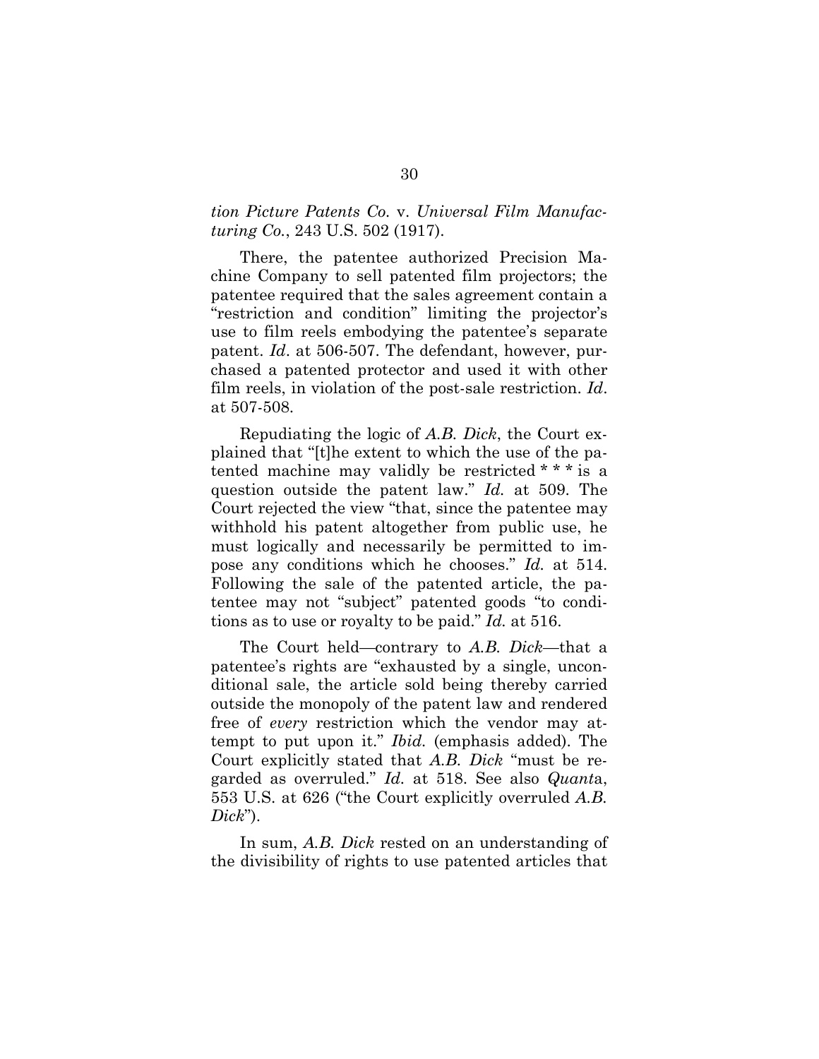*tion Picture Patents Co.* v. *Universal Film Manufacturing Co.*, 243 U.S. 502 (1917).

There, the patentee authorized Precision Machine Company to sell patented film projectors; the patentee required that the sales agreement contain a "restriction and condition" limiting the projector's use to film reels embodying the patentee's separate patent. *Id*. at 506-507. The defendant, however, purchased a patented protector and used it with other film reels, in violation of the post-sale restriction. *Id*. at 507-508.

Repudiating the logic of *A.B. Dick*, the Court explained that "[t]he extent to which the use of the patented machine may validly be restricted * * * is a question outside the patent law." *Id.* at 509. The Court rejected the view "that, since the patentee may withhold his patent altogether from public use, he must logically and necessarily be permitted to impose any conditions which he chooses." *Id.* at 514. Following the sale of the patented article, the patentee may not "subject" patented goods "to conditions as to use or royalty to be paid." *Id.* at 516.

The Court held—contrary to *A.B. Dick*—that a patentee's rights are "exhausted by a single, unconditional sale, the article sold being thereby carried outside the monopoly of the patent law and rendered free of *every* restriction which the vendor may attempt to put upon it." *Ibid.* (emphasis added). The Court explicitly stated that *A.B. Dick* "must be regarded as overruled." *Id.* at 518. See also *Quant*a, 553 U.S. at 626 ("the Court explicitly overruled *A.B. Dick*").

In sum, *A.B. Dick* rested on an understanding of the divisibility of rights to use patented articles that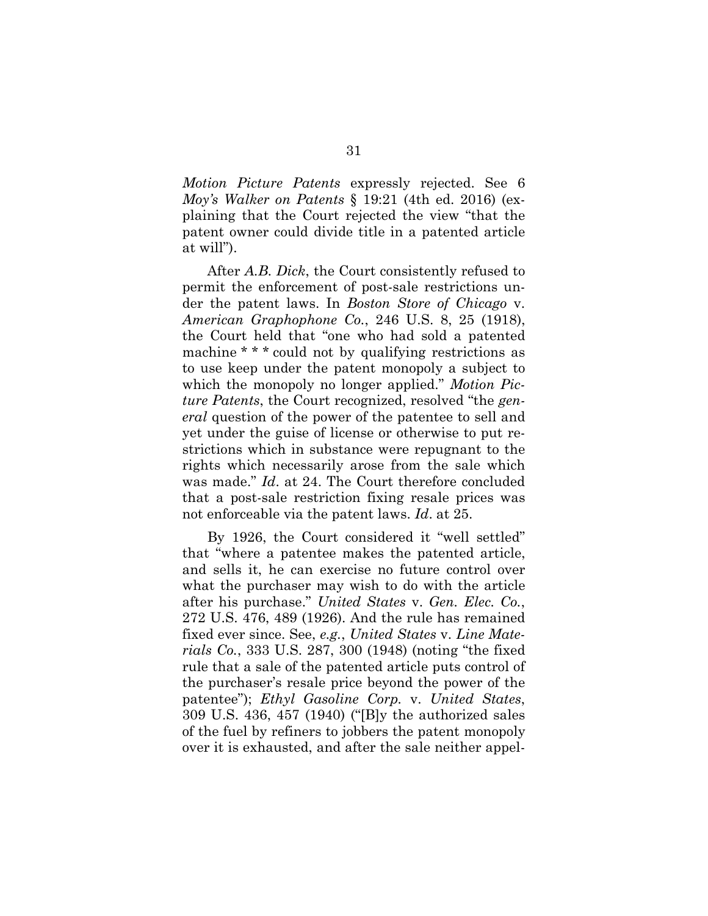*Motion Picture Patents* expressly rejected. See 6 *Moy's Walker on Patents* § 19:21 (4th ed. 2016) (explaining that the Court rejected the view "that the patent owner could divide title in a patented article at will").

After *A.B. Dick*, the Court consistently refused to permit the enforcement of post-sale restrictions under the patent laws. In *Boston Store of Chicago* v. *American Graphophone Co.*, 246 U.S. 8, 25 (1918), the Court held that "one who had sold a patented machine * * * could not by qualifying restrictions as to use keep under the patent monopoly a subject to which the monopoly no longer applied." *Motion Picture Patents*, the Court recognized, resolved "the *general* question of the power of the patentee to sell and yet under the guise of license or otherwise to put restrictions which in substance were repugnant to the rights which necessarily arose from the sale which was made." *Id*. at 24. The Court therefore concluded that a post-sale restriction fixing resale prices was not enforceable via the patent laws. *Id*. at 25.

By 1926, the Court considered it "well settled" that "where a patentee makes the patented article, and sells it, he can exercise no future control over what the purchaser may wish to do with the article after his purchase." *United States* v. *Gen. Elec. Co.*, 272 U.S. 476, 489 (1926). And the rule has remained fixed ever since. See, *e.g.*, *United States* v. *Line Materials Co.*, 333 U.S. 287, 300 (1948) (noting "the fixed rule that a sale of the patented article puts control of the purchaser's resale price beyond the power of the patentee"); *Ethyl Gasoline Corp.* v. *United States*, 309 U.S. 436, 457 (1940) ("[B]y the authorized sales of the fuel by refiners to jobbers the patent monopoly over it is exhausted, and after the sale neither appel-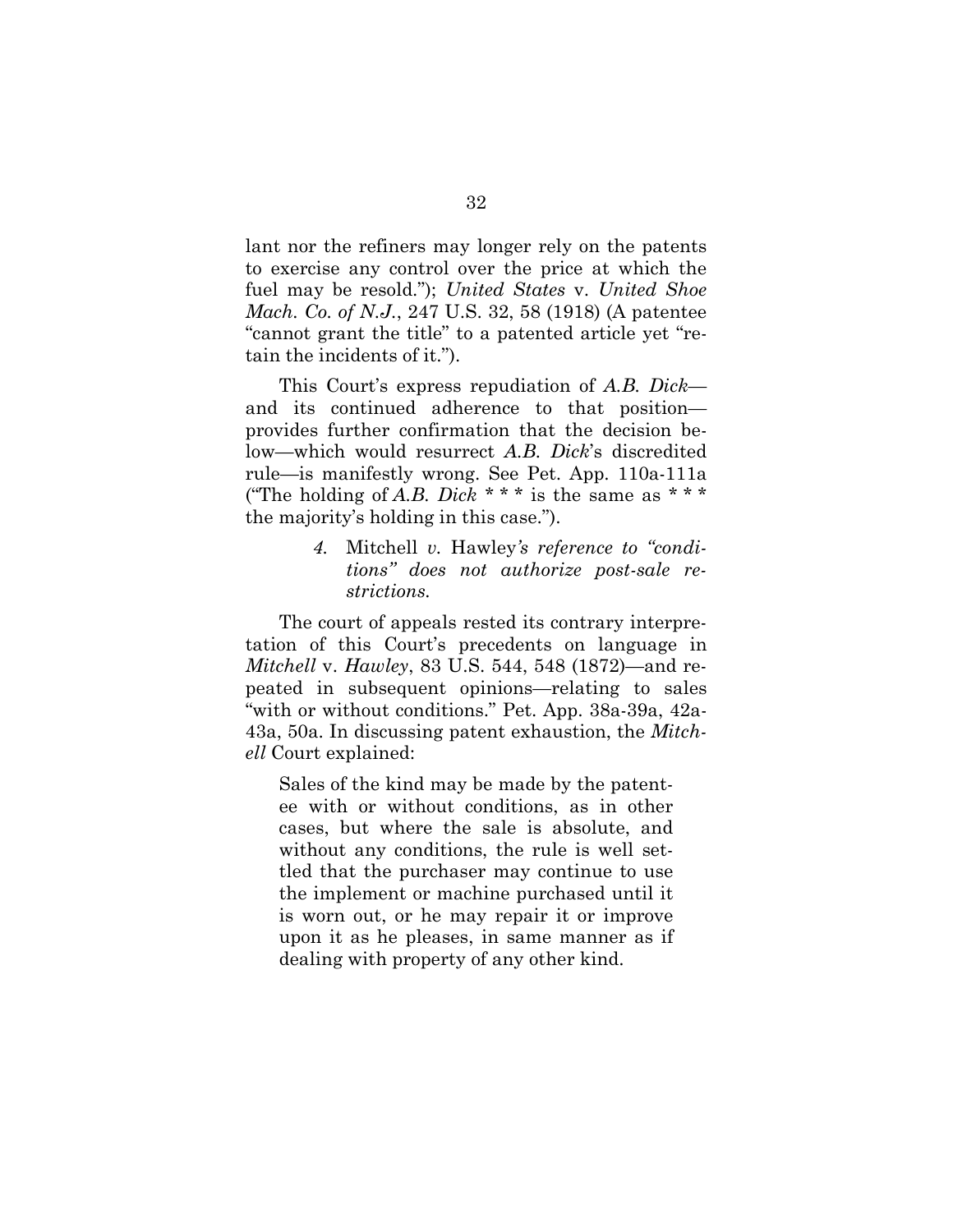lant nor the refiners may longer rely on the patents to exercise any control over the price at which the fuel may be resold."); *United States* v. *United Shoe Mach. Co. of N.J.*, 247 U.S. 32, 58 (1918) (A patentee "cannot grant the title" to a patented article yet "retain the incidents of it.").

This Court's express repudiation of *A.B. Dick*—and its continued adherence to that position—provides further confirmation that the decision below—which would resurrect *A.B. Dick*'s discredited rule—is manifestly wrong. See Pet. App. 110a-111a ("The holding of *A.B. Dick* * * * is the same as * * * the majority's holding in this case.").

#### *4.* Mitchell *v.* Hawley*'s reference to "conditions" does not authorize post-sale restrictions.*

The court of appeals rested its contrary interpretation of this Court's precedents on language in *Mitchell* v. *Hawley*, 83 U.S. 544, 548 (1872)—and repeated in subsequent opinions—relating to sales "with or without conditions." Pet. App. 38a-39a, 42a-43a, 50a. In discussing patent exhaustion, the *Mitchell* Court explained:

> Sales of the kind may be made by the patentee with or without conditions, as in other cases, but where the sale is absolute, and without any conditions, the rule is well settled that the purchaser may continue to use the implement or machine purchased until it is worn out, or he may repair it or improve upon it as he pleases, in same manner as if dealing with property of any other kind.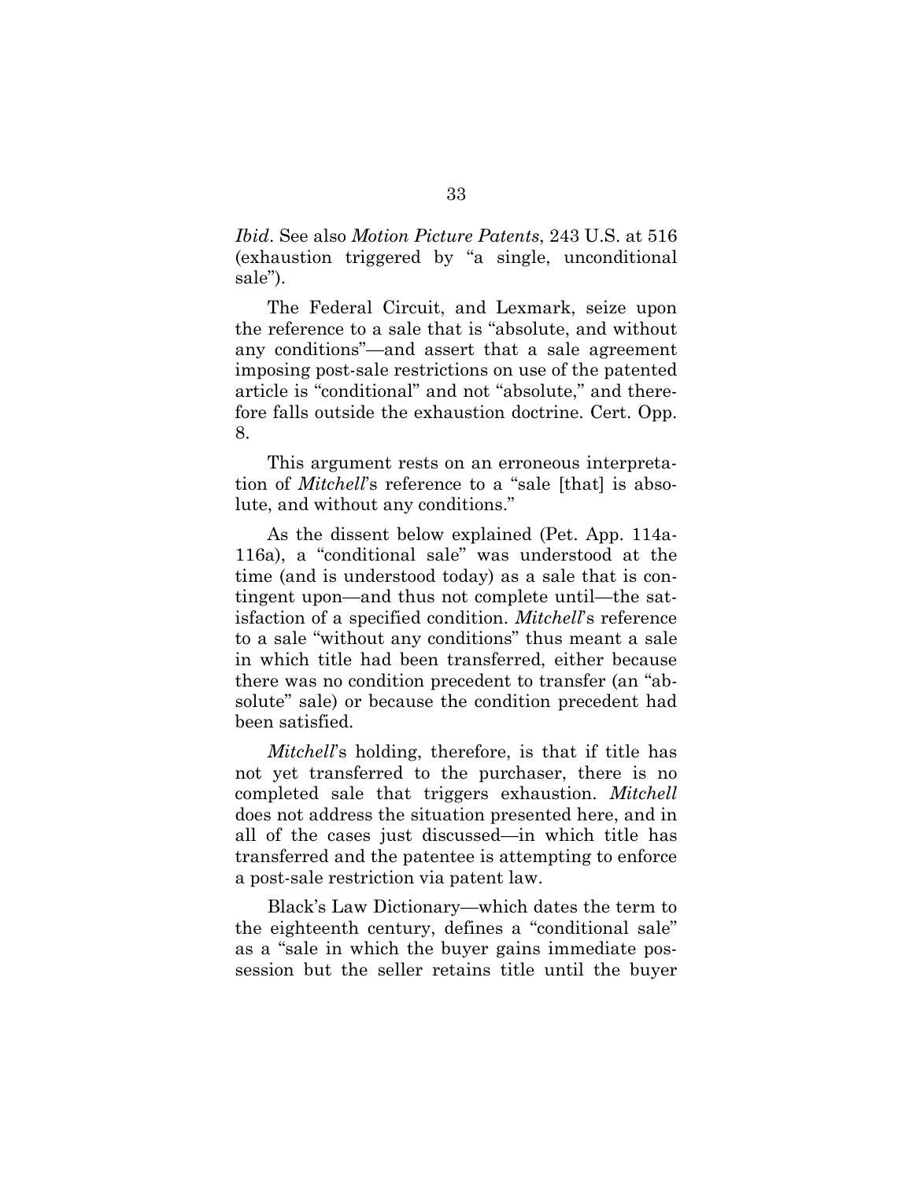*Ibid*. See also *Motion Picture Patents*, 243 U.S. at 516 (exhaustion triggered by "a single, unconditional sale").

The Federal Circuit, and Lexmark, seize upon the reference to a sale that is "absolute, and without any conditions"—and assert that a sale agreement imposing post-sale restrictions on use of the patented article is "conditional" and not "absolute," and therefore falls outside the exhaustion doctrine. Cert. Opp. 8.

This argument rests on an erroneous interpretation of *Mitchell*'s reference to a "sale [that] is absolute, and without any conditions."

As the dissent below explained (Pet. App. 114a-116a), a "conditional sale" was understood at the time (and is understood today) as a sale that is contingent upon—and thus not complete until—the satisfaction of a specified condition. *Mitchell*'s reference to a sale "without any conditions" thus meant a sale in which title had been transferred, either because there was no condition precedent to transfer (an "absolute" sale) or because the condition precedent had been satisfied.

*Mitchell*'s holding, therefore, is that if title has not yet transferred to the purchaser, there is no completed sale that triggers exhaustion. *Mitchell* does not address the situation presented here, and in all of the cases just discussed—in which title has transferred and the patentee is attempting to enforce a post-sale restriction via patent law.

Black's Law Dictionary—which dates the term to the eighteenth century, defines a "conditional sale" as a "sale in which the buyer gains immediate possession but the seller retains title until the buyer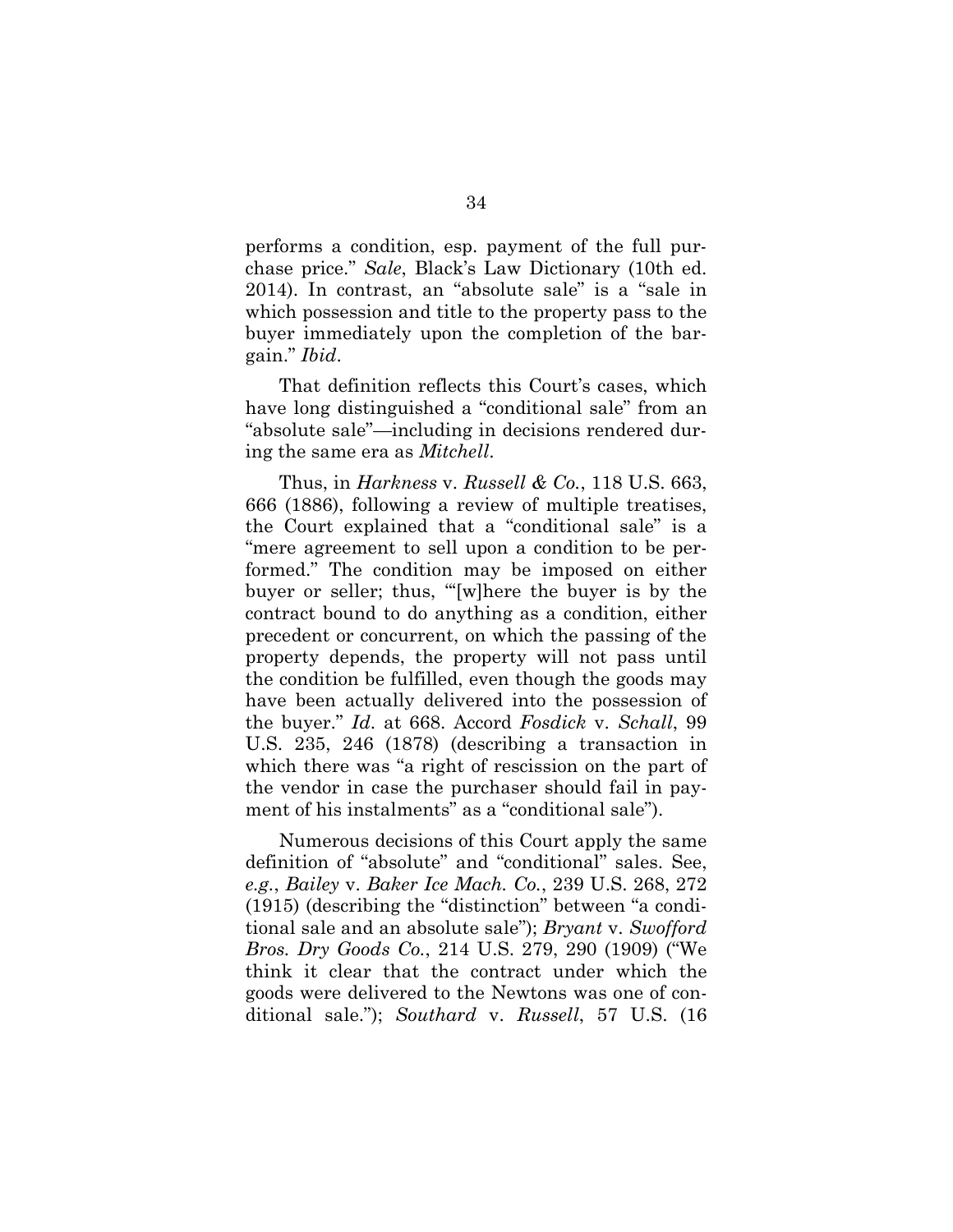performs a condition, esp. payment of the full purchase price." *Sale*, Black's Law Dictionary (10th ed. 2014). In contrast, an "absolute sale" is a "sale in which possession and title to the property pass to the buyer immediately upon the completion of the bargain." *Ibid*.

That definition reflects this Court's cases, which have long distinguished a "conditional sale" from an "absolute sale"—including in decisions rendered during the same era as *Mitchell*.

Thus, in *Harkness* v. *Russell & Co.*, 118 U.S. 663, 666 (1886), following a review of multiple treatises, the Court explained that a "conditional sale" is a "mere agreement to sell upon a condition to be performed." The condition may be imposed on either buyer or seller; thus, "'[w]here the buyer is by the contract bound to do anything as a condition, either precedent or concurrent, on which the passing of the property depends, the property will not pass until the condition be fulfilled, even though the goods may have been actually delivered into the possession of the buyer." *Id.* at 668. Accord *Fosdick* v. *Schall*, 99 U.S. 235, 246 (1878) (describing a transaction in which there was "a right of rescission on the part of the vendor in case the purchaser should fail in payment of his instalments" as a "conditional sale").

Numerous decisions of this Court apply the same definition of "absolute" and "conditional" sales. See, *e.g.*, *Bailey* v. *Baker Ice Mach. Co.*, 239 U.S. 268, 272 (1915) (describing the "distinction" between "a conditional sale and an absolute sale"); *Bryant* v. *Swofford Bros. Dry Goods Co.*, 214 U.S. 279, 290 (1909) ("We think it clear that the contract under which the goods were delivered to the Newtons was one of conditional sale."); *Southard* v. *Russell*, 57 U.S. (16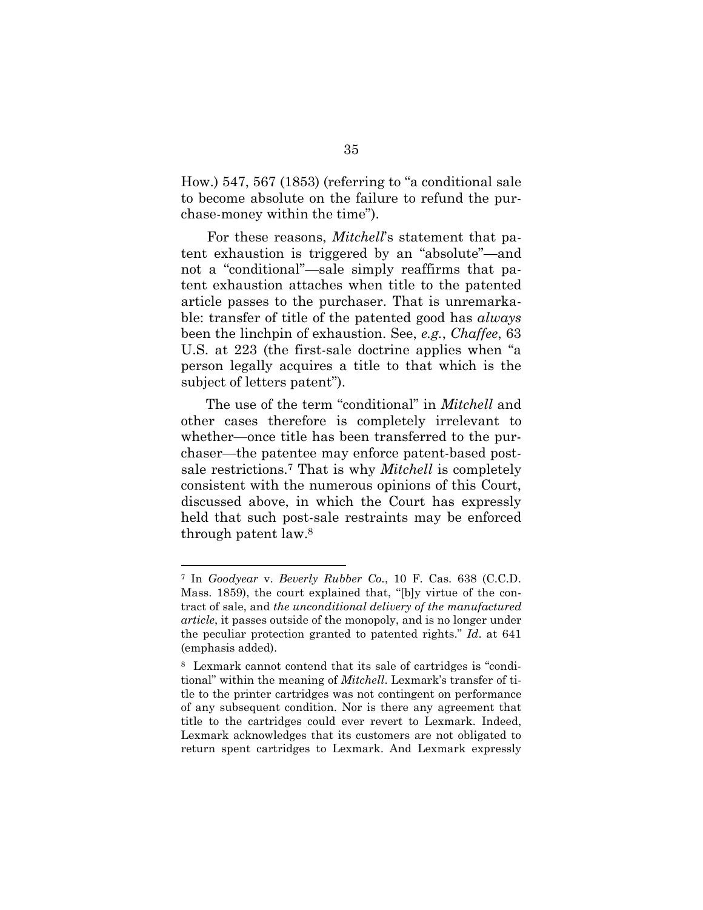How.) 547, 567 (1853) (referring to "a conditional sale to become absolute on the failure to refund the purchase-money within the time").

For these reasons, *Mitchell*'s statement that patent exhaustion is triggered by an "absolute"—and not a "conditional"—sale simply reaffirms that patent exhaustion attaches when title to the patented article passes to the purchaser. That is unremarkable: transfer of title of the patented good has *always* been the linchpin of exhaustion. See, *e.g.*, *Chaffee*, 63 U.S. at 223 (the first-sale doctrine applies when "a person legally acquires a title to that which is the subject of letters patent").

The use of the term "conditional" in *Mitchell* and other cases therefore is completely irrelevant to whether—once title has been transferred to the purchaser—the patentee may enforce patent-based post-sale restrictions.[7] That is why *Mitchell* is completely consistent with the numerous opinions of this Court, discussed above, in which the Court has expressly held that such post-sale restraints may be enforced through patent law.[8]

---

[7] In *Goodyear* v. *Beverly Rubber Co.*, 10 F. Cas. 638 (C.C.D. Mass. 1859), the court explained that, "[b]y virtue of the contract of sale, and *the unconditional delivery of the manufactured article*, it passes outside of the monopoly, and is no longer under the peculiar protection granted to patented rights." *Id*. at 641 (emphasis added).

[8] Lexmark cannot contend that its sale of cartridges is "conditional" within the meaning of *Mitchell*. Lexmark's transfer of title to the printer cartridges was not contingent on performance of any subsequent condition. Nor is there any agreement that title to the cartridges could ever revert to Lexmark. Indeed, Lexmark acknowledges that its customers are not obligated to return spent cartridges to Lexmark. And Lexmark expressly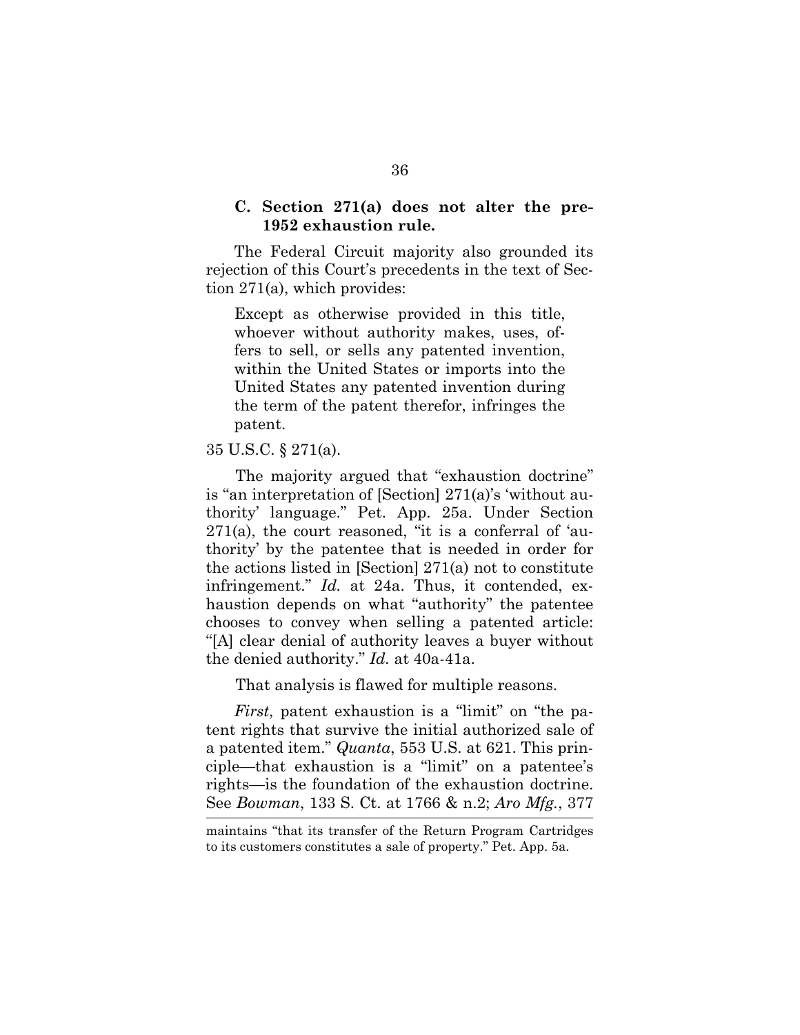### C. Section 271(a) does not alter the pre-1952 exhaustion rule.

The Federal Circuit majority also grounded its rejection of this Court's precedents in the text of Section 271(a), which provides:

> Except as otherwise provided in this title, whoever without authority makes, uses, offers to sell, or sells any patented invention, within the United States or imports into the United States any patented invention during the term of the patent therefor, infringes the patent.

35 U.S.C. § 271(a).

The majority argued that "exhaustion doctrine" is "an interpretation of [Section] 271(a)'s 'without authority' language." Pet. App. 25a. Under Section 271(a), the court reasoned, "it is a conferral of 'authority' by the patentee that is needed in order for the actions listed in [Section] 271(a) not to constitute infringement." *Id.* at 24a. Thus, it contended, exhaustion depends on what "authority" the patentee chooses to convey when selling a patented article: "[A] clear denial of authority leaves a buyer without the denied authority." *Id.* at 40a-41a.

That analysis is flawed for multiple reasons.

*First*, patent exhaustion is a "limit" on "the patent rights that survive the initial authorized sale of a patented item." *Quanta*, 553 U.S. at 621. This principle—that exhaustion is a "limit" on a patentee's rights—is the foundation of the exhaustion doctrine. See *Bowman*, 133 S. Ct. at 1766 & n.2; *Aro Mfg.*, 377

maintains "that its transfer of the Return Program Cartridges to its customers constitutes a sale of property." Pet. App. 5a.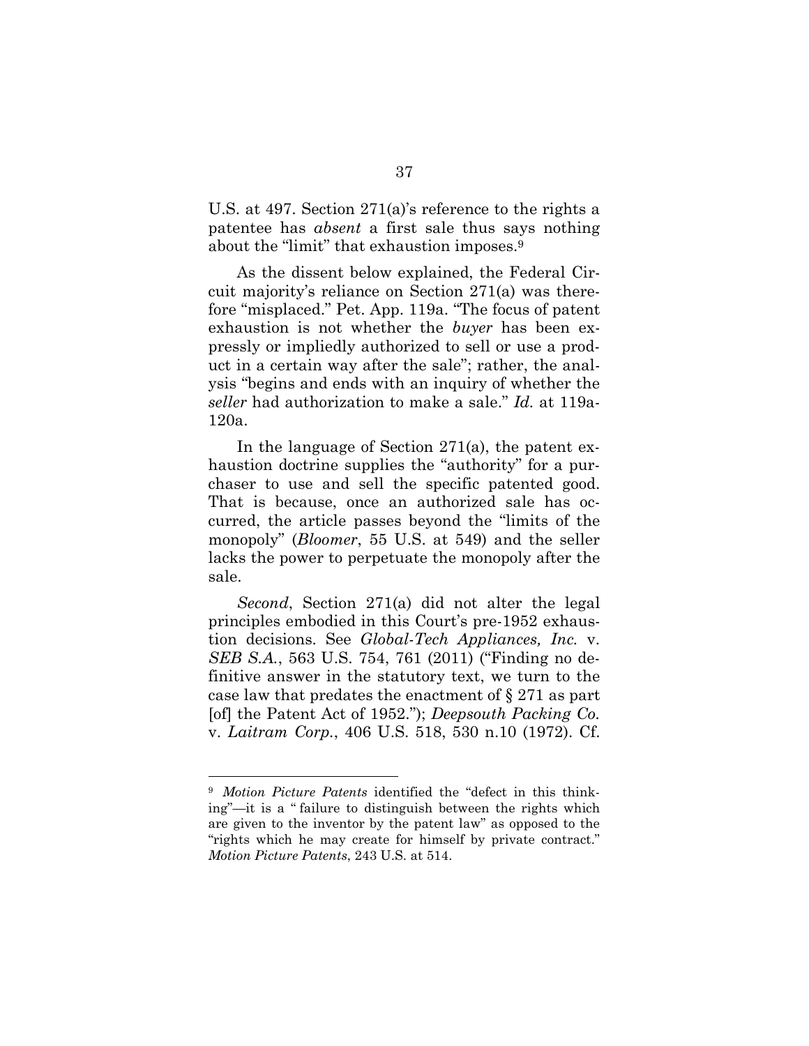U.S. at 497. Section 271(a)'s reference to the rights a patentee has *absent* a first sale thus says nothing about the "limit" that exhaustion imposes.[9]

As the dissent below explained, the Federal Circuit majority's reliance on Section 271(a) was therefore "misplaced." Pet. App. 119a. "The focus of patent exhaustion is not whether the *buyer* has been expressly or impliedly authorized to sell or use a product in a certain way after the sale"; rather, the analysis "begins and ends with an inquiry of whether the *seller* had authorization to make a sale." *Id.* at 119a-120a.

In the language of Section 271(a), the patent exhaustion doctrine supplies the "authority" for a purchaser to use and sell the specific patented good. That is because, once an authorized sale has occurred, the article passes beyond the "limits of the monopoly" (*Bloomer*, 55 U.S. at 549) and the seller lacks the power to perpetuate the monopoly after the sale.

*Second*, Section 271(a) did not alter the legal principles embodied in this Court's pre-1952 exhaustion decisions. See *Global-Tech Appliances, Inc.* v. *SEB S.A.*, 563 U.S. 754, 761 (2011) ("Finding no definitive answer in the statutory text, we turn to the case law that predates the enactment of § 271 as part [of] the Patent Act of 1952."); *Deepsouth Packing Co.* v. *Laitram Corp.*, 406 U.S. 518, 530 n.10 (1972). Cf.

---

[9] *Motion Picture Patents* identified the "defect in this thinking"—it is a " failure to distinguish between the rights which are given to the inventor by the patent law" as opposed to the "rights which he may create for himself by private contract." *Motion Picture Patents*, 243 U.S. at 514.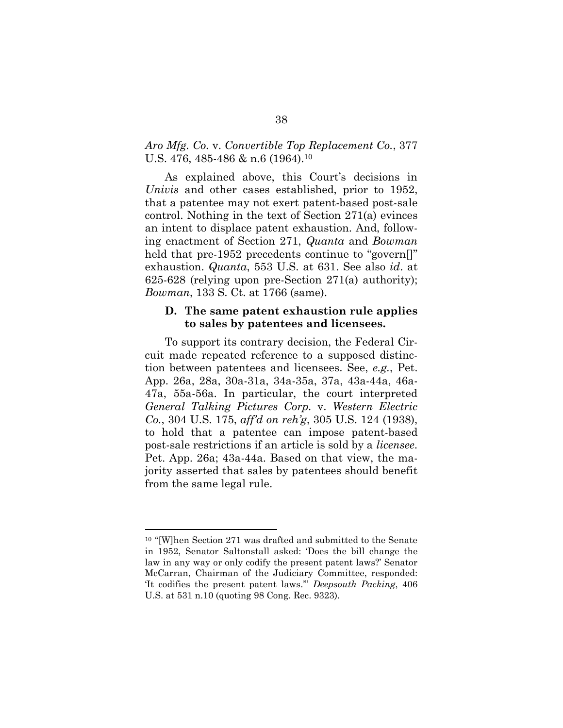*Aro Mfg. Co.* v. *Convertible Top Replacement Co.*, 377 U.S. 476, 485-486 & n.6 (1964).[10]

As explained above, this Court's decisions in *Univis* and other cases established, prior to 1952, that a patentee may not exert patent-based post-sale control. Nothing in the text of Section 271(a) evinces an intent to displace patent exhaustion. And, following enactment of Section 271, *Quanta* and *Bowman* held that pre-1952 precedents continue to "govern[]" exhaustion. *Quanta*, 553 U.S. at 631. See also *id*. at 625-628 (relying upon pre-Section 271(a) authority); *Bowman*, 133 S. Ct. at 1766 (same).

### D. The same patent exhaustion rule applies to sales by patentees and licensees.

To support its contrary decision, the Federal Circuit made repeated reference to a supposed distinction between patentees and licensees. See, *e.g.*, Pet. App. 26a, 28a, 30a-31a, 34a-35a, 37a, 43a-44a, 46a-47a, 55a-56a. In particular, the court interpreted *General Talking Pictures Corp.* v. *Western Electric Co.*, 304 U.S. 175, *aff'd on reh'g*, 305 U.S. 124 (1938), to hold that a patentee can impose patent-based post-sale restrictions if an article is sold by a *licensee*. Pet. App. 26a; 43a-44a. Based on that view, the majority asserted that sales by patentees should benefit from the same legal rule.

---

[10] "[W]hen Section 271 was drafted and submitted to the Senate in 1952, Senator Saltonstall asked: 'Does the bill change the law in any way or only codify the present patent laws?' Senator McCarran, Chairman of the Judiciary Committee, responded: 'It codifies the present patent laws.'" *Deepsouth Packing*, 406 U.S. at 531 n.10 (quoting 98 Cong. Rec. 9323).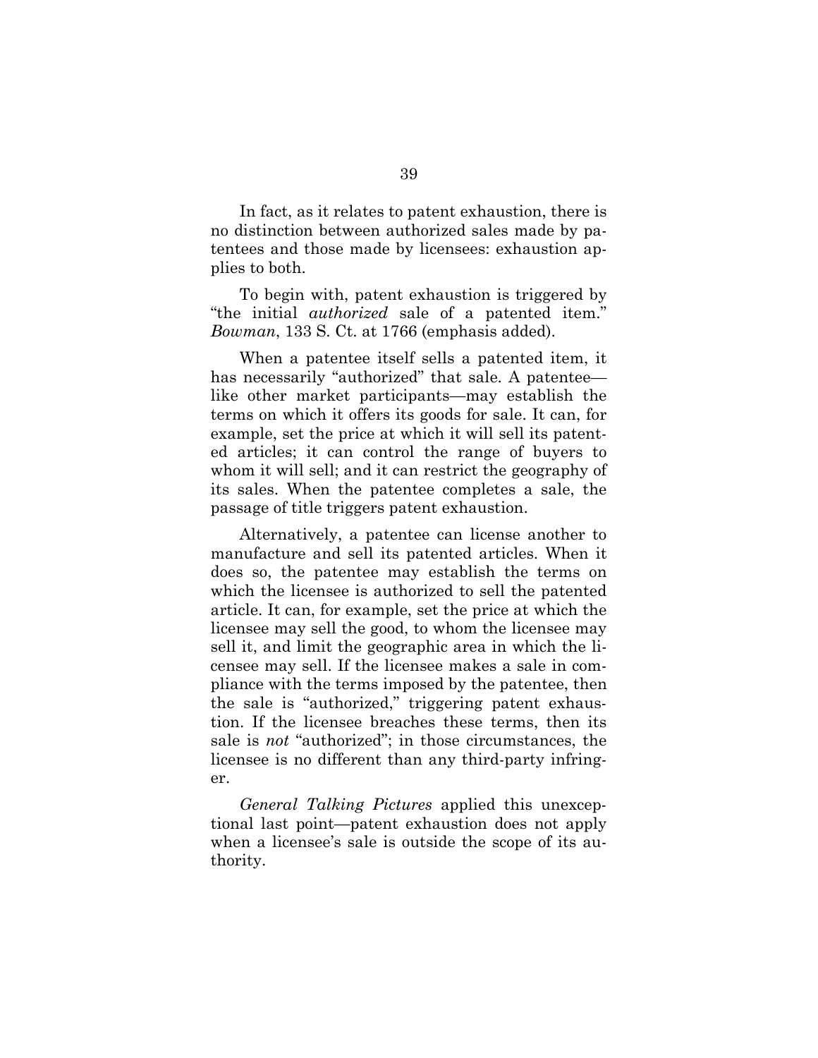In fact, as it relates to patent exhaustion, there is no distinction between authorized sales made by patentees and those made by licensees: exhaustion applies to both.

To begin with, patent exhaustion is triggered by "the initial *authorized* sale of a patented item." *Bowman*, 133 S. Ct. at 1766 (emphasis added).

When a patentee itself sells a patented item, it has necessarily "authorized" that sale. A patentee—like other market participants—may establish the terms on which it offers its goods for sale. It can, for example, set the price at which it will sell its patented articles; it can control the range of buyers to whom it will sell; and it can restrict the geography of its sales. When the patentee completes a sale, the passage of title triggers patent exhaustion.

Alternatively, a patentee can license another to manufacture and sell its patented articles. When it does so, the patentee may establish the terms on which the licensee is authorized to sell the patented article. It can, for example, set the price at which the licensee may sell the good, to whom the licensee may sell it, and limit the geographic area in which the licensee may sell. If the licensee makes a sale in compliance with the terms imposed by the patentee, then the sale is "authorized," triggering patent exhaustion. If the licensee breaches these terms, then its sale is *not* "authorized"; in those circumstances, the licensee is no different than any third-party infringer.

*General Talking Pictures* applied this unexceptional last point—patent exhaustion does not apply when a licensee's sale is outside the scope of its authority.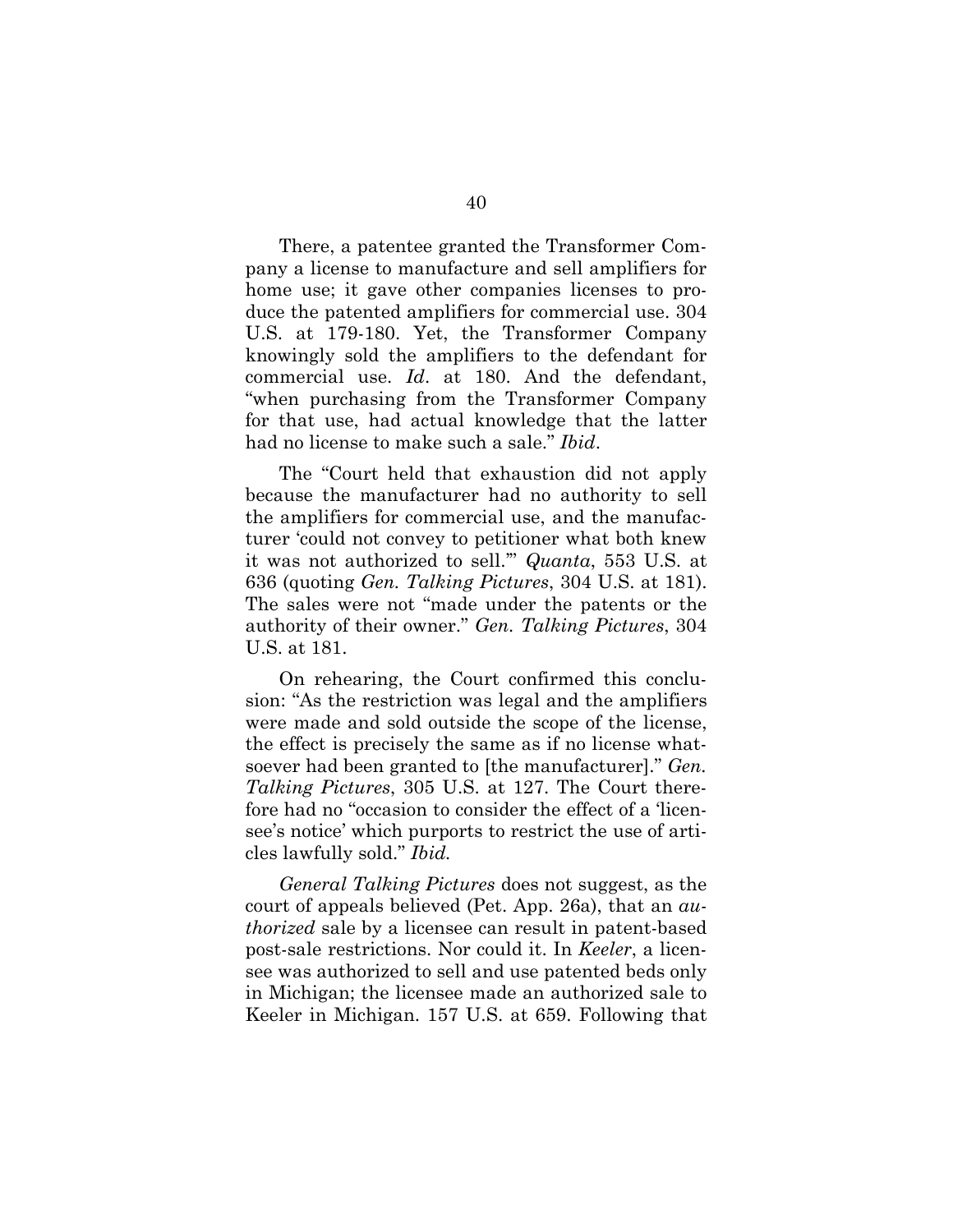There, a patentee granted the Transformer Company a license to manufacture and sell amplifiers for home use; it gave other companies licenses to produce the patented amplifiers for commercial use. 304 U.S. at 179-180. Yet, the Transformer Company knowingly sold the amplifiers to the defendant for commercial use. *Id*. at 180. And the defendant, "when purchasing from the Transformer Company for that use, had actual knowledge that the latter had no license to make such a sale." *Ibid*.

The "Court held that exhaustion did not apply because the manufacturer had no authority to sell the amplifiers for commercial use, and the manufacturer 'could not convey to petitioner what both knew it was not authorized to sell.'" *Quanta*, 553 U.S. at 636 (quoting *Gen. Talking Pictures*, 304 U.S. at 181). The sales were not "made under the patents or the authority of their owner." *Gen. Talking Pictures*, 304 U.S. at 181.

On rehearing, the Court confirmed this conclusion: "As the restriction was legal and the amplifiers were made and sold outside the scope of the license, the effect is precisely the same as if no license whatsoever had been granted to [the manufacturer]." *Gen. Talking Pictures*, 305 U.S. at 127. The Court therefore had no "occasion to consider the effect of a 'licensee's notice' which purports to restrict the use of articles lawfully sold." *Ibid.*

*General Talking Pictures* does not suggest, as the court of appeals believed (Pet. App. 26a), that an *authorized* sale by a licensee can result in patent-based post-sale restrictions. Nor could it. In *Keeler*, a licensee was authorized to sell and use patented beds only in Michigan; the licensee made an authorized sale to Keeler in Michigan. 157 U.S. at 659. Following that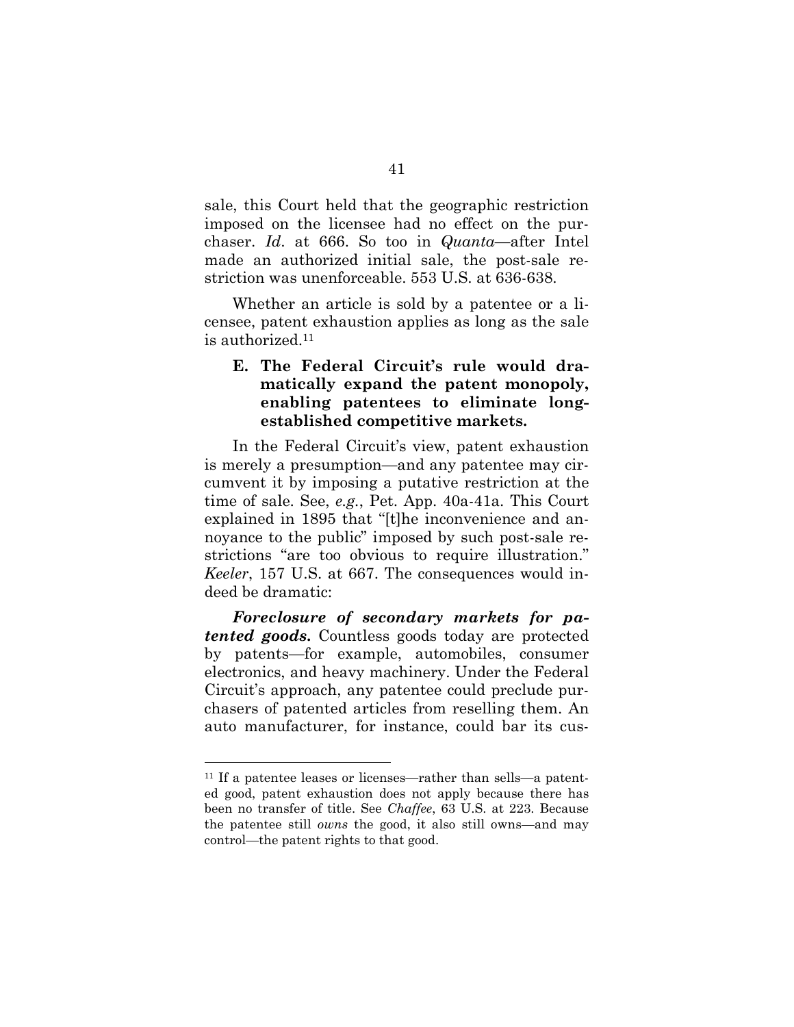sale, this Court held that the geographic restriction imposed on the licensee had no effect on the purchaser. *Id*. at 666. So too in *Quanta*—after Intel made an authorized initial sale, the post-sale restriction was unenforceable. 553 U.S. at 636-638.

Whether an article is sold by a patentee or a licensee, patent exhaustion applies as long as the sale is authorized.[11]

### E. The Federal Circuit's rule would dramatically expand the patent monopoly, enabling patentees to eliminate long-established competitive markets.

In the Federal Circuit's view, patent exhaustion is merely a presumption—and any patentee may circumvent it by imposing a putative restriction at the time of sale. See, *e.g.*, Pet. App. 40a-41a. This Court explained in 1895 that "[t]he inconvenience and annoyance to the public" imposed by such post-sale restrictions "are too obvious to require illustration." *Keeler*, 157 U.S. at 667. The consequences would indeed be dramatic:

***Foreclosure of secondary markets for patented goods.*** Countless goods today are protected by patents—for example, automobiles, consumer electronics, and heavy machinery. Under the Federal Circuit's approach, any patentee could preclude purchasers of patented articles from reselling them. An auto manufacturer, for instance, could bar its cus-

[11] If a patentee leases or licenses—rather than sells—a patented good, patent exhaustion does not apply because there has been no transfer of title. See *Chaffee*, 63 U.S. at 223. Because the patentee still *owns* the good, it also still owns—and may control—the patent rights to that good.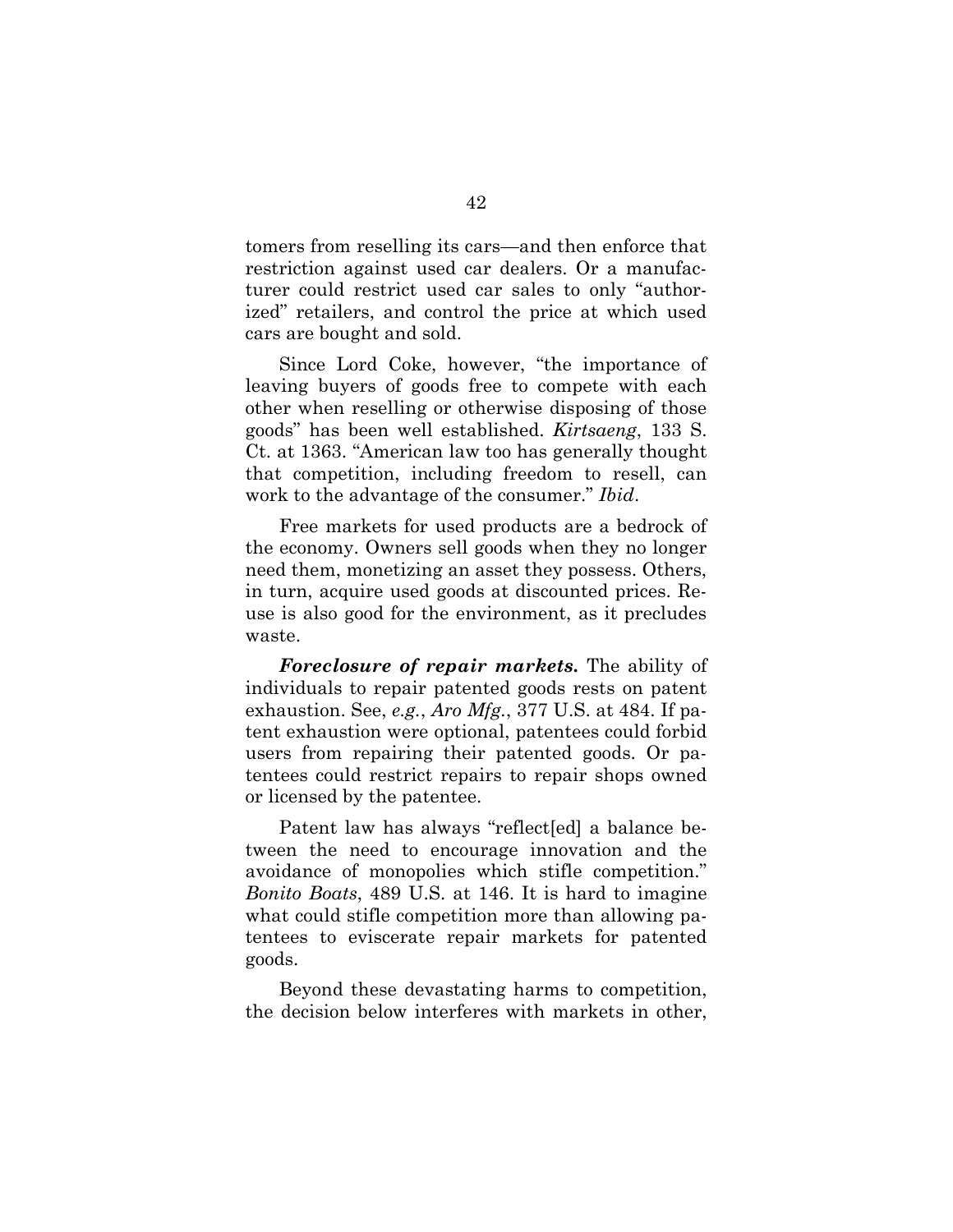tomers from reselling its cars—and then enforce that restriction against used car dealers. Or a manufacturer could restrict used car sales to only "authorized" retailers, and control the price at which used cars are bought and sold.

Since Lord Coke, however, "the importance of leaving buyers of goods free to compete with each other when reselling or otherwise disposing of those goods" has been well established. *Kirtsaeng*, 133 S. Ct. at 1363. "American law too has generally thought that competition, including freedom to resell, can work to the advantage of the consumer." *Ibid*.

Free markets for used products are a bedrock of the economy. Owners sell goods when they no longer need them, monetizing an asset they possess. Others, in turn, acquire used goods at discounted prices. Reuse is also good for the environment, as it precludes waste.

***Foreclosure of repair markets.*** The ability of individuals to repair patented goods rests on patent exhaustion. See, *e.g.*, *Aro Mfg.*, 377 U.S. at 484. If patent exhaustion were optional, patentees could forbid users from repairing their patented goods. Or patentees could restrict repairs to repair shops owned or licensed by the patentee.

Patent law has always "reflect[ed] a balance between the need to encourage innovation and the avoidance of monopolies which stifle competition." *Bonito Boats*, 489 U.S. at 146. It is hard to imagine what could stifle competition more than allowing patentees to eviscerate repair markets for patented goods.

Beyond these devastating harms to competition, the decision below interferes with markets in other,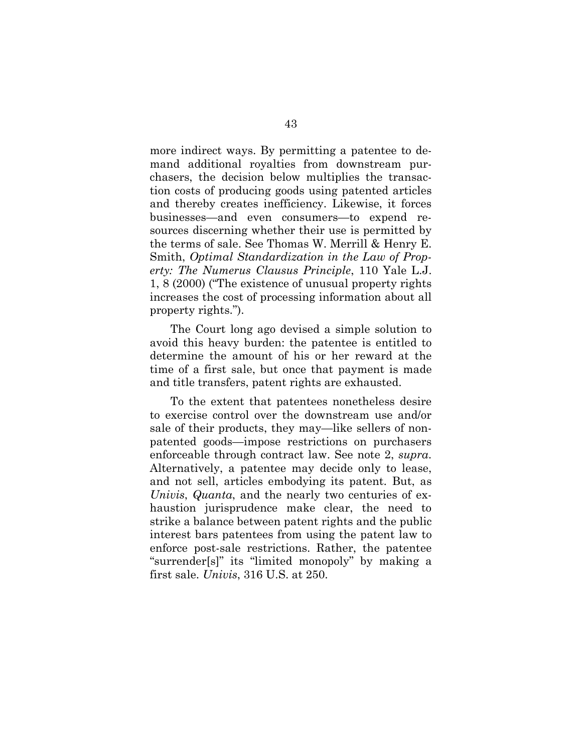more indirect ways. By permitting a patentee to demand additional royalties from downstream purchasers, the decision below multiplies the transaction costs of producing goods using patented articles and thereby creates inefficiency. Likewise, it forces businesses—and even consumers—to expend resources discerning whether their use is permitted by the terms of sale. See Thomas W. Merrill & Henry E. Smith, *Optimal Standardization in the Law of Property: The Numerus Clausus Principle*, 110 Yale L.J. 1, 8 (2000) ("The existence of unusual property rights increases the cost of processing information about all property rights.").

The Court long ago devised a simple solution to avoid this heavy burden: the patentee is entitled to determine the amount of his or her reward at the time of a first sale, but once that payment is made and title transfers, patent rights are exhausted.

To the extent that patentees nonetheless desire to exercise control over the downstream use and/or sale of their products, they may—like sellers of non-patented goods—impose restrictions on purchasers enforceable through contract law. See note 2, *supra*. Alternatively, a patentee may decide only to lease, and not sell, articles embodying its patent. But, as *Univis*, *Quanta*, and the nearly two centuries of exhaustion jurisprudence make clear, the need to strike a balance between patent rights and the public interest bars patentees from using the patent law to enforce post-sale restrictions. Rather, the patentee "surrender[s]" its "limited monopoly" by making a first sale. *Univis*, 316 U.S. at 250.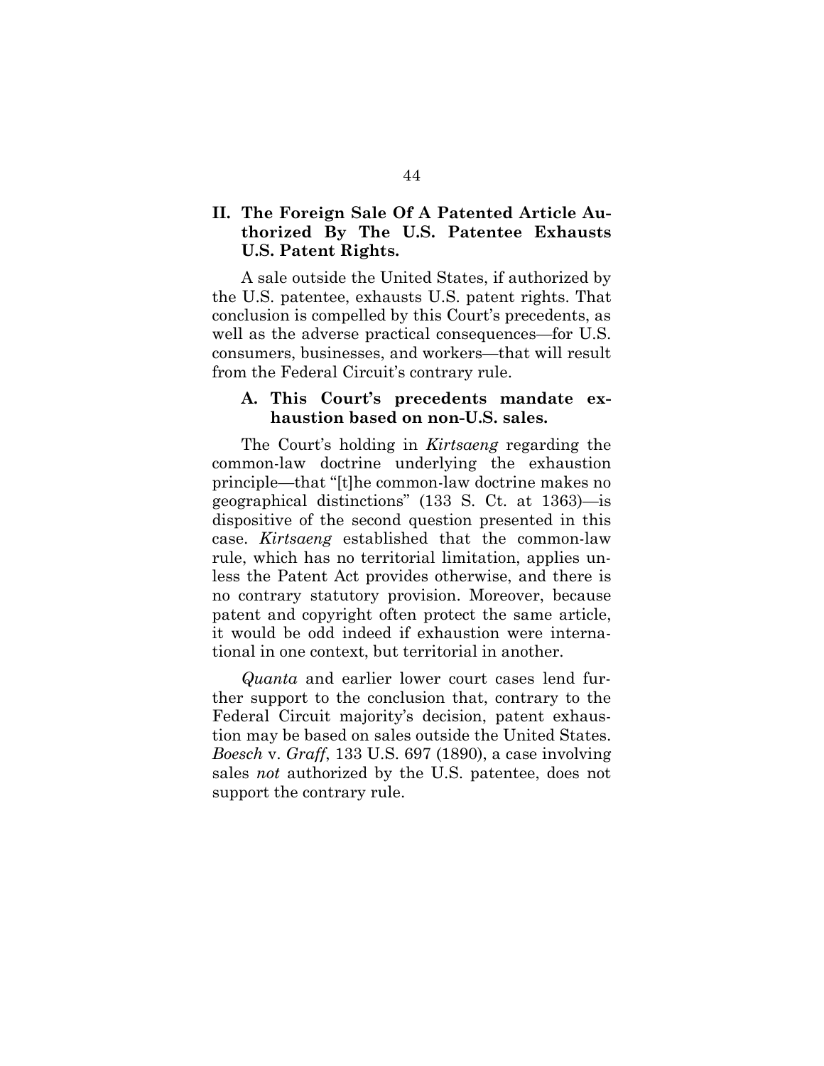## II. The Foreign Sale Of A Patented Article Authorized By The U.S. Patentee Exhausts U.S. Patent Rights.

A sale outside the United States, if authorized by the U.S. patentee, exhausts U.S. patent rights. That conclusion is compelled by this Court's precedents, as well as the adverse practical consequences—for U.S. consumers, businesses, and workers—that will result from the Federal Circuit's contrary rule.

### A. This Court's precedents mandate exhaustion based on non-U.S. sales.

The Court's holding in *Kirtsaeng* regarding the common-law doctrine underlying the exhaustion principle—that "[t]he common-law doctrine makes no geographical distinctions" (133 S. Ct. at 1363)—is dispositive of the second question presented in this case. *Kirtsaeng* established that the common-law rule, which has no territorial limitation, applies unless the Patent Act provides otherwise, and there is no contrary statutory provision. Moreover, because patent and copyright often protect the same article, it would be odd indeed if exhaustion were international in one context, but territorial in another.

*Quanta* and earlier lower court cases lend further support to the conclusion that, contrary to the Federal Circuit majority's decision, patent exhaustion may be based on sales outside the United States. *Boesch* v. *Graff*, 133 U.S. 697 (1890), a case involving sales *not* authorized by the U.S. patentee, does not support the contrary rule.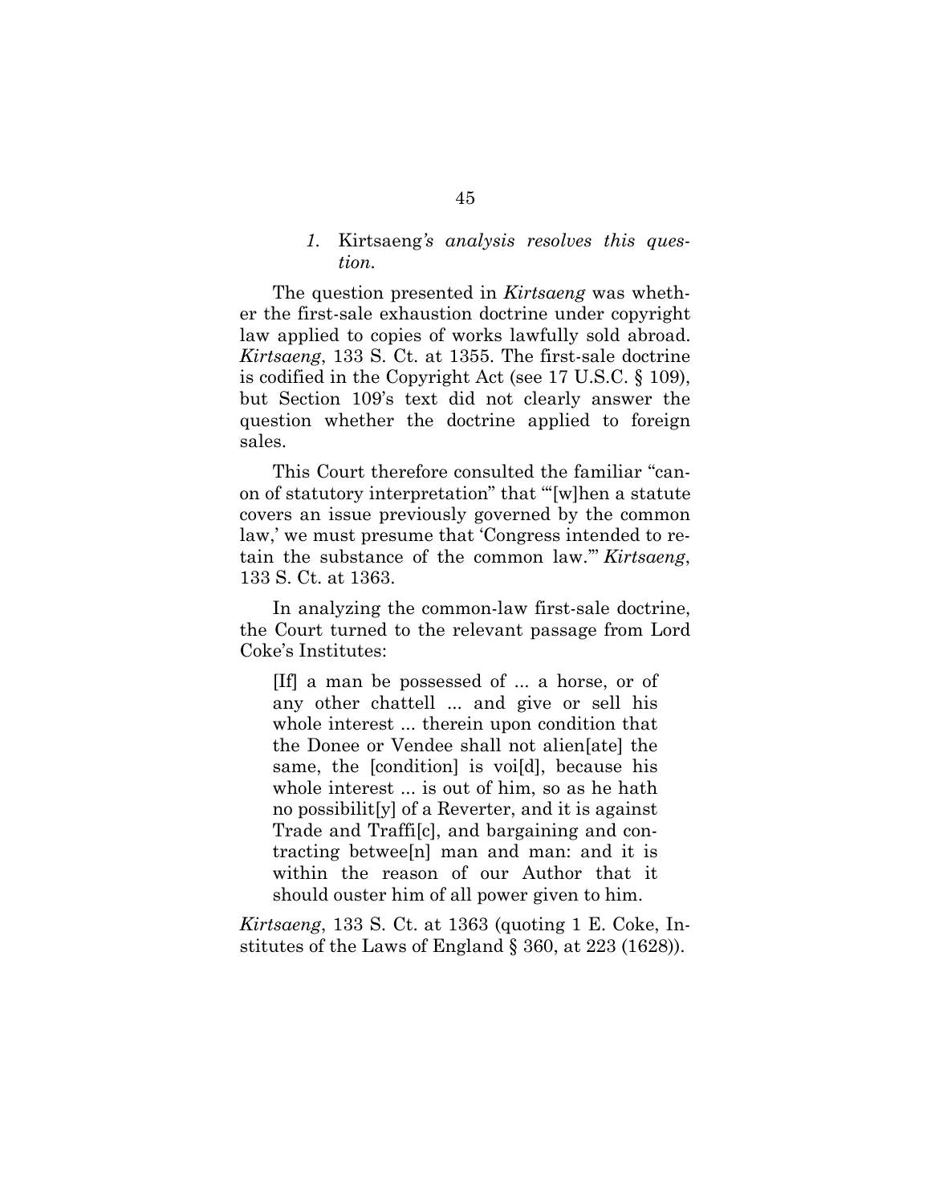### *1.* Kirtsaeng*'s analysis resolves this question.*

The question presented in *Kirtsaeng* was whether the first-sale exhaustion doctrine under copyright law applied to copies of works lawfully sold abroad. *Kirtsaeng*, 133 S. Ct. at 1355. The first-sale doctrine is codified in the Copyright Act (see 17 U.S.C. § 109), but Section 109's text did not clearly answer the question whether the doctrine applied to foreign sales.

This Court therefore consulted the familiar "canon of statutory interpretation" that "'[w]hen a statute covers an issue previously governed by the common law,' we must presume that 'Congress intended to retain the substance of the common law.'" *Kirtsaeng*, 133 S. Ct. at 1363.

In analyzing the common-law first-sale doctrine, the Court turned to the relevant passage from Lord Coke's Institutes:

> [If] a man be possessed of ... a horse, or of any other chattell ... and give or sell his whole interest ... therein upon condition that the Donee or Vendee shall not alien[ate] the same, the [condition] is voi[d], because his whole interest ... is out of him, so as he hath no possibilit[y] of a Reverter, and it is against Trade and Traffi[c], and bargaining and contracting betwee[n] man and man: and it is within the reason of our Author that it should ouster him of all power given to him.

*Kirtsaeng*, 133 S. Ct. at 1363 (quoting 1 E. Coke, Institutes of the Laws of England § 360, at 223 (1628)).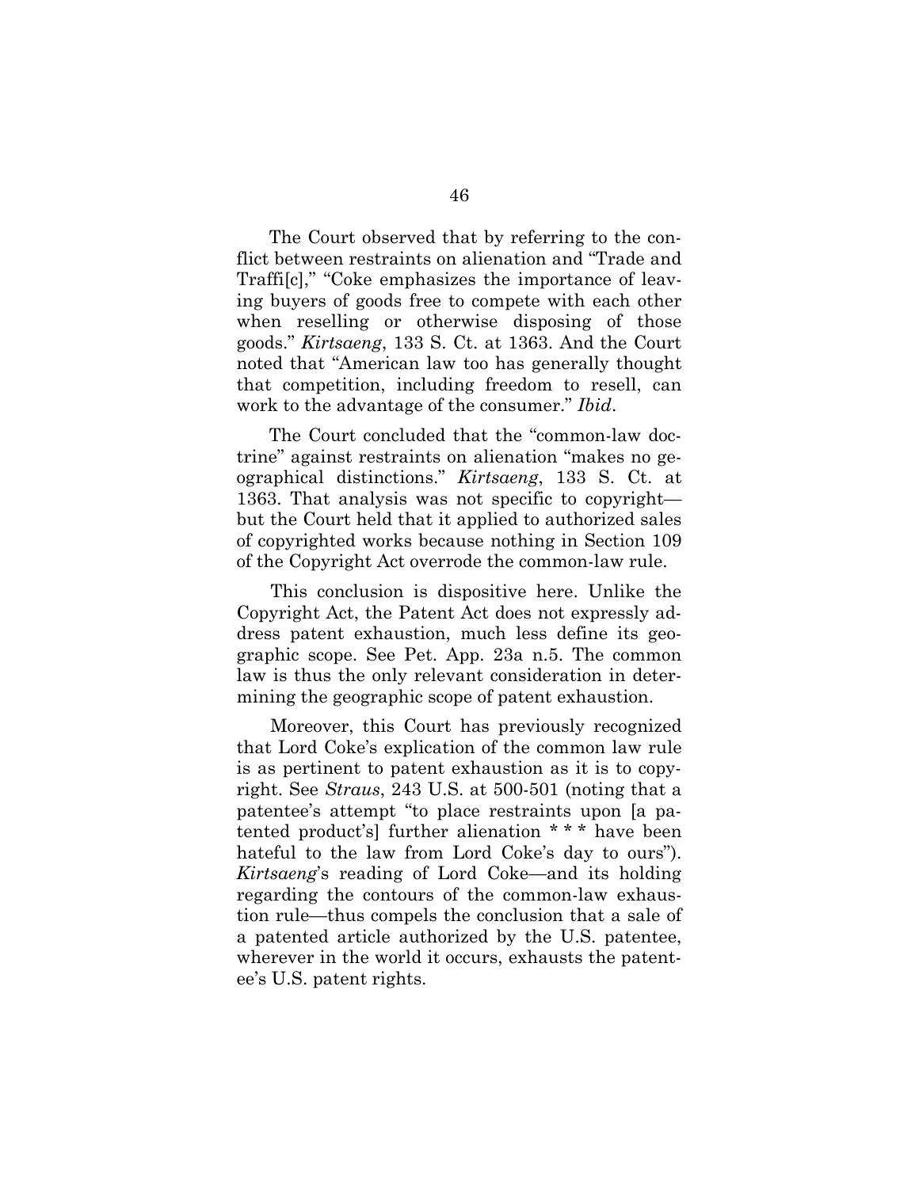The Court observed that by referring to the conflict between restraints on alienation and "Trade and Traffi[c]," "Coke emphasizes the importance of leaving buyers of goods free to compete with each other when reselling or otherwise disposing of those goods." *Kirtsaeng*, 133 S. Ct. at 1363. And the Court noted that "American law too has generally thought that competition, including freedom to resell, can work to the advantage of the consumer." *Ibid*.

The Court concluded that the "common-law doctrine" against restraints on alienation "makes no geographical distinctions." *Kirtsaeng*, 133 S. Ct. at 1363. That analysis was not specific to copyright—but the Court held that it applied to authorized sales of copyrighted works because nothing in Section 109 of the Copyright Act overrode the common-law rule.

This conclusion is dispositive here. Unlike the Copyright Act, the Patent Act does not expressly address patent exhaustion, much less define its geographic scope. See Pet. App. 23a n.5. The common law is thus the only relevant consideration in determining the geographic scope of patent exhaustion.

Moreover, this Court has previously recognized that Lord Coke's explication of the common law rule is as pertinent to patent exhaustion as it is to copyright. See *Straus*, 243 U.S. at 500-501 (noting that a patentee's attempt "to place restraints upon [a patented product's] further alienation * * * have been hateful to the law from Lord Coke's day to ours"). *Kirtsaeng*'s reading of Lord Coke—and its holding regarding the contours of the common-law exhaustion rule—thus compels the conclusion that a sale of a patented article authorized by the U.S. patentee, wherever in the world it occurs, exhausts the patentee's U.S. patent rights.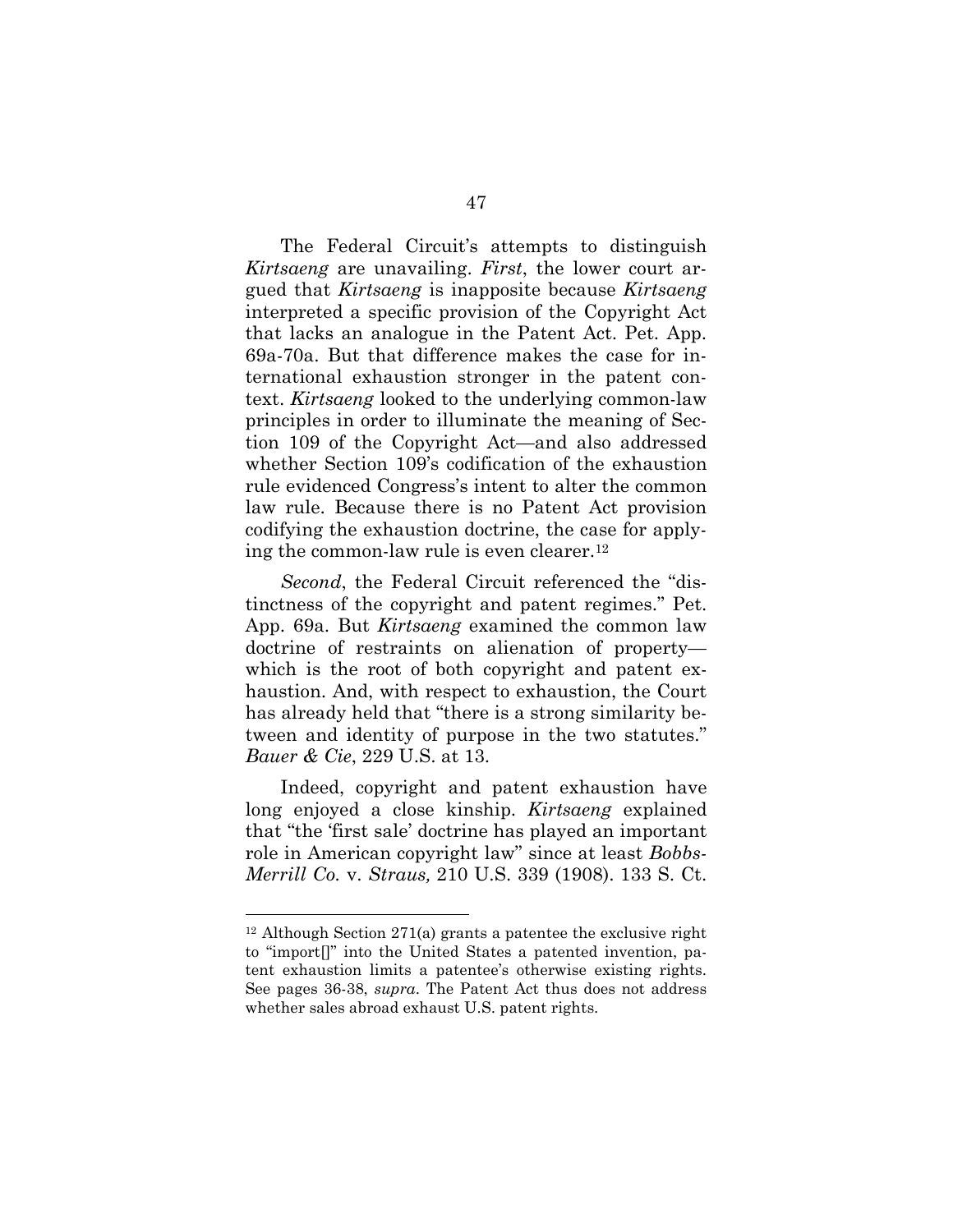The Federal Circuit's attempts to distinguish *Kirtsaeng* are unavailing. *First*, the lower court argued that *Kirtsaeng* is inapposite because *Kirtsaeng* interpreted a specific provision of the Copyright Act that lacks an analogue in the Patent Act. Pet. App. 69a-70a. But that difference makes the case for international exhaustion stronger in the patent context. *Kirtsaeng* looked to the underlying common-law principles in order to illuminate the meaning of Section 109 of the Copyright Act—and also addressed whether Section 109's codification of the exhaustion rule evidenced Congress's intent to alter the common law rule. Because there is no Patent Act provision codifying the exhaustion doctrine, the case for applying the common-law rule is even clearer.[12]

*Second*, the Federal Circuit referenced the "distinctness of the copyright and patent regimes." Pet. App. 69a. But *Kirtsaeng* examined the common law doctrine of restraints on alienation of property—which is the root of both copyright and patent exhaustion. And, with respect to exhaustion, the Court has already held that "there is a strong similarity between and identity of purpose in the two statutes." *Bauer & Cie*, 229 U.S. at 13.

Indeed, copyright and patent exhaustion have long enjoyed a close kinship. *Kirtsaeng* explained that "the 'first sale' doctrine has played an important role in American copyright law" since at least *Bobbs-Merrill Co.* v. *Straus,* 210 U.S. 339 (1908). 133 S. Ct.

---

[12] Although Section 271(a) grants a patentee the exclusive right to "import[]" into the United States a patented invention, patent exhaustion limits a patentee's otherwise existing rights. See pages 36-38, *supra*. The Patent Act thus does not address whether sales abroad exhaust U.S. patent rights.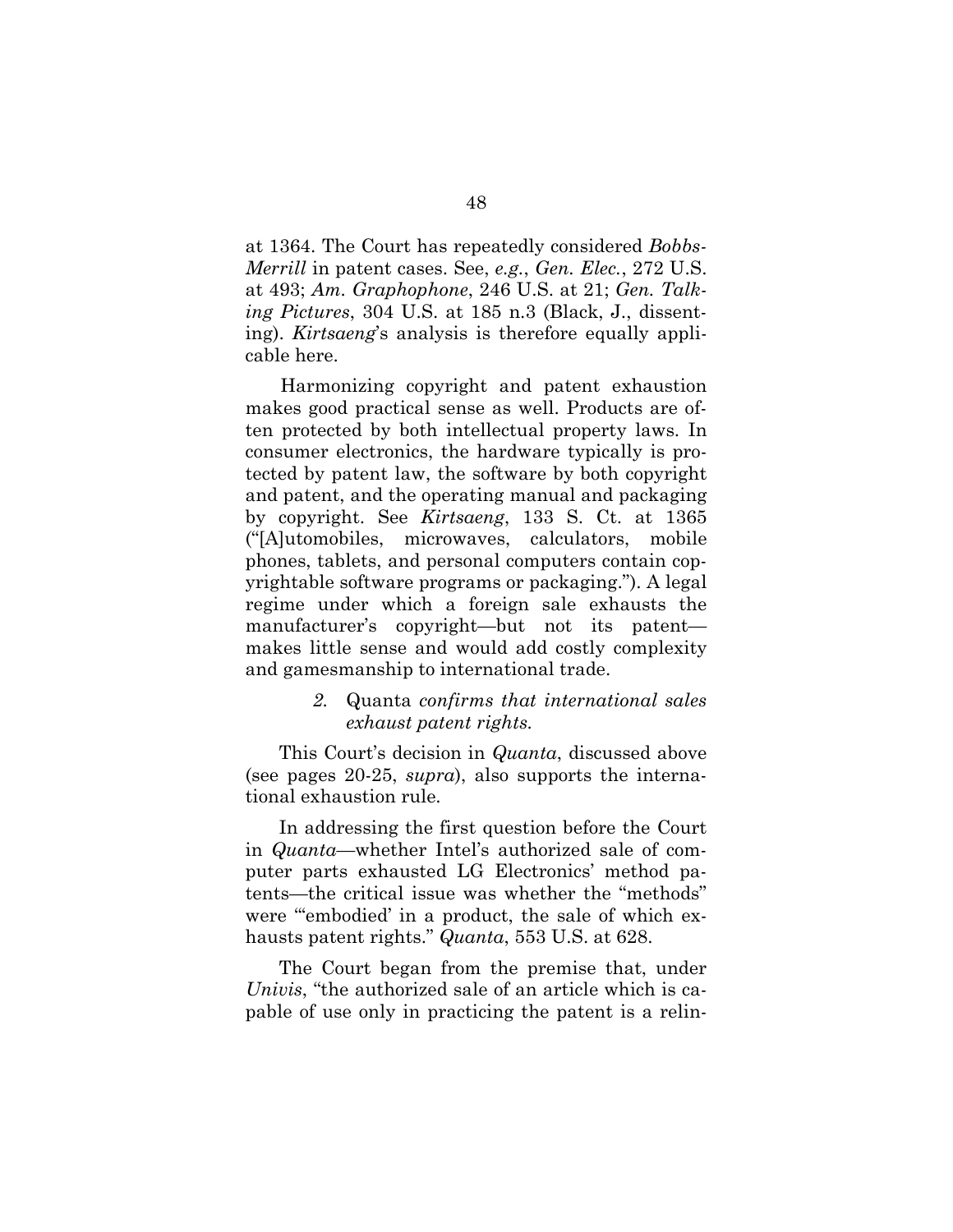at 1364. The Court has repeatedly considered *Bobbs-Merrill* in patent cases. See, *e.g.*, *Gen. Elec.*, 272 U.S. at 493; *Am. Graphophone*, 246 U.S. at 21; *Gen. Talking Pictures*, 304 U.S. at 185 n.3 (Black, J., dissenting). *Kirtsaeng*'s analysis is therefore equally applicable here.

Harmonizing copyright and patent exhaustion makes good practical sense as well. Products are often protected by both intellectual property laws. In consumer electronics, the hardware typically is protected by patent law, the software by both copyright and patent, and the operating manual and packaging by copyright. See *Kirtsaeng*, 133 S. Ct. at 1365 ("[A]utomobiles, microwaves, calculators, mobile phones, tablets, and personal computers contain copyrightable software programs or packaging."). A legal regime under which a foreign sale exhausts the manufacturer's copyright—but not its patent—makes little sense and would add costly complexity and gamesmanship to international trade.

*2.* Quanta *confirms that international sales exhaust patent rights.*

This Court's decision in *Quanta*, discussed above (see pages 20-25, *supra*), also supports the international exhaustion rule.

In addressing the first question before the Court in *Quanta*—whether Intel's authorized sale of computer parts exhausted LG Electronics' method patents—the critical issue was whether the "methods" were "'embodied' in a product, the sale of which exhausts patent rights." *Quanta*, 553 U.S. at 628.

The Court began from the premise that, under *Univis*, "the authorized sale of an article which is capable of use only in practicing the patent is a relin-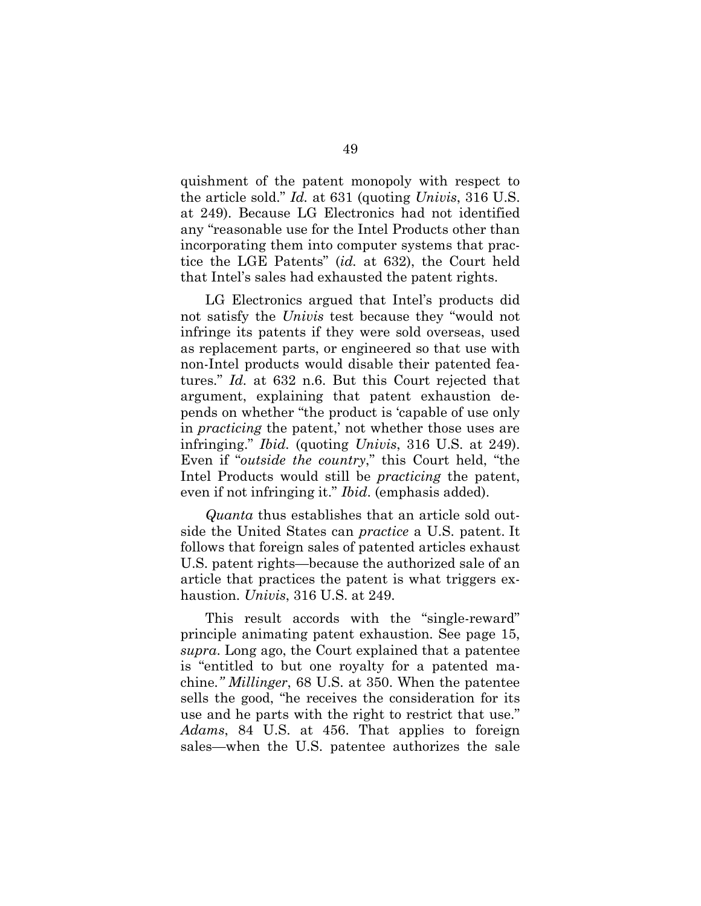quishment of the patent monopoly with respect to the article sold." *Id.* at 631 (quoting *Univis*, 316 U.S. at 249). Because LG Electronics had not identified any "reasonable use for the Intel Products other than incorporating them into computer systems that practice the LGE Patents" (*id.* at 632), the Court held that Intel's sales had exhausted the patent rights.

LG Electronics argued that Intel's products did not satisfy the *Univis* test because they "would not infringe its patents if they were sold overseas, used as replacement parts, or engineered so that use with non-Intel products would disable their patented features." *Id.* at 632 n.6. But this Court rejected that argument, explaining that patent exhaustion depends on whether "the product is 'capable of use only in *practicing* the patent,' not whether those uses are infringing." *Ibid.* (quoting *Univis*, 316 U.S. at 249). Even if "*outside the country*," this Court held, "the Intel Products would still be *practicing* the patent, even if not infringing it." *Ibid.* (emphasis added).

*Quanta* thus establishes that an article sold outside the United States can *practice* a U.S. patent. It follows that foreign sales of patented articles exhaust U.S. patent rights—because the authorized sale of an article that practices the patent is what triggers exhaustion. *Univis*, 316 U.S. at 249.

This result accords with the "single-reward" principle animating patent exhaustion. See page 15, *supra*. Long ago, the Court explained that a patentee is "entitled to but one royalty for a patented machine." *Millinger*, 68 U.S. at 350. When the patentee sells the good, "he receives the consideration for its use and he parts with the right to restrict that use." *Adams*, 84 U.S. at 456. That applies to foreign sales—when the U.S. patentee authorizes the sale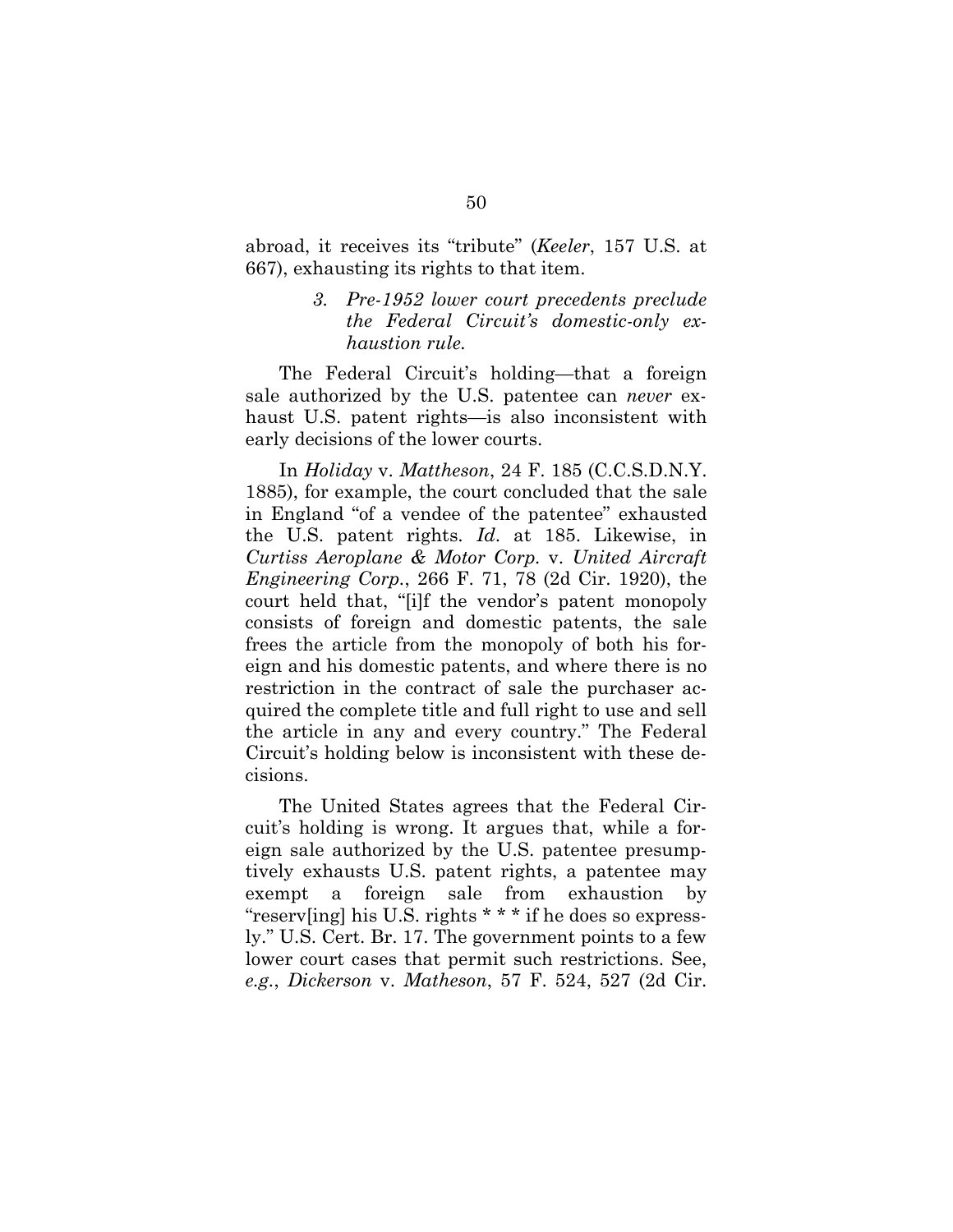abroad, it receives its "tribute" (*Keeler*, 157 U.S. at 667), exhausting its rights to that item.

### *3. Pre-1952 lower court precedents preclude the Federal Circuit's domestic-only exhaustion rule.*

The Federal Circuit's holding—that a foreign sale authorized by the U.S. patentee can *never* exhaust U.S. patent rights—is also inconsistent with early decisions of the lower courts.

In *Holiday* v. *Mattheson*, 24 F. 185 (C.C.S.D.N.Y. 1885), for example, the court concluded that the sale in England "of a vendee of the patentee" exhausted the U.S. patent rights. *Id*. at 185. Likewise, in *Curtiss Aeroplane & Motor Corp*. v. *United Aircraft Engineering Corp*., 266 F. 71, 78 (2d Cir. 1920), the court held that, "[i]f the vendor's patent monopoly consists of foreign and domestic patents, the sale frees the article from the monopoly of both his foreign and his domestic patents, and where there is no restriction in the contract of sale the purchaser acquired the complete title and full right to use and sell the article in any and every country." The Federal Circuit's holding below is inconsistent with these decisions.

The United States agrees that the Federal Circuit's holding is wrong. It argues that, while a foreign sale authorized by the U.S. patentee presumptively exhausts U.S. patent rights, a patentee may exempt a foreign sale from exhaustion by "reserv[ing] his U.S. rights * * * if he does so expressly." U.S. Cert. Br. 17. The government points to a few lower court cases that permit such restrictions. See, *e.g.*, *Dickerson* v. *Matheson*, 57 F. 524, 527 (2d Cir.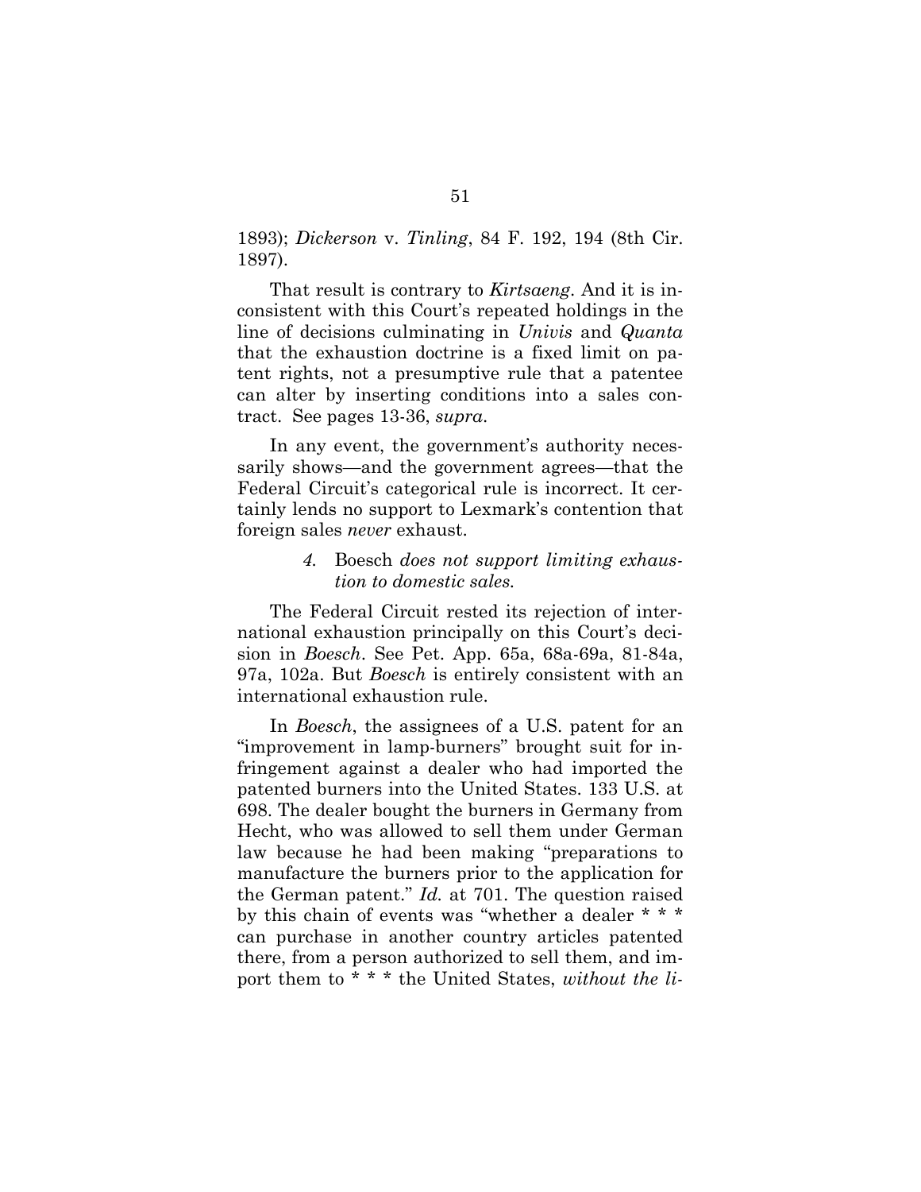1893); *Dickerson* v. *Tinling*, 84 F. 192, 194 (8th Cir. 1897).

That result is contrary to *Kirtsaeng*. And it is inconsistent with this Court's repeated holdings in the line of decisions culminating in *Univis* and *Quanta* that the exhaustion doctrine is a fixed limit on patent rights, not a presumptive rule that a patentee can alter by inserting conditions into a sales contract. See pages 13-36, *supra*.

In any event, the government's authority necessarily shows—and the government agrees—that the Federal Circuit's categorical rule is incorrect. It certainly lends no support to Lexmark's contention that foreign sales *never* exhaust.

#### *4.* Boesch *does not support limiting exhaustion to domestic sales.*

The Federal Circuit rested its rejection of international exhaustion principally on this Court's decision in *Boesch*. See Pet. App. 65a, 68a-69a, 81-84a, 97a, 102a. But *Boesch* is entirely consistent with an international exhaustion rule.

In *Boesch*, the assignees of a U.S. patent for an "improvement in lamp-burners" brought suit for infringement against a dealer who had imported the patented burners into the United States. 133 U.S. at 698. The dealer bought the burners in Germany from Hecht, who was allowed to sell them under German law because he had been making "preparations to manufacture the burners prior to the application for the German patent." *Id.* at 701. The question raised by this chain of events was "whether a dealer * * * can purchase in another country articles patented there, from a person authorized to sell them, and import them to * * * the United States, *without the li-*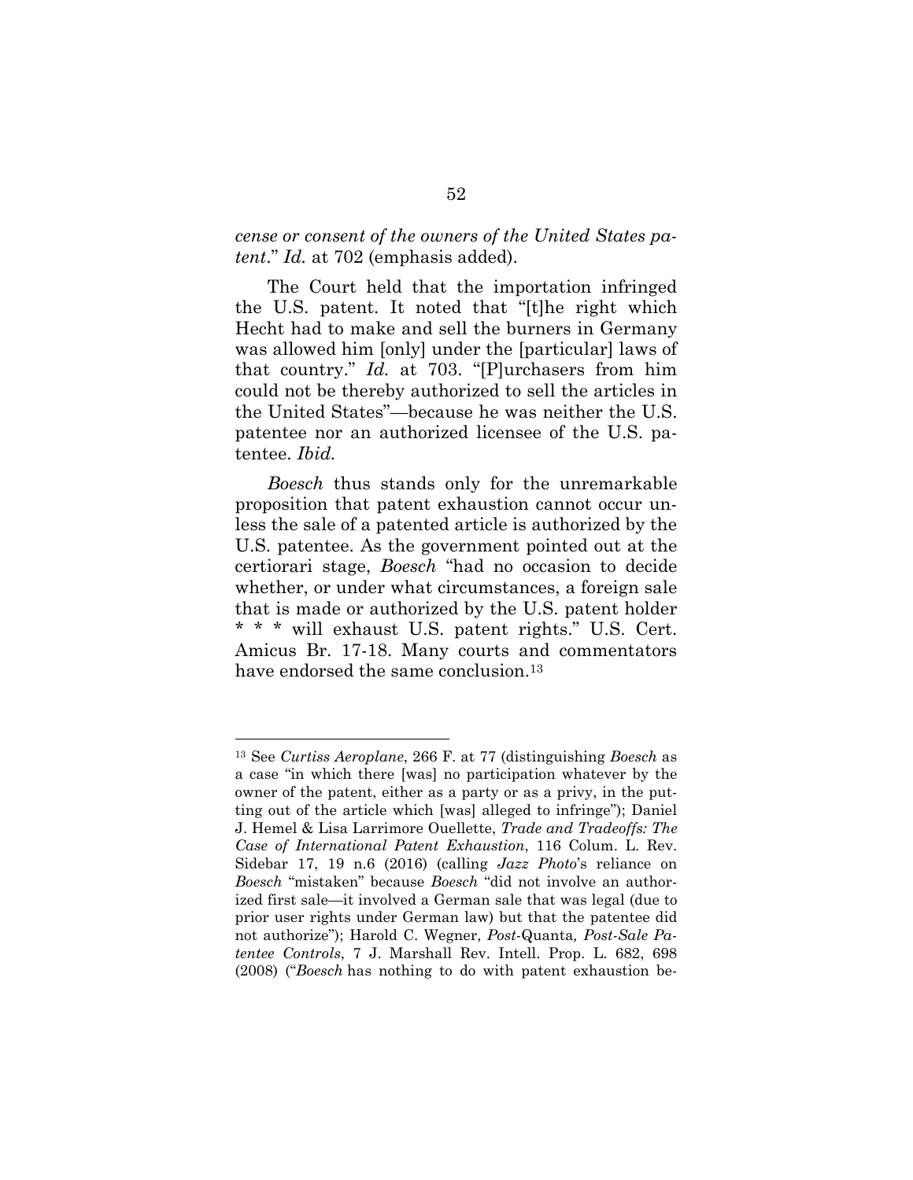*cense or consent of the owners of the United States patent*." *Id.* at 702 (emphasis added).

The Court held that the importation infringed the U.S. patent. It noted that "[t]he right which Hecht had to make and sell the burners in Germany was allowed him [only] under the [particular] laws of that country." *Id.* at 703. "[P]urchasers from him could not be thereby authorized to sell the articles in the United States"—because he was neither the U.S. patentee nor an authorized licensee of the U.S. patentee. *Ibid.*

*Boesch* thus stands only for the unremarkable proposition that patent exhaustion cannot occur unless the sale of a patented article is authorized by the U.S. patentee. As the government pointed out at the certiorari stage, *Boesch* "had no occasion to decide whether, or under what circumstances, a foreign sale that is made or authorized by the U.S. patent holder * * * will exhaust U.S. patent rights." U.S. Cert. Amicus Br. 17-18. Many courts and commentators have endorsed the same conclusion.[13]

---

[13] See *Curtiss Aeroplane*, 266 F. at 77 (distinguishing *Boesch* as a case "in which there [was] no participation whatever by the owner of the patent, either as a party or as a privy, in the putting out of the article which [was] alleged to infringe"); Daniel J. Hemel & Lisa Larrimore Ouellette, *Trade and Tradeoffs: The Case of International Patent Exhaustion*, 116 Colum. L. Rev. Sidebar 17, 19 n.6 (2016) (calling *Jazz Photo*'s reliance on *Boesch* "mistaken" because *Boesch* "did not involve an authorized first sale—it involved a German sale that was legal (due to prior user rights under German law) but that the patentee did not authorize"); Harold C. Wegner, *Post-*Quanta*, Post-Sale Patentee Controls*, 7 J. Marshall Rev. Intell. Prop. L. 682, 698 (2008) ("*Boesch* has nothing to do with patent exhaustion be-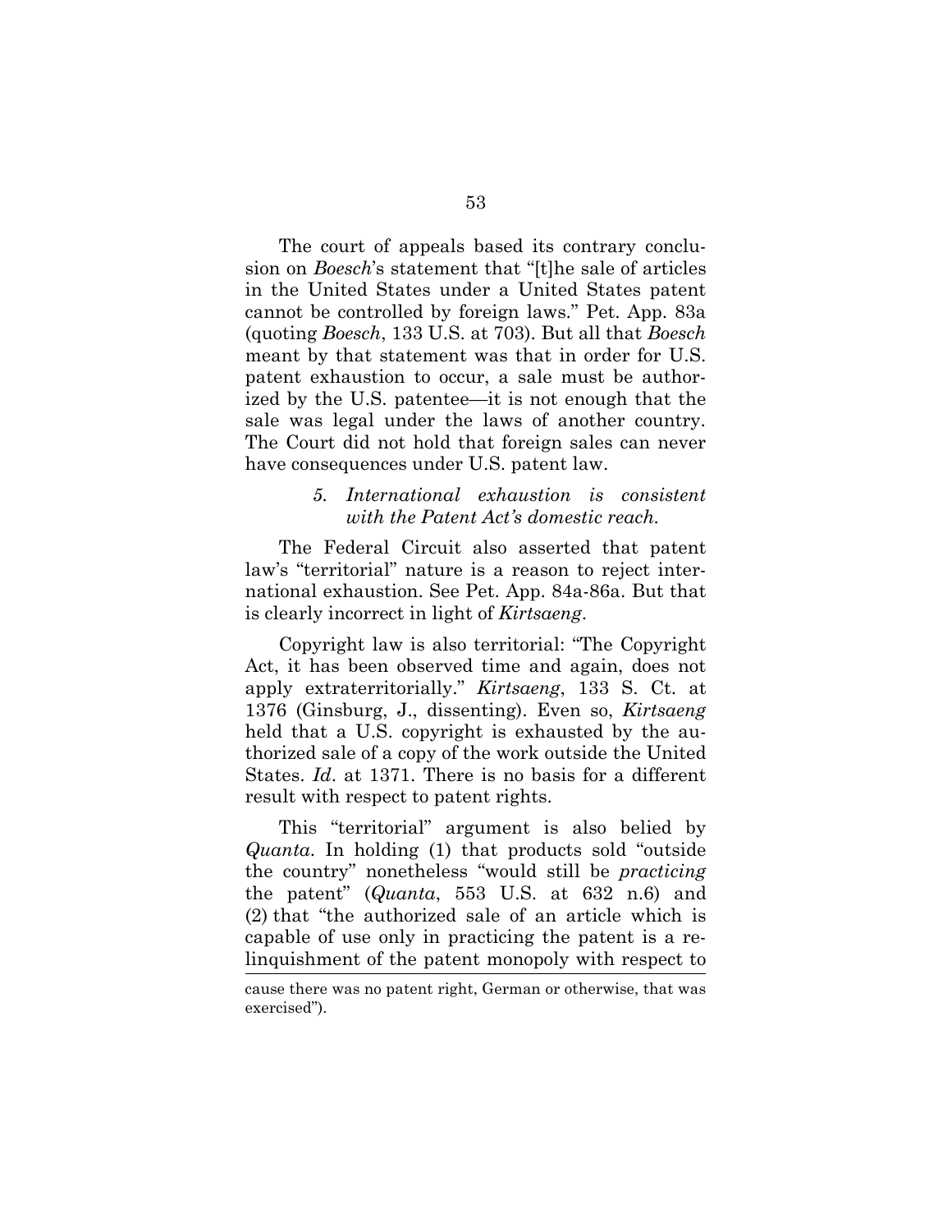The court of appeals based its contrary conclusion on *Boesch*'s statement that "[t]he sale of articles in the United States under a United States patent cannot be controlled by foreign laws." Pet. App. 83a (quoting *Boesch*, 133 U.S. at 703). But all that *Boesch* meant by that statement was that in order for U.S. patent exhaustion to occur, a sale must be authorized by the U.S. patentee—it is not enough that the sale was legal under the laws of another country. The Court did not hold that foreign sales can never have consequences under U.S. patent law.

##### 5. *International exhaustion is consistent with the Patent Act's domestic reach.*

The Federal Circuit also asserted that patent law's "territorial" nature is a reason to reject international exhaustion. See Pet. App. 84a-86a. But that is clearly incorrect in light of *Kirtsaeng*.

Copyright law is also territorial: "The Copyright Act, it has been observed time and again, does not apply extraterritorially." *Kirtsaeng*, 133 S. Ct. at 1376 (Ginsburg, J., dissenting). Even so, *Kirtsaeng* held that a U.S. copyright is exhausted by the authorized sale of a copy of the work outside the United States. *Id*. at 1371. There is no basis for a different result with respect to patent rights.

This "territorial" argument is also belied by *Quanta*. In holding (1) that products sold "outside the country" nonetheless "would still be *practicing* the patent" (*Quanta*, 553 U.S. at 632 n.6) and (2) that "the authorized sale of an article which is capable of use only in practicing the patent is a relinquishment of the patent monopoly with respect to

---

cause there was no patent right, German or otherwise, that was exercised").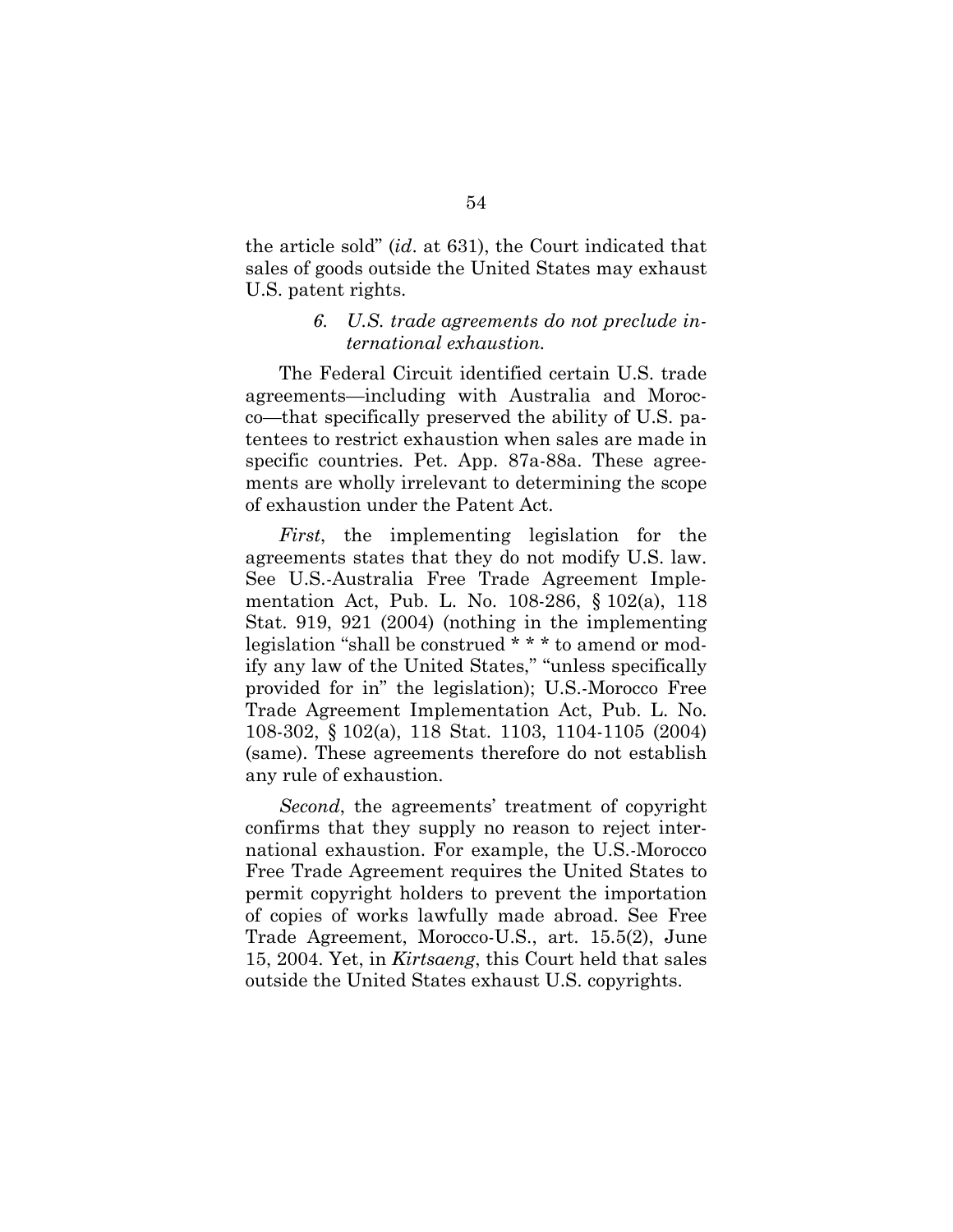the article sold" (*id*. at 631), the Court indicated that sales of goods outside the United States may exhaust U.S. patent rights.

### *6. U.S. trade agreements do not preclude international exhaustion.*

The Federal Circuit identified certain U.S. trade agreements—including with Australia and Morocco—that specifically preserved the ability of U.S. patentees to restrict exhaustion when sales are made in specific countries. Pet. App. 87a-88a. These agreements are wholly irrelevant to determining the scope of exhaustion under the Patent Act.

*First*, the implementing legislation for the agreements states that they do not modify U.S. law. See U.S.-Australia Free Trade Agreement Implementation Act, Pub. L. No. 108-286, § 102(a), 118 Stat. 919, 921 (2004) (nothing in the implementing legislation "shall be construed * * * to amend or modify any law of the United States," "unless specifically provided for in" the legislation); U.S.-Morocco Free Trade Agreement Implementation Act, Pub. L. No. 108-302, § 102(a), 118 Stat. 1103, 1104-1105 (2004) (same). These agreements therefore do not establish any rule of exhaustion.

*Second*, the agreements' treatment of copyright confirms that they supply no reason to reject international exhaustion. For example, the U.S.-Morocco Free Trade Agreement requires the United States to permit copyright holders to prevent the importation of copies of works lawfully made abroad. See Free Trade Agreement, Morocco-U.S., art. 15.5(2), June 15, 2004. Yet, in *Kirtsaeng*, this Court held that sales outside the United States exhaust U.S. copyrights.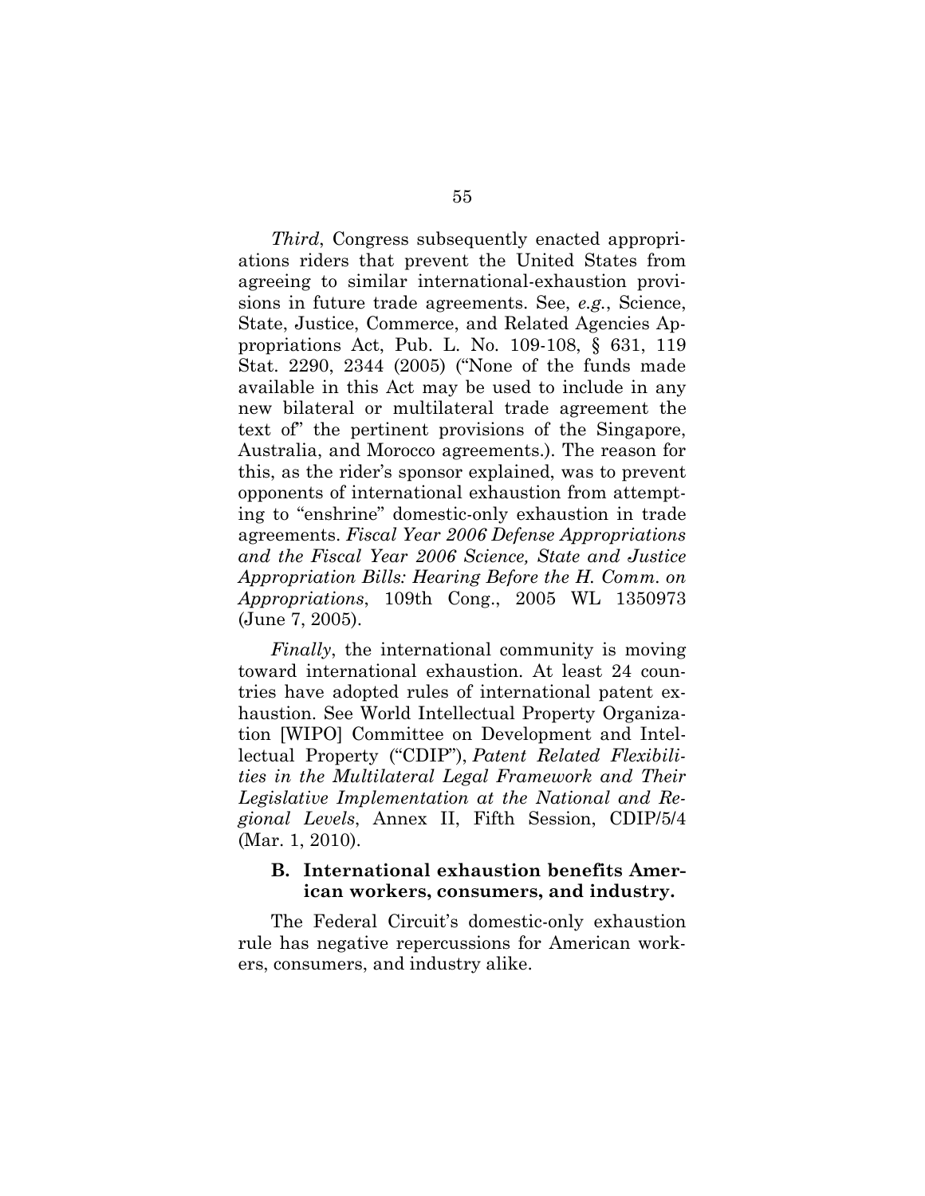*Third*, Congress subsequently enacted appropriations riders that prevent the United States from agreeing to similar international-exhaustion provisions in future trade agreements. See, *e.g.*, Science, State, Justice, Commerce, and Related Agencies Appropriations Act, Pub. L. No. 109-108, § 631, 119 Stat. 2290, 2344 (2005) ("None of the funds made available in this Act may be used to include in any new bilateral or multilateral trade agreement the text of" the pertinent provisions of the Singapore, Australia, and Morocco agreements.). The reason for this, as the rider's sponsor explained, was to prevent opponents of international exhaustion from attempting to "enshrine" domestic-only exhaustion in trade agreements. *Fiscal Year 2006 Defense Appropriations and the Fiscal Year 2006 Science, State and Justice Appropriation Bills: Hearing Before the H. Comm. on Appropriations*, 109th Cong., 2005 WL 1350973 (June 7, 2005).

*Finally*, the international community is moving toward international exhaustion. At least 24 countries have adopted rules of international patent exhaustion. See World Intellectual Property Organization [WIPO] Committee on Development and Intellectual Property ("CDIP"), *Patent Related Flexibilities in the Multilateral Legal Framework and Their Legislative Implementation at the National and Regional Levels*, Annex II, Fifth Session, CDIP/5/4 (Mar. 1, 2010).

### B. International exhaustion benefits American workers, consumers, and industry.

The Federal Circuit's domestic-only exhaustion rule has negative repercussions for American workers, consumers, and industry alike.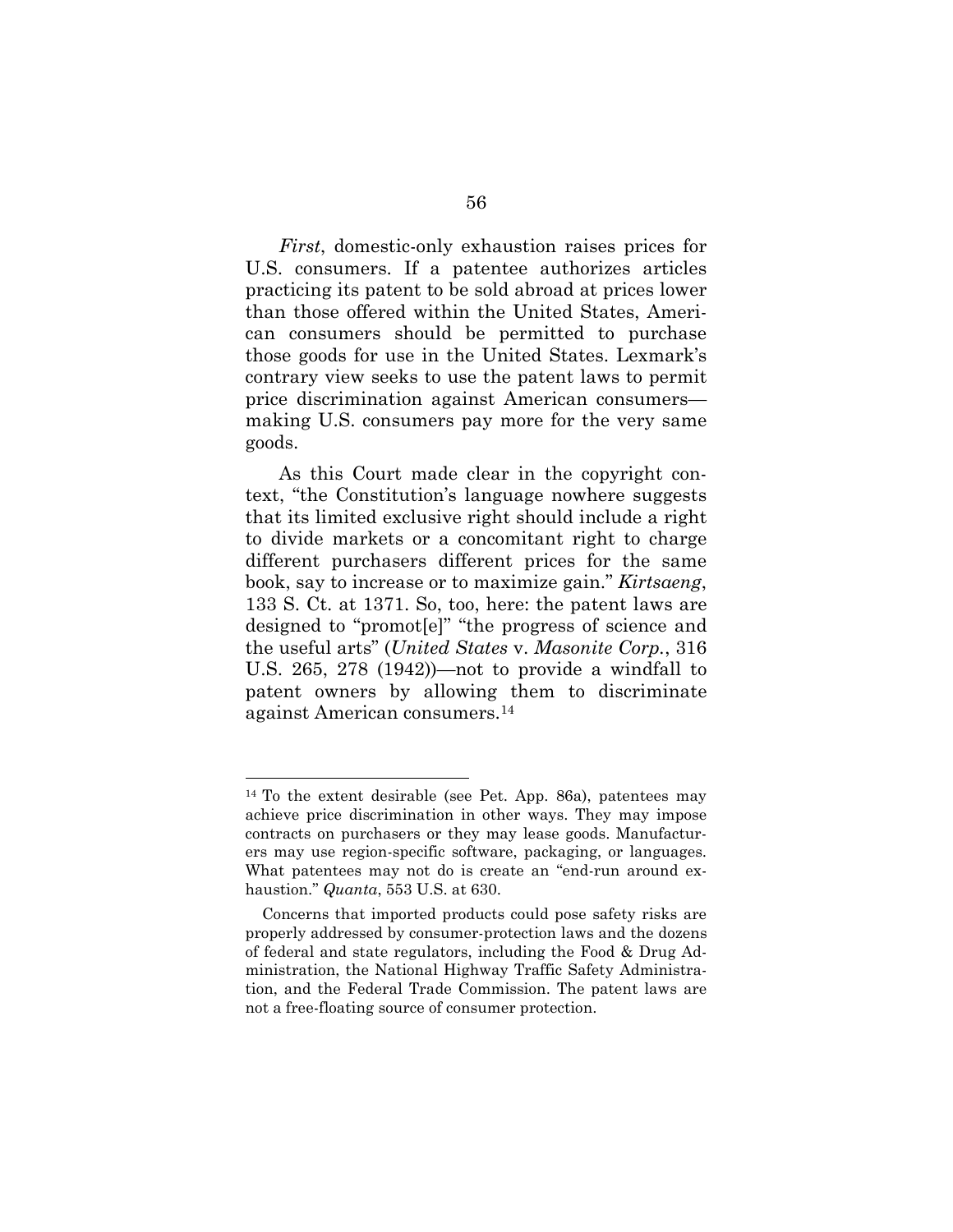*First*, domestic-only exhaustion raises prices for U.S. consumers. If a patentee authorizes articles practicing its patent to be sold abroad at prices lower than those offered within the United States, American consumers should be permitted to purchase those goods for use in the United States. Lexmark's contrary view seeks to use the patent laws to permit price discrimination against American consumers—making U.S. consumers pay more for the very same goods.

As this Court made clear in the copyright context, "the Constitution's language nowhere suggests that its limited exclusive right should include a right to divide markets or a concomitant right to charge different purchasers different prices for the same book, say to increase or to maximize gain." *Kirtsaeng*, 133 S. Ct. at 1371. So, too, here: the patent laws are designed to "promot[e]" "the progress of science and the useful arts" (*United States* v. *Masonite Corp.*, 316 U.S. 265, 278 (1942))—not to provide a windfall to patent owners by allowing them to discriminate against American consumers.[14]

---

[14] To the extent desirable (see Pet. App. 86a), patentees may achieve price discrimination in other ways. They may impose contracts on purchasers or they may lease goods. Manufacturers may use region-specific software, packaging, or languages. What patentees may not do is create an "end-run around exhaustion." *Quanta*, 553 U.S. at 630.

Concerns that imported products could pose safety risks are properly addressed by consumer-protection laws and the dozens of federal and state regulators, including the Food & Drug Administration, the National Highway Traffic Safety Administration, and the Federal Trade Commission. The patent laws are not a free-floating source of consumer protection.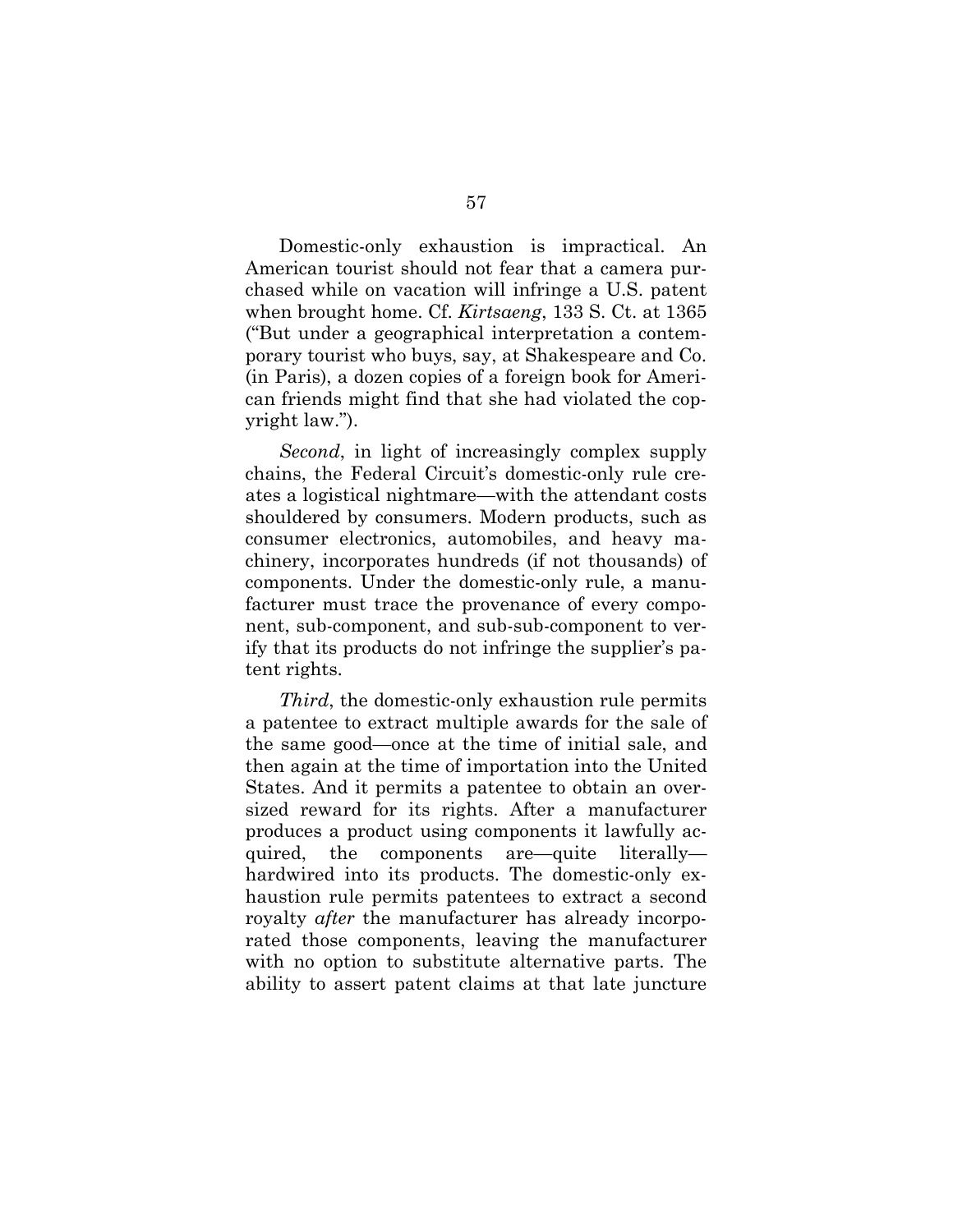Domestic-only exhaustion is impractical. An American tourist should not fear that a camera purchased while on vacation will infringe a U.S. patent when brought home. Cf. *Kirtsaeng*, 133 S. Ct. at 1365 ("But under a geographical interpretation a contemporary tourist who buys, say, at Shakespeare and Co. (in Paris), a dozen copies of a foreign book for American friends might find that she had violated the copyright law.").

*Second*, in light of increasingly complex supply chains, the Federal Circuit's domestic-only rule creates a logistical nightmare—with the attendant costs shouldered by consumers. Modern products, such as consumer electronics, automobiles, and heavy machinery, incorporates hundreds (if not thousands) of components. Under the domestic-only rule, a manufacturer must trace the provenance of every component, sub-component, and sub-sub-component to verify that its products do not infringe the supplier's patent rights.

*Third*, the domestic-only exhaustion rule permits a patentee to extract multiple awards for the sale of the same good—once at the time of initial sale, and then again at the time of importation into the United States. And it permits a patentee to obtain an oversized reward for its rights. After a manufacturer produces a product using components it lawfully acquired, the components are—quite literally—hardwired into its products. The domestic-only exhaustion rule permits patentees to extract a second royalty *after* the manufacturer has already incorporated those components, leaving the manufacturer with no option to substitute alternative parts. The ability to assert patent claims at that late juncture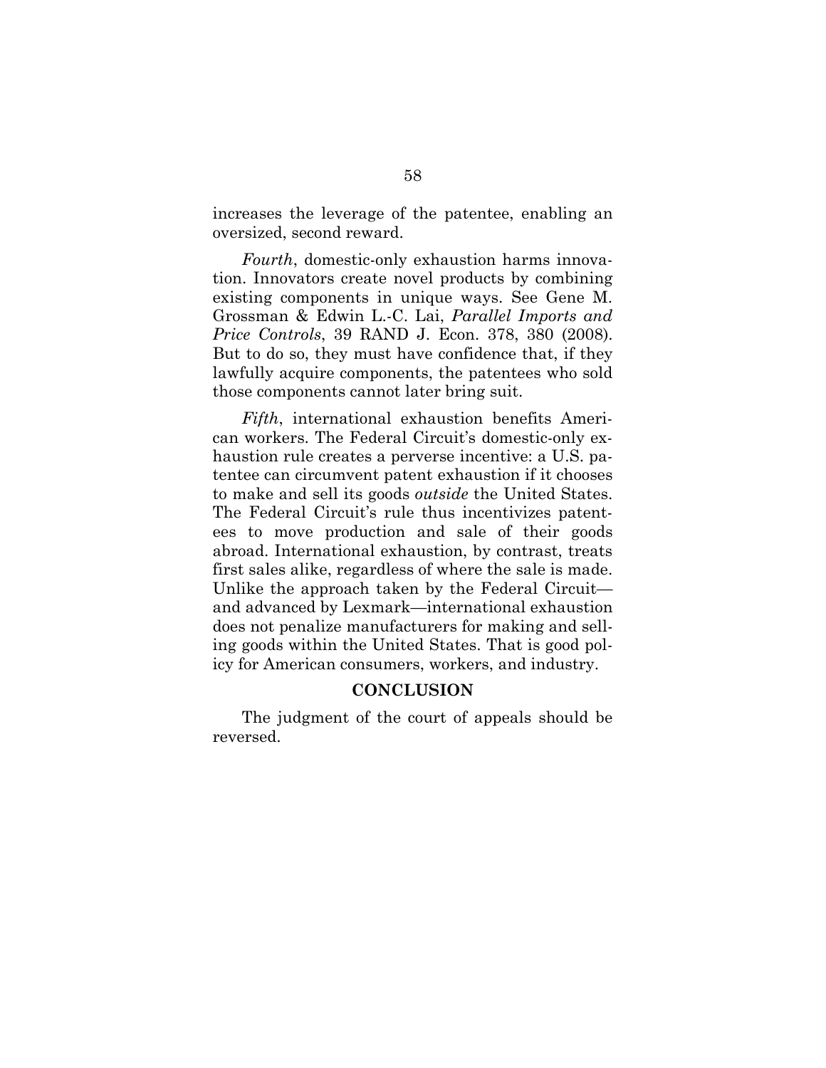increases the leverage of the patentee, enabling an oversized, second reward.

*Fourth*, domestic-only exhaustion harms innovation. Innovators create novel products by combining existing components in unique ways. See Gene M. Grossman & Edwin L.-C. Lai, *Parallel Imports and Price Controls*, 39 RAND J. Econ. 378, 380 (2008). But to do so, they must have confidence that, if they lawfully acquire components, the patentees who sold those components cannot later bring suit.

*Fifth*, international exhaustion benefits American workers. The Federal Circuit's domestic-only exhaustion rule creates a perverse incentive: a U.S. patentee can circumvent patent exhaustion if it chooses to make and sell its goods *outside* the United States. The Federal Circuit's rule thus incentivizes patentees to move production and sale of their goods abroad. International exhaustion, by contrast, treats first sales alike, regardless of where the sale is made. Unlike the approach taken by the Federal Circuit—and advanced by Lexmark—international exhaustion does not penalize manufacturers for making and selling goods within the United States. That is good policy for American consumers, workers, and industry.

## CONCLUSION

The judgment of the court of appeals should be reversed.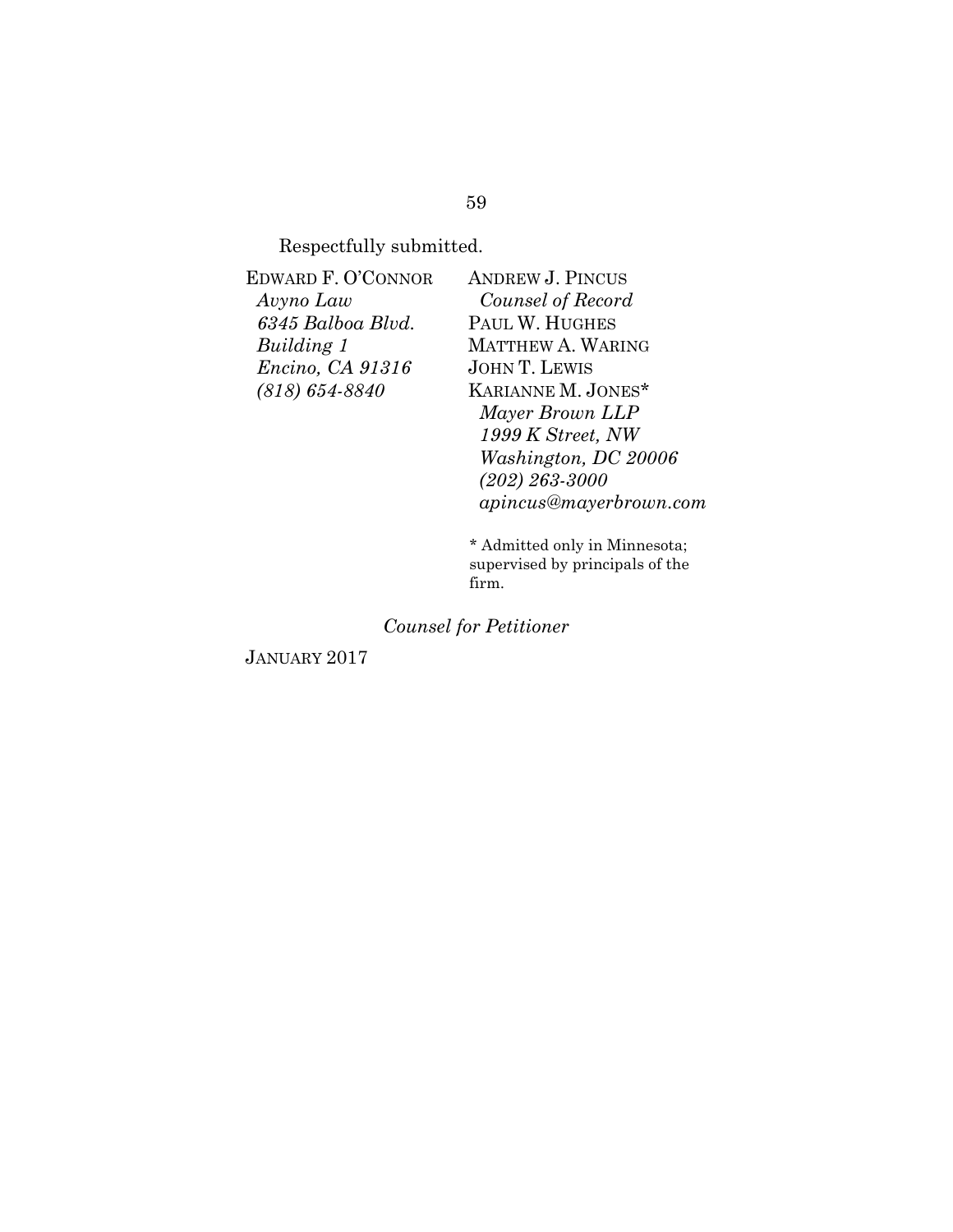Respectfully submitted.

EDWARD F. O'CONNOR
*Avyno Law*
*6345 Balboa Blvd.*
*Building 1*
*Encino, CA 91316*
*(818) 654-8840*

ANDREW J. PINCUS
*Counsel of Record*
PAUL W. HUGHES
MATTHEW A. WARING
JOHN T. LEWIS
KARIANNE M. JONES*
*Mayer Brown LLP*
*1999 K Street, NW*
*Washington, DC 20006*
*(202) 263-3000*
*apincus@mayerbrown.com*

* Admitted only in Minnesota; supervised by principals of the firm.

*Counsel for Petitioner*

JANUARY 2017